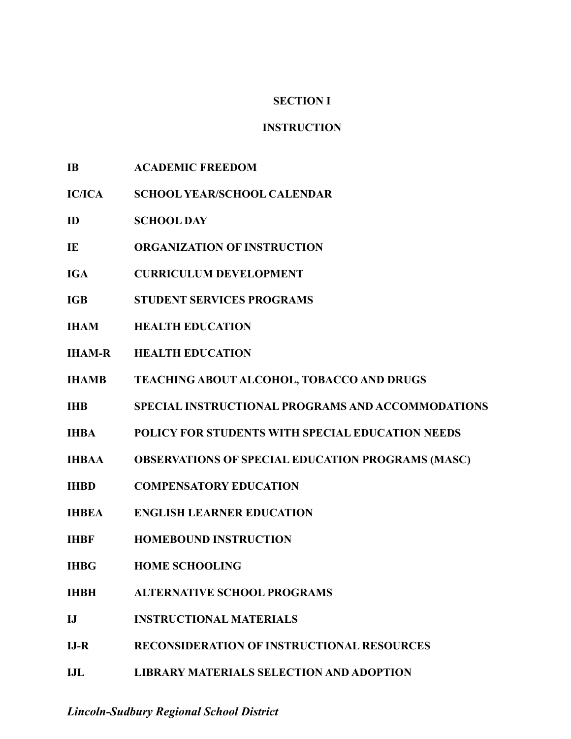# SECTION I

## INSTRUCTION

| | |
|---|---|
| **IB** | **ACADEMIC FREEDOM** |
| **IC/ICA** | **SCHOOL YEAR/SCHOOL CALENDAR** |
| **ID** | **SCHOOL DAY** |
| **IE** | **ORGANIZATION OF INSTRUCTION** |
| **IGA** | **CURRICULUM DEVELOPMENT** |
| **IGB** | **STUDENT SERVICES PROGRAMS** |
| **IHAM** | **HEALTH EDUCATION** |
| **IHAM-R** | **HEALTH EDUCATION** |
| **IHAMB** | **TEACHING ABOUT ALCOHOL, TOBACCO AND DRUGS** |
| **IHB** | **SPECIAL INSTRUCTIONAL PROGRAMS AND ACCOMMODATIONS** |
| **IHBA** | **POLICY FOR STUDENTS WITH SPECIAL EDUCATION NEEDS** |
| **IHBAA** | **OBSERVATIONS OF SPECIAL EDUCATION PROGRAMS (MASC)** |
| **IHBD** | **COMPENSATORY EDUCATION** |
| **IHBEA** | **ENGLISH LEARNER EDUCATION** |
| **IHBF** | **HOMEBOUND INSTRUCTION** |
| **IHBG** | **HOME SCHOOLING** |
| **IHBH** | **ALTERNATIVE SCHOOL PROGRAMS** |
| **IJ** | **INSTRUCTIONAL MATERIALS** |
| **IJ-R** | **RECONSIDERATION OF INSTRUCTIONAL RESOURCES** |
| **IJL** | **LIBRARY MATERIALS SELECTION AND ADOPTION** |

***Lincoln-Sudbury Regional School District***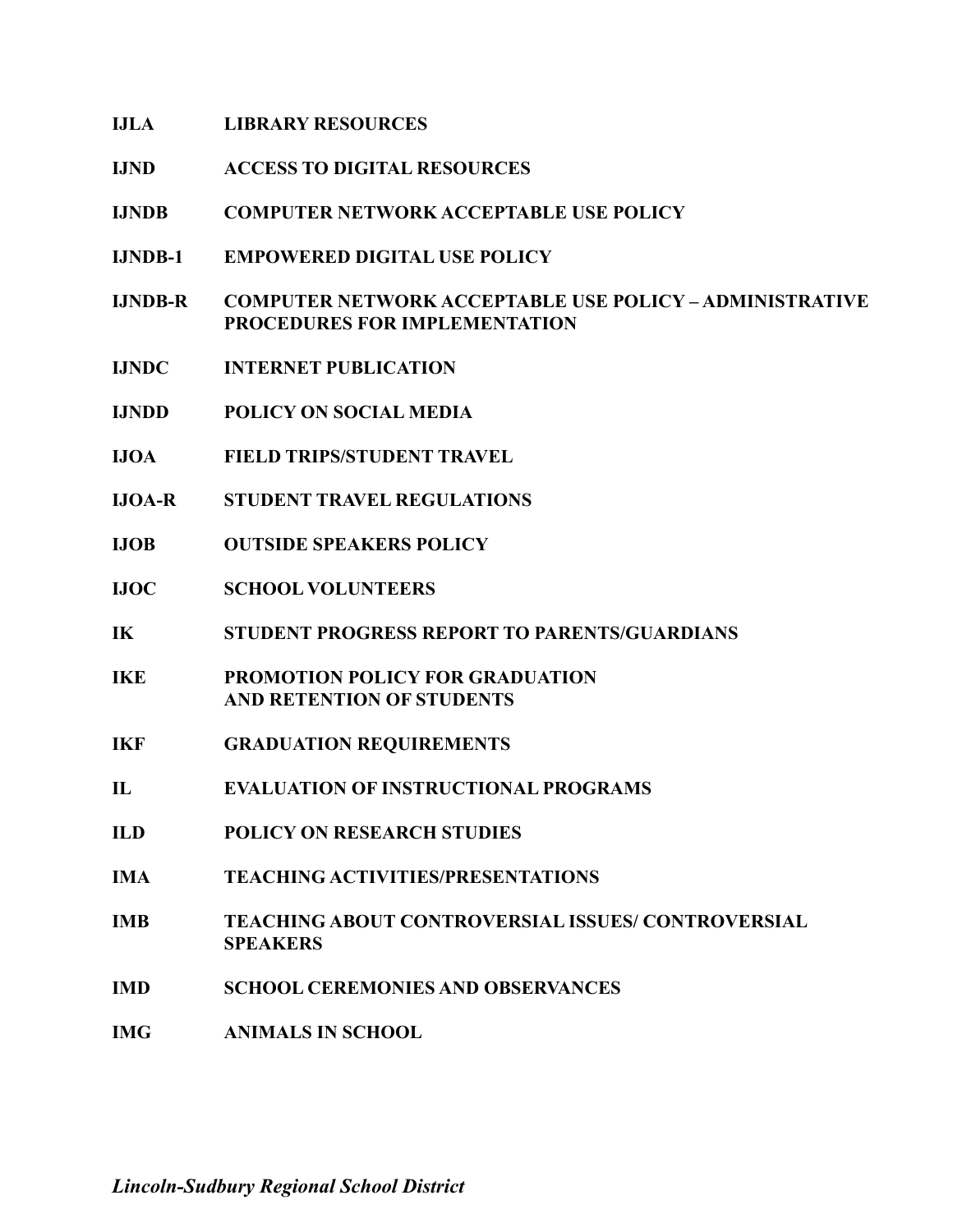**IJLA** **LIBRARY RESOURCES**

**IJND** **ACCESS TO DIGITAL RESOURCES**

**IJNDB** **COMPUTER NETWORK ACCEPTABLE USE POLICY**

**IJNDB-1** **EMPOWERED DIGITAL USE POLICY**

**IJNDB-R** **COMPUTER NETWORK ACCEPTABLE USE POLICY – ADMINISTRATIVE PROCEDURES FOR IMPLEMENTATION**

**IJNDC** **INTERNET PUBLICATION**

**IJNDD** **POLICY ON SOCIAL MEDIA**

**IJOA** **FIELD TRIPS/STUDENT TRAVEL**

**IJOA-R** **STUDENT TRAVEL REGULATIONS**

**IJOB** **OUTSIDE SPEAKERS POLICY**

**IJOC** **SCHOOL VOLUNTEERS**

**IK** **STUDENT PROGRESS REPORT TO PARENTS/GUARDIANS**

**IKE** **PROMOTION POLICY FOR GRADUATION AND RETENTION OF STUDENTS**

**IKF** **GRADUATION REQUIREMENTS**

**IL** **EVALUATION OF INSTRUCTIONAL PROGRAMS**

**ILD** **POLICY ON RESEARCH STUDIES**

**IMA** **TEACHING ACTIVITIES/PRESENTATIONS**

**IMB** **TEACHING ABOUT CONTROVERSIAL ISSUES/ CONTROVERSIAL SPEAKERS**

**IMD** **SCHOOL CEREMONIES AND OBSERVANCES**

**IMG** **ANIMALS IN SCHOOL**

***Lincoln-Sudbury Regional School District***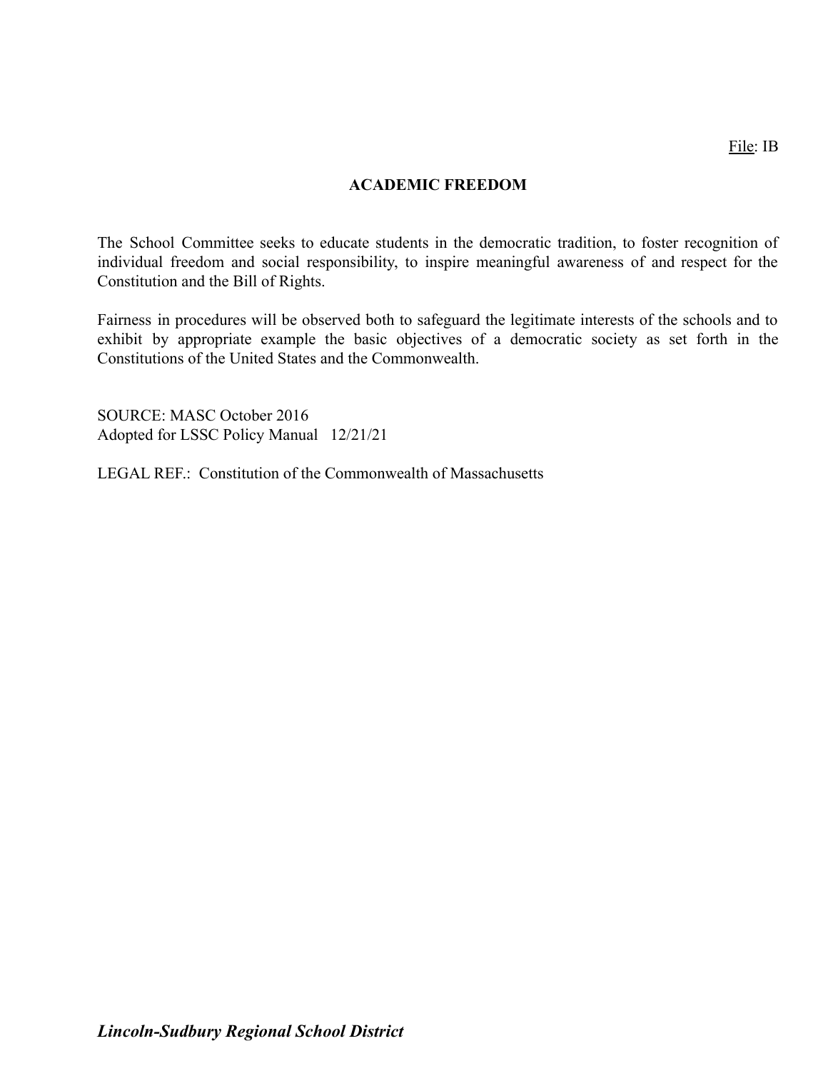File: IB

# ACADEMIC FREEDOM

The School Committee seeks to educate students in the democratic tradition, to foster recognition of individual freedom and social responsibility, to inspire meaningful awareness of and respect for the Constitution and the Bill of Rights.

Fairness in procedures will be observed both to safeguard the legitimate interests of the schools and to exhibit by appropriate example the basic objectives of a democratic society as set forth in the Constitutions of the United States and the Commonwealth.

SOURCE: MASC October 2016
Adopted for LSSC Policy Manual 12/21/21

LEGAL REF.: Constitution of the Commonwealth of Massachusetts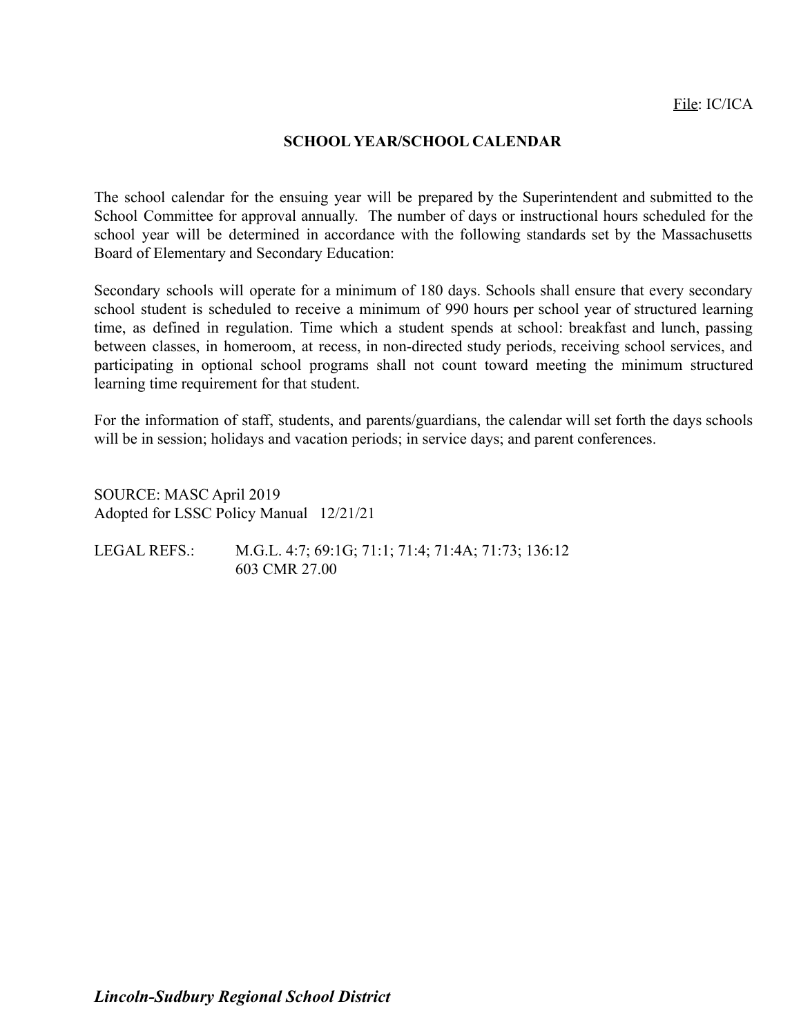File: IC/ICA

## SCHOOL YEAR/SCHOOL CALENDAR

The school calendar for the ensuing year will be prepared by the Superintendent and submitted to the School Committee for approval annually. The number of days or instructional hours scheduled for the school year will be determined in accordance with the following standards set by the Massachusetts Board of Elementary and Secondary Education:

Secondary schools will operate for a minimum of 180 days. Schools shall ensure that every secondary school student is scheduled to receive a minimum of 990 hours per school year of structured learning time, as defined in regulation. Time which a student spends at school: breakfast and lunch, passing between classes, in homeroom, at recess, in non-directed study periods, receiving school services, and participating in optional school programs shall not count toward meeting the minimum structured learning time requirement for that student.

For the information of staff, students, and parents/guardians, the calendar will set forth the days schools will be in session; holidays and vacation periods; in service days; and parent conferences.

SOURCE: MASC April 2019
Adopted for LSSC Policy Manual 12/21/21

LEGAL REFS.: M.G.L. 4:7; 69:1G; 71:1; 71:4; 71:4A; 71:73; 136:12
603 CMR 27.00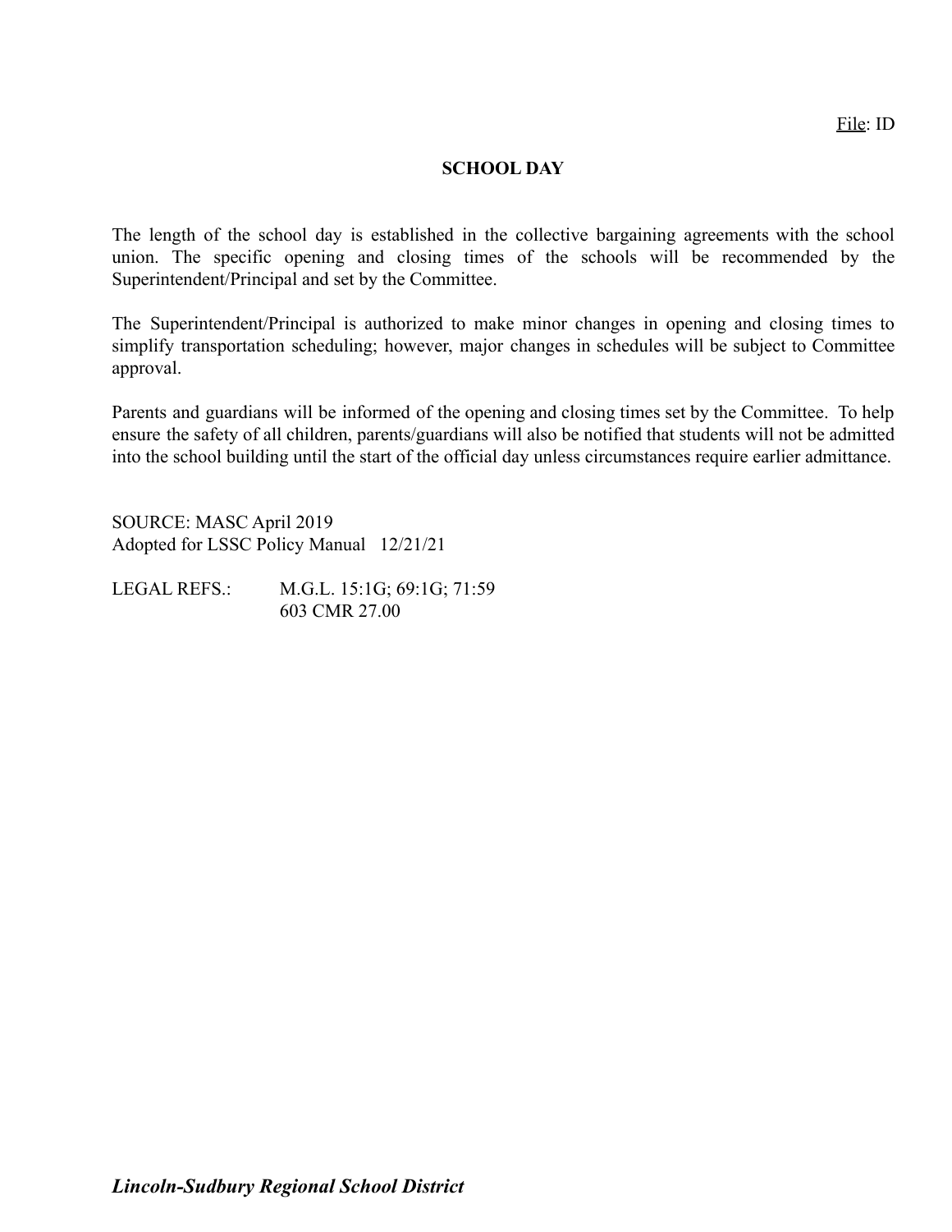File: ID

# SCHOOL DAY

The length of the school day is established in the collective bargaining agreements with the school union. The specific opening and closing times of the schools will be recommended by the Superintendent/Principal and set by the Committee.

The Superintendent/Principal is authorized to make minor changes in opening and closing times to simplify transportation scheduling; however, major changes in schedules will be subject to Committee approval.

Parents and guardians will be informed of the opening and closing times set by the Committee. To help ensure the safety of all children, parents/guardians will also be notified that students will not be admitted into the school building until the start of the official day unless circumstances require earlier admittance.

SOURCE: MASC April 2019
Adopted for LSSC Policy Manual 12/21/21

LEGAL REFS.: M.G.L. 15:1G; 69:1G; 71:59
603 CMR 27.00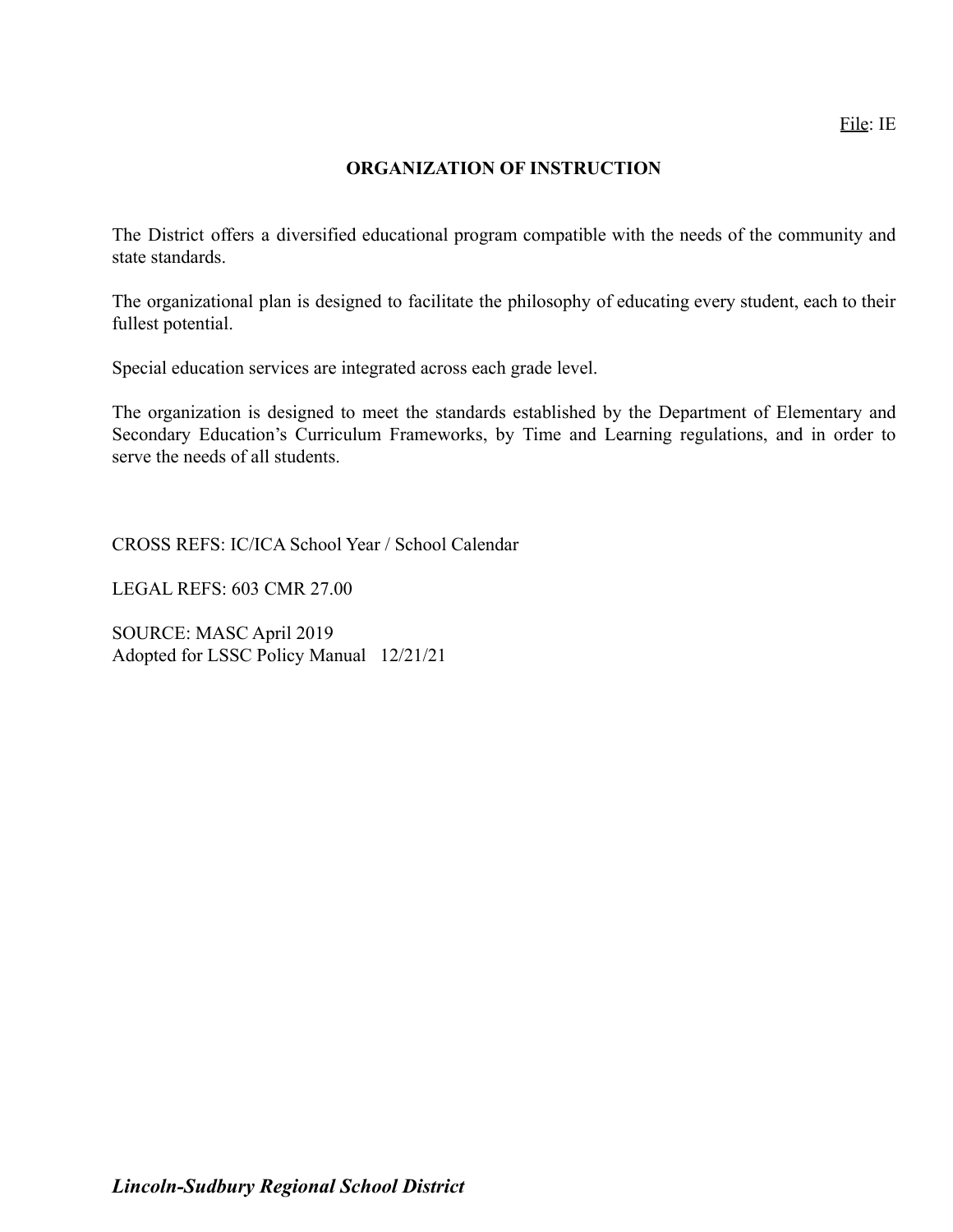File: IE

## ORGANIZATION OF INSTRUCTION

The District offers a diversified educational program compatible with the needs of the community and state standards.

The organizational plan is designed to facilitate the philosophy of educating every student, each to their fullest potential.

Special education services are integrated across each grade level.

The organization is designed to meet the standards established by the Department of Elementary and Secondary Education's Curriculum Frameworks, by Time and Learning regulations, and in order to serve the needs of all students.

CROSS REFS: IC/ICA School Year / School Calendar

LEGAL REFS: 603 CMR 27.00

SOURCE: MASC April 2019
Adopted for LSSC Policy Manual 12/21/21

***Lincoln-Sudbury Regional School District***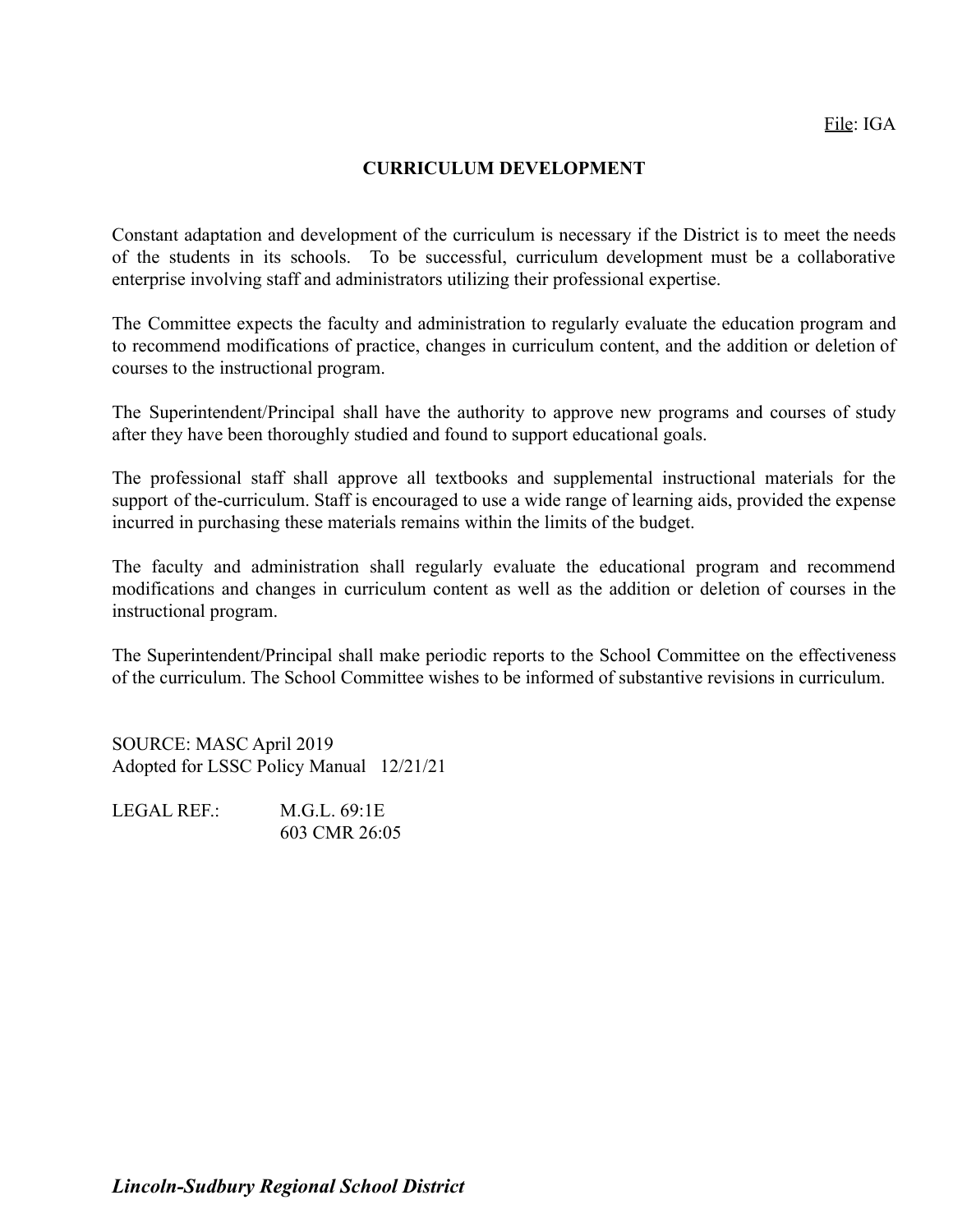File: IGA

# CURRICULUM DEVELOPMENT

Constant adaptation and development of the curriculum is necessary if the District is to meet the needs of the students in its schools. To be successful, curriculum development must be a collaborative enterprise involving staff and administrators utilizing their professional expertise.

The Committee expects the faculty and administration to regularly evaluate the education program and to recommend modifications of practice, changes in curriculum content, and the addition or deletion of courses to the instructional program.

The Superintendent/Principal shall have the authority to approve new programs and courses of study after they have been thoroughly studied and found to support educational goals.

The professional staff shall approve all textbooks and supplemental instructional materials for the support of the-curriculum. Staff is encouraged to use a wide range of learning aids, provided the expense incurred in purchasing these materials remains within the limits of the budget.

The faculty and administration shall regularly evaluate the educational program and recommend modifications and changes in curriculum content as well as the addition or deletion of courses in the instructional program.

The Superintendent/Principal shall make periodic reports to the School Committee on the effectiveness of the curriculum. The School Committee wishes to be informed of substantive revisions in curriculum.

SOURCE: MASC April 2019
Adopted for LSSC Policy Manual 12/21/21

LEGAL REF.: M.G.L. 69:1E
603 CMR 26:05

***Lincoln-Sudbury Regional School District***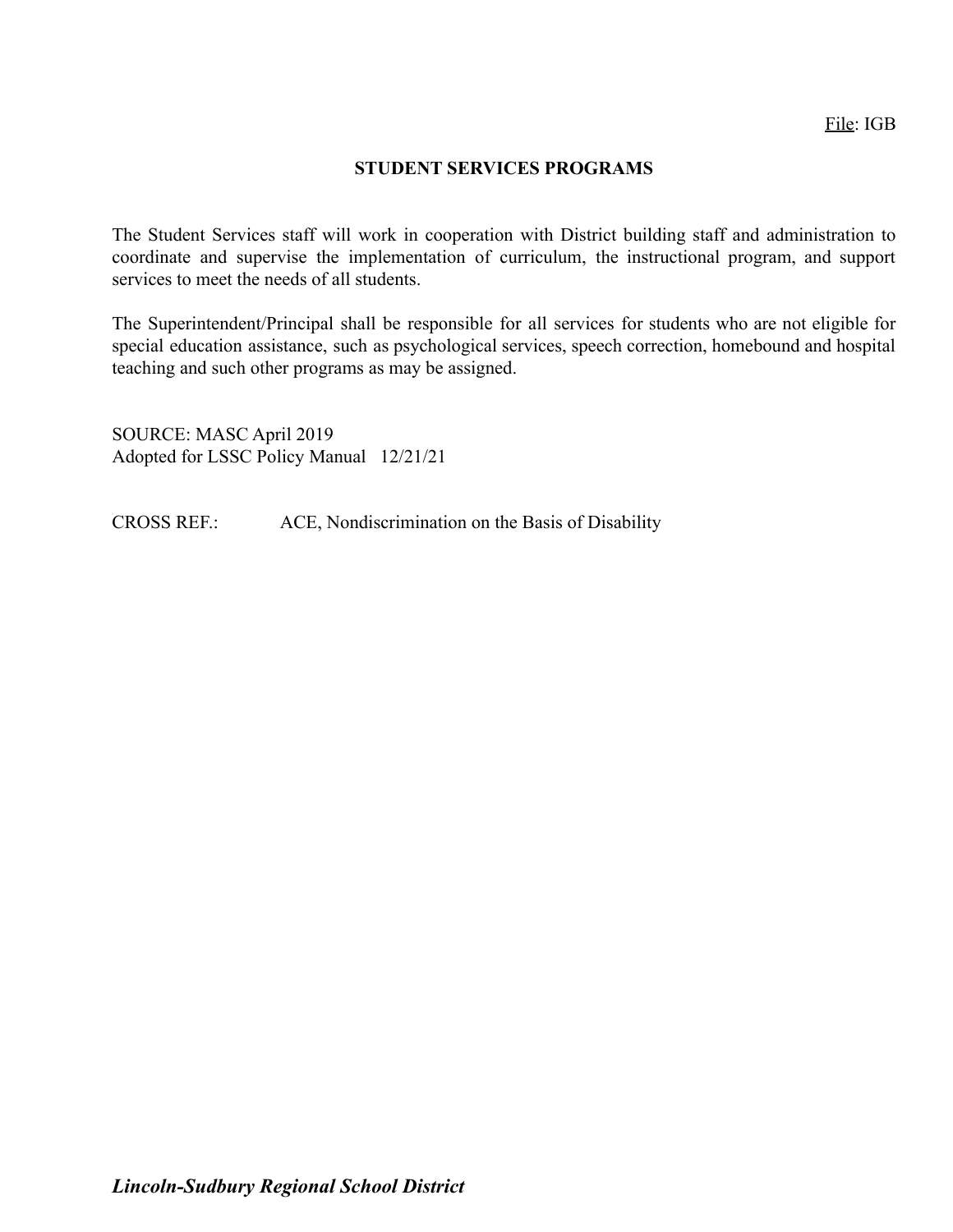File: IGB

# STUDENT SERVICES PROGRAMS

The Student Services staff will work in cooperation with District building staff and administration to coordinate and supervise the implementation of curriculum, the instructional program, and support services to meet the needs of all students.

The Superintendent/Principal shall be responsible for all services for students who are not eligible for special education assistance, such as psychological services, speech correction, homebound and hospital teaching and such other programs as may be assigned.

SOURCE: MASC April 2019
Adopted for LSSC Policy Manual 12/21/21

CROSS REF.: ACE, Nondiscrimination on the Basis of Disability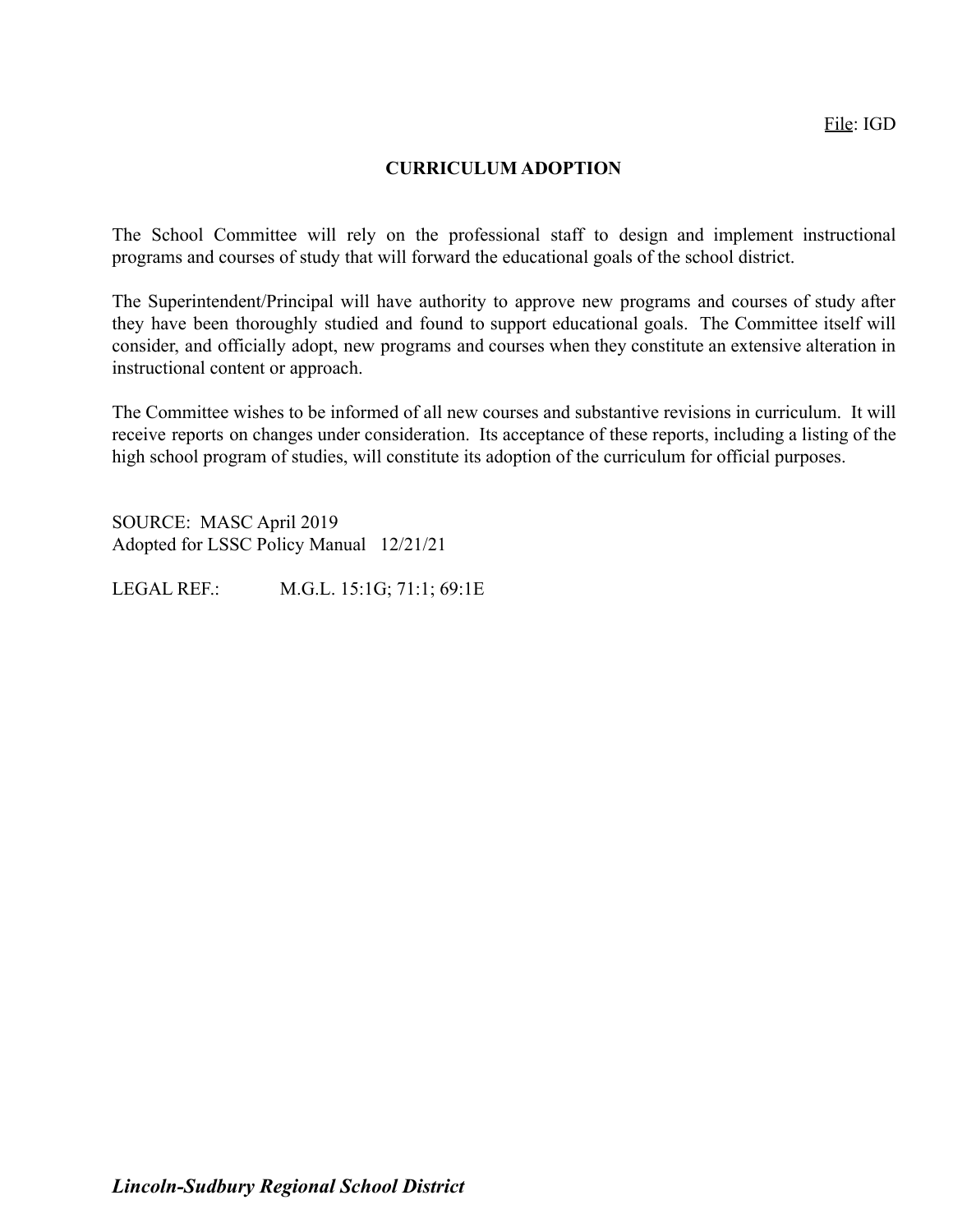File: IGD

# CURRICULUM ADOPTION

The School Committee will rely on the professional staff to design and implement instructional programs and courses of study that will forward the educational goals of the school district.

The Superintendent/Principal will have authority to approve new programs and courses of study after they have been thoroughly studied and found to support educational goals. The Committee itself will consider, and officially adopt, new programs and courses when they constitute an extensive alteration in instructional content or approach.

The Committee wishes to be informed of all new courses and substantive revisions in curriculum. It will receive reports on changes under consideration. Its acceptance of these reports, including a listing of the high school program of studies, will constitute its adoption of the curriculum for official purposes.

SOURCE: MASC April 2019
Adopted for LSSC Policy Manual 12/21/21

LEGAL REF.: M.G.L. 15:1G; 71:1; 69:1E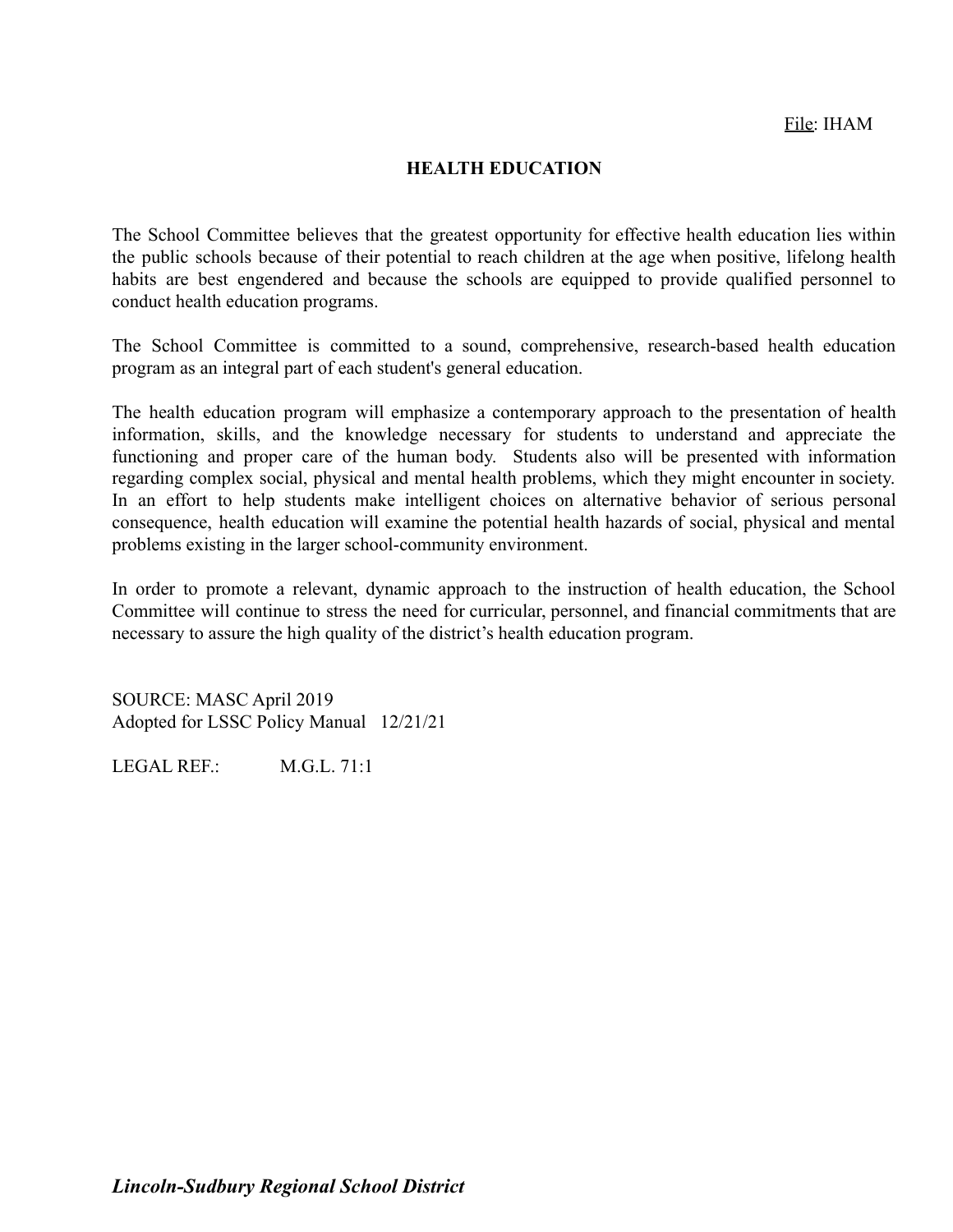File: IHAM

# HEALTH EDUCATION

The School Committee believes that the greatest opportunity for effective health education lies within the public schools because of their potential to reach children at the age when positive, lifelong health habits are best engendered and because the schools are equipped to provide qualified personnel to conduct health education programs.

The School Committee is committed to a sound, comprehensive, research-based health education program as an integral part of each student's general education.

The health education program will emphasize a contemporary approach to the presentation of health information, skills, and the knowledge necessary for students to understand and appreciate the functioning and proper care of the human body. Students also will be presented with information regarding complex social, physical and mental health problems, which they might encounter in society. In an effort to help students make intelligent choices on alternative behavior of serious personal consequence, health education will examine the potential health hazards of social, physical and mental problems existing in the larger school-community environment.

In order to promote a relevant, dynamic approach to the instruction of health education, the School Committee will continue to stress the need for curricular, personnel, and financial commitments that are necessary to assure the high quality of the district's health education program.

SOURCE: MASC April 2019
Adopted for LSSC Policy Manual 12/21/21

LEGAL REF.: M.G.L. 71:1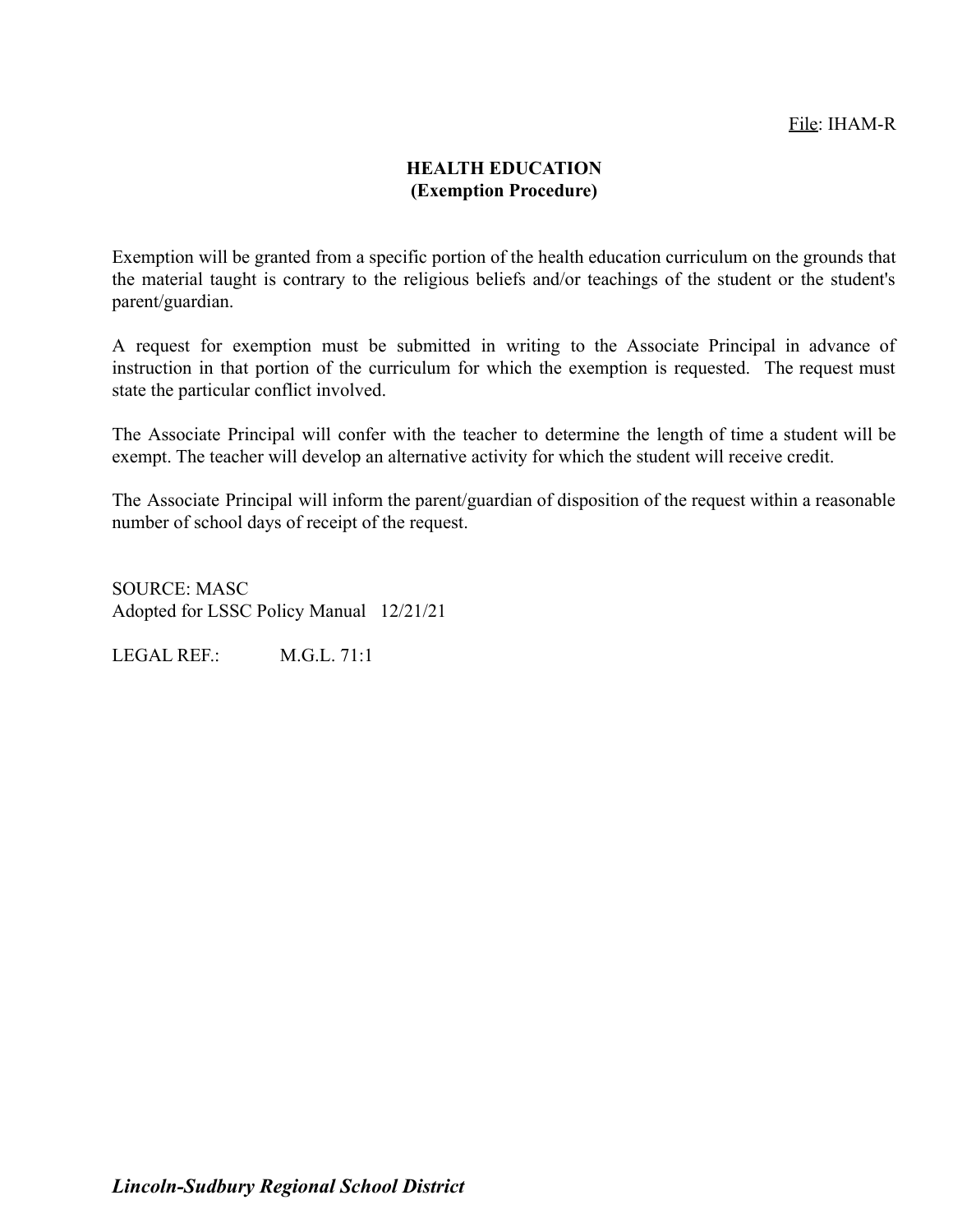File: IHAM-R

# HEALTH EDUCATION
## (Exemption Procedure)

Exemption will be granted from a specific portion of the health education curriculum on the grounds that the material taught is contrary to the religious beliefs and/or teachings of the student or the student's parent/guardian.

A request for exemption must be submitted in writing to the Associate Principal in advance of instruction in that portion of the curriculum for which the exemption is requested. The request must state the particular conflict involved.

The Associate Principal will confer with the teacher to determine the length of time a student will be exempt. The teacher will develop an alternative activity for which the student will receive credit.

The Associate Principal will inform the parent/guardian of disposition of the request within a reasonable number of school days of receipt of the request.

SOURCE: MASC
Adopted for LSSC Policy Manual 12/21/21

LEGAL REF.: M.G.L. 71:1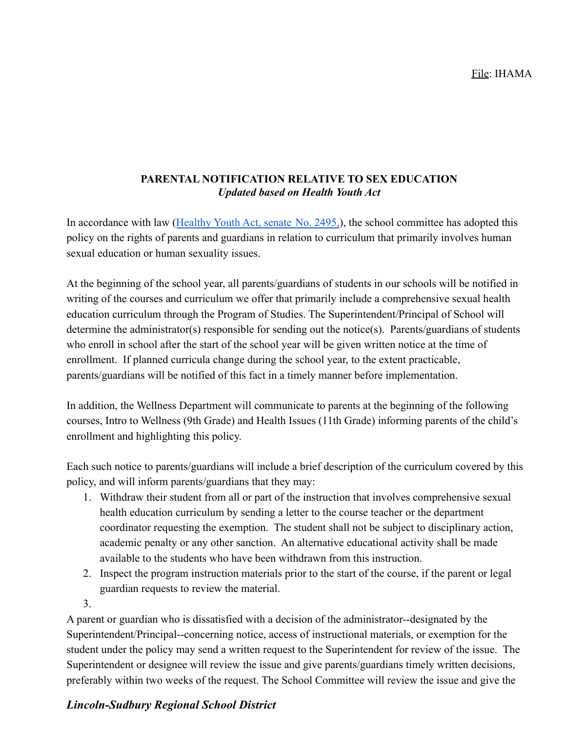File: IHAMA

**PARENTAL NOTIFICATION RELATIVE TO SEX EDUCATION**
***Updated based on Health Youth Act***

In accordance with law (Healthy Youth Act, senate No. 2495,), the school committee has adopted this policy on the rights of parents and guardians in relation to curriculum that primarily involves human sexual education or human sexuality issues.

At the beginning of the school year, all parents/guardians of students in our schools will be notified in writing of the courses and curriculum we offer that primarily include a comprehensive sexual health education curriculum through the Program of Studies. The Superintendent/Principal of School will determine the administrator(s) responsible for sending out the notice(s). Parents/guardians of students who enroll in school after the start of the school year will be given written notice at the time of enrollment. If planned curricula change during the school year, to the extent practicable, parents/guardians will be notified of this fact in a timely manner before implementation.

In addition, the Wellness Department will communicate to parents at the beginning of the following courses, Intro to Wellness (9th Grade) and Health Issues (11th Grade) informing parents of the child's enrollment and highlighting this policy.

Each such notice to parents/guardians will include a brief description of the curriculum covered by this policy, and will inform parents/guardians that they may:

1. Withdraw their student from all or part of the instruction that involves comprehensive sexual health education curriculum by sending a letter to the course teacher or the department coordinator requesting the exemption. The student shall not be subject to disciplinary action, academic penalty or any other sanction. An alternative educational activity shall be made available to the students who have been withdrawn from this instruction.
2. Inspect the program instruction materials prior to the start of the course, if the parent or legal guardian requests to review the material.
3. 

A parent or guardian who is dissatisfied with a decision of the administrator--designated by the Superintendent/Principal--concerning notice, access of instructional materials, or exemption for the student under the policy may send a written request to the Superintendent for review of the issue. The Superintendent or designee will review the issue and give parents/guardians timely written decisions, preferably within two weeks of the request. The School Committee will review the issue and give the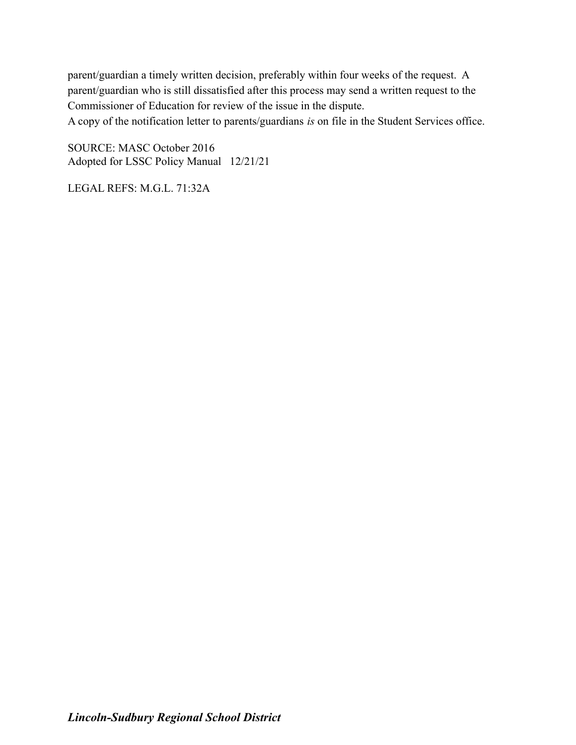parent/guardian a timely written decision, preferably within four weeks of the request. A parent/guardian who is still dissatisfied after this process may send a written request to the Commissioner of Education for review of the issue in the dispute.
A copy of the notification letter to parents/guardians *is* on file in the Student Services office.

SOURCE: MASC October 2016
Adopted for LSSC Policy Manual 12/21/21

LEGAL REFS: M.G.L. 71:32A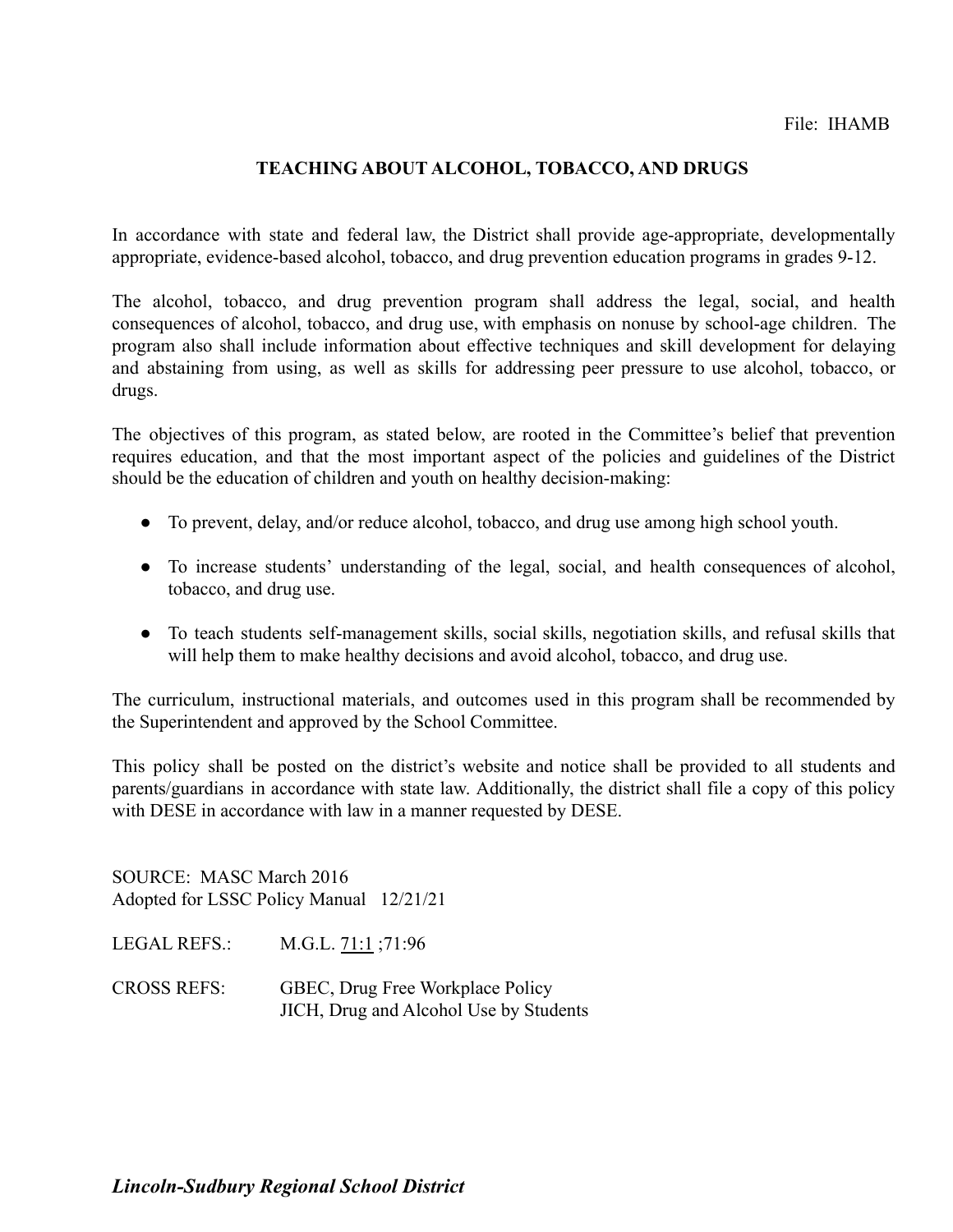File: IHAMB

## TEACHING ABOUT ALCOHOL, TOBACCO, AND DRUGS

In accordance with state and federal law, the District shall provide age-appropriate, developmentally appropriate, evidence-based alcohol, tobacco, and drug prevention education programs in grades 9-12.

The alcohol, tobacco, and drug prevention program shall address the legal, social, and health consequences of alcohol, tobacco, and drug use, with emphasis on nonuse by school-age children. The program also shall include information about effective techniques and skill development for delaying and abstaining from using, as well as skills for addressing peer pressure to use alcohol, tobacco, or drugs.

The objectives of this program, as stated below, are rooted in the Committee's belief that prevention requires education, and that the most important aspect of the policies and guidelines of the District should be the education of children and youth on healthy decision-making:

- To prevent, delay, and/or reduce alcohol, tobacco, and drug use among high school youth.
- To increase students' understanding of the legal, social, and health consequences of alcohol, tobacco, and drug use.
- To teach students self-management skills, social skills, negotiation skills, and refusal skills that will help them to make healthy decisions and avoid alcohol, tobacco, and drug use.

The curriculum, instructional materials, and outcomes used in this program shall be recommended by the Superintendent and approved by the School Committee.

This policy shall be posted on the district's website and notice shall be provided to all students and parents/guardians in accordance with state law. Additionally, the district shall file a copy of this policy with DESE in accordance with law in a manner requested by DESE.

SOURCE: MASC March 2016
Adopted for LSSC Policy Manual 12/21/21

LEGAL REFS.: M.G.L. 71:1 ;71:96

CROSS REFS: GBEC, Drug Free Workplace Policy
JICH, Drug and Alcohol Use by Students

***Lincoln-Sudbury Regional School District***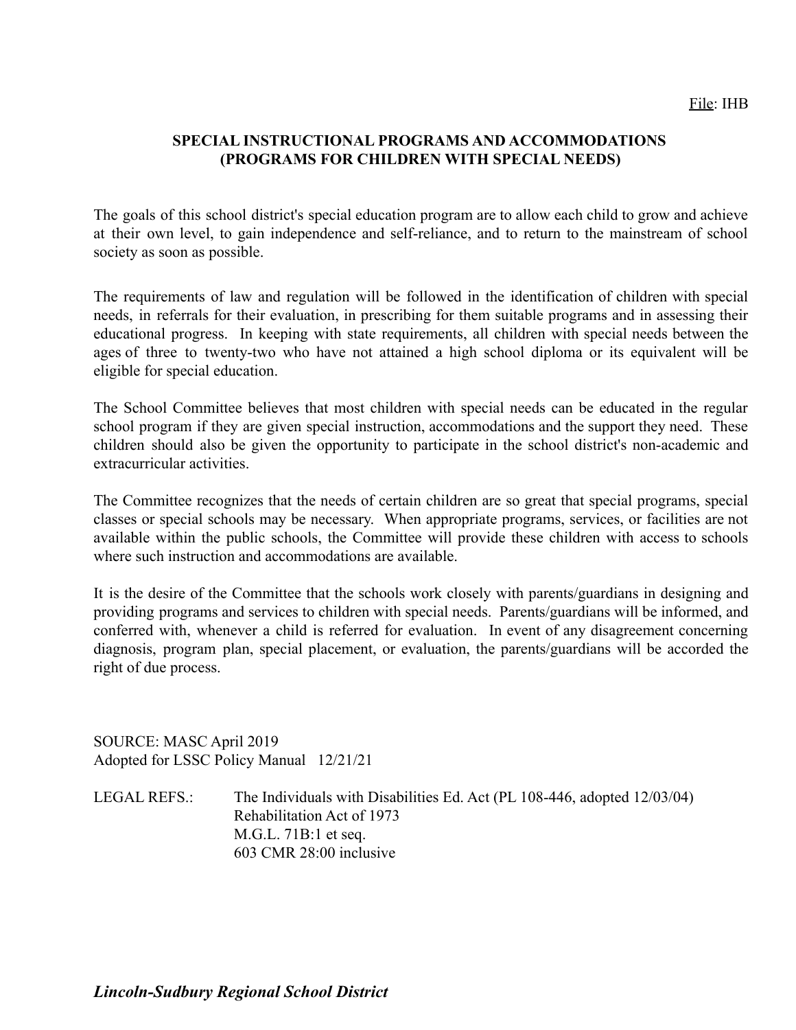File: IHB

## SPECIAL INSTRUCTIONAL PROGRAMS AND ACCOMMODATIONS (PROGRAMS FOR CHILDREN WITH SPECIAL NEEDS)

The goals of this school district's special education program are to allow each child to grow and achieve at their own level, to gain independence and self-reliance, and to return to the mainstream of school society as soon as possible.

The requirements of law and regulation will be followed in the identification of children with special needs, in referrals for their evaluation, in prescribing for them suitable programs and in assessing their educational progress. In keeping with state requirements, all children with special needs between the ages of three to twenty-two who have not attained a high school diploma or its equivalent will be eligible for special education.

The School Committee believes that most children with special needs can be educated in the regular school program if they are given special instruction, accommodations and the support they need. These children should also be given the opportunity to participate in the school district's non-academic and extracurricular activities.

The Committee recognizes that the needs of certain children are so great that special programs, special classes or special schools may be necessary. When appropriate programs, services, or facilities are not available within the public schools, the Committee will provide these children with access to schools where such instruction and accommodations are available.

It is the desire of the Committee that the schools work closely with parents/guardians in designing and providing programs and services to children with special needs. Parents/guardians will be informed, and conferred with, whenever a child is referred for evaluation. In event of any disagreement concerning diagnosis, program plan, special placement, or evaluation, the parents/guardians will be accorded the right of due process.

SOURCE: MASC April 2019
Adopted for LSSC Policy Manual 12/21/21

LEGAL REFS.: The Individuals with Disabilities Ed. Act (PL 108-446, adopted 12/03/04)
Rehabilitation Act of 1973
M.G.L. 71B:1 et seq.
603 CMR 28:00 inclusive

*Lincoln-Sudbury Regional School District*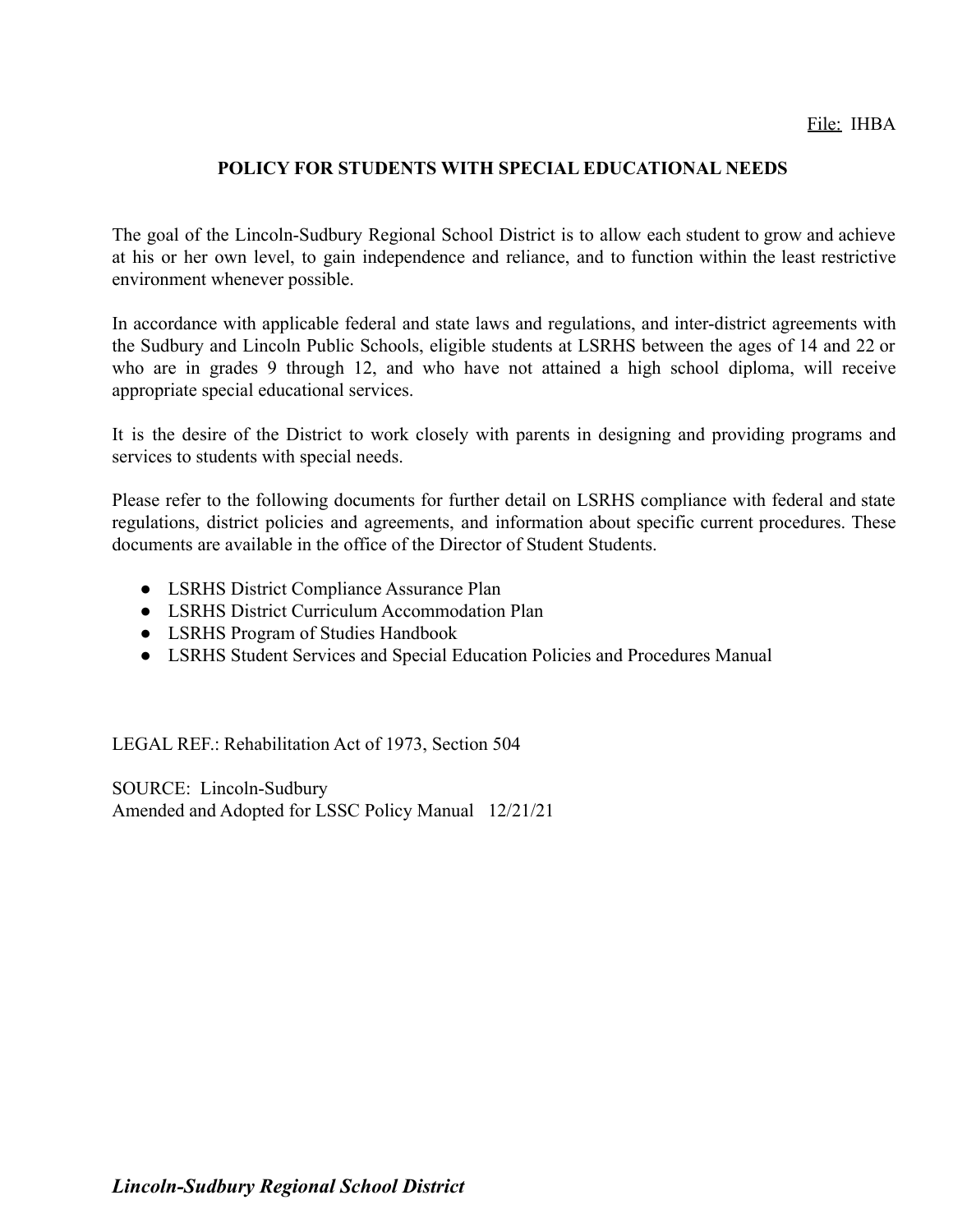File: IHBA

## POLICY FOR STUDENTS WITH SPECIAL EDUCATIONAL NEEDS

The goal of the Lincoln-Sudbury Regional School District is to allow each student to grow and achieve at his or her own level, to gain independence and reliance, and to function within the least restrictive environment whenever possible.

In accordance with applicable federal and state laws and regulations, and inter-district agreements with the Sudbury and Lincoln Public Schools, eligible students at LSRHS between the ages of 14 and 22 or who are in grades 9 through 12, and who have not attained a high school diploma, will receive appropriate special educational services.

It is the desire of the District to work closely with parents in designing and providing programs and services to students with special needs.

Please refer to the following documents for further detail on LSRHS compliance with federal and state regulations, district policies and agreements, and information about specific current procedures. These documents are available in the office of the Director of Student Students.

- LSRHS District Compliance Assurance Plan
- LSRHS District Curriculum Accommodation Plan
- LSRHS Program of Studies Handbook
- LSRHS Student Services and Special Education Policies and Procedures Manual

LEGAL REF.: Rehabilitation Act of 1973, Section 504

SOURCE: Lincoln-Sudbury
Amended and Adopted for LSSC Policy Manual 12/21/21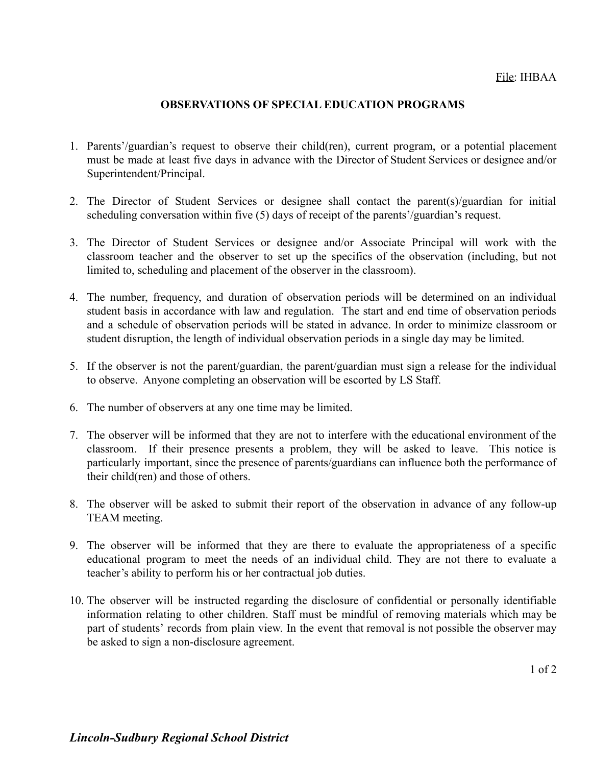File: IHBAA

## OBSERVATIONS OF SPECIAL EDUCATION PROGRAMS

1. Parents'/guardian's request to observe their child(ren), current program, or a potential placement must be made at least five days in advance with the Director of Student Services or designee and/or Superintendent/Principal.

2. The Director of Student Services or designee shall contact the parent(s)/guardian for initial scheduling conversation within five (5) days of receipt of the parents'/guardian's request.

3. The Director of Student Services or designee and/or Associate Principal will work with the classroom teacher and the observer to set up the specifics of the observation (including, but not limited to, scheduling and placement of the observer in the classroom).

4. The number, frequency, and duration of observation periods will be determined on an individual student basis in accordance with law and regulation. The start and end time of observation periods and a schedule of observation periods will be stated in advance. In order to minimize classroom or student disruption, the length of individual observation periods in a single day may be limited.

5. If the observer is not the parent/guardian, the parent/guardian must sign a release for the individual to observe. Anyone completing an observation will be escorted by LS Staff.

6. The number of observers at any one time may be limited.

7. The observer will be informed that they are not to interfere with the educational environment of the classroom. If their presence presents a problem, they will be asked to leave. This notice is particularly important, since the presence of parents/guardians can influence both the performance of their child(ren) and those of others.

8. The observer will be asked to submit their report of the observation in advance of any follow-up TEAM meeting.

9. The observer will be informed that they are there to evaluate the appropriateness of a specific educational program to meet the needs of an individual child. They are not there to evaluate a teacher's ability to perform his or her contractual job duties.

10. The observer will be instructed regarding the disclosure of confidential or personally identifiable information relating to other children. Staff must be mindful of removing materials which may be part of students' records from plain view. In the event that removal is not possible the observer may be asked to sign a non-disclosure agreement.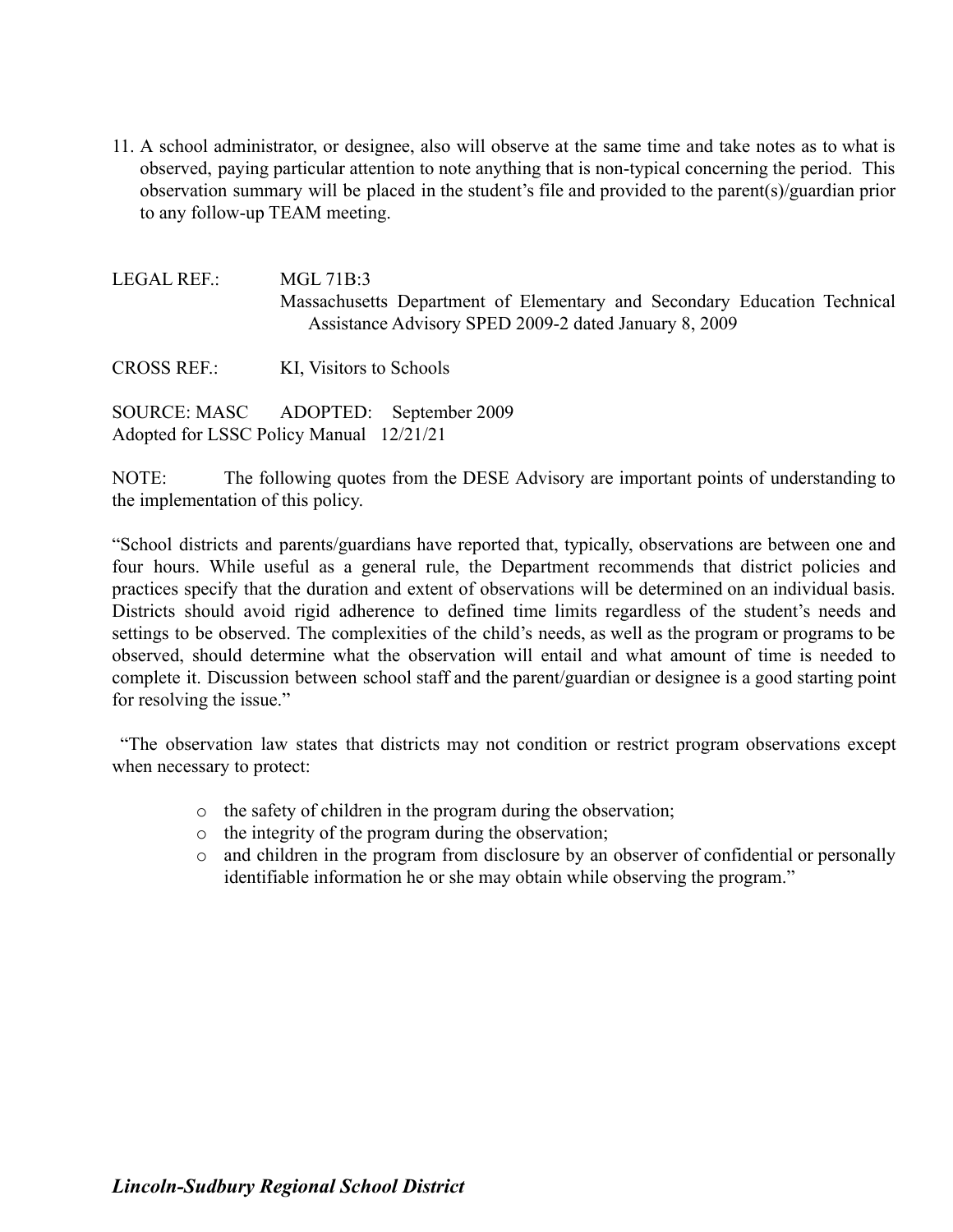11. A school administrator, or designee, also will observe at the same time and take notes as to what is observed, paying particular attention to note anything that is non-typical concerning the period. This observation summary will be placed in the student's file and provided to the parent(s)/guardian prior to any follow-up TEAM meeting.

LEGAL REF.: MGL 71B:3
Massachusetts Department of Elementary and Secondary Education Technical Assistance Advisory SPED 2009-2 dated January 8, 2009

CROSS REF.: KI, Visitors to Schools

SOURCE: MASC ADOPTED: September 2009
Adopted for LSSC Policy Manual 12/21/21

NOTE: The following quotes from the DESE Advisory are important points of understanding to the implementation of this policy.

"School districts and parents/guardians have reported that, typically, observations are between one and four hours. While useful as a general rule, the Department recommends that district policies and practices specify that the duration and extent of observations will be determined on an individual basis. Districts should avoid rigid adherence to defined time limits regardless of the student's needs and settings to be observed. The complexities of the child's needs, as well as the program or programs to be observed, should determine what the observation will entail and what amount of time is needed to complete it. Discussion between school staff and the parent/guardian or designee is a good starting point for resolving the issue."

"The observation law states that districts may not condition or restrict program observations except when necessary to protect:

- the safety of children in the program during the observation;
- the integrity of the program during the observation;
- and children in the program from disclosure by an observer of confidential or personally identifiable information he or she may obtain while observing the program."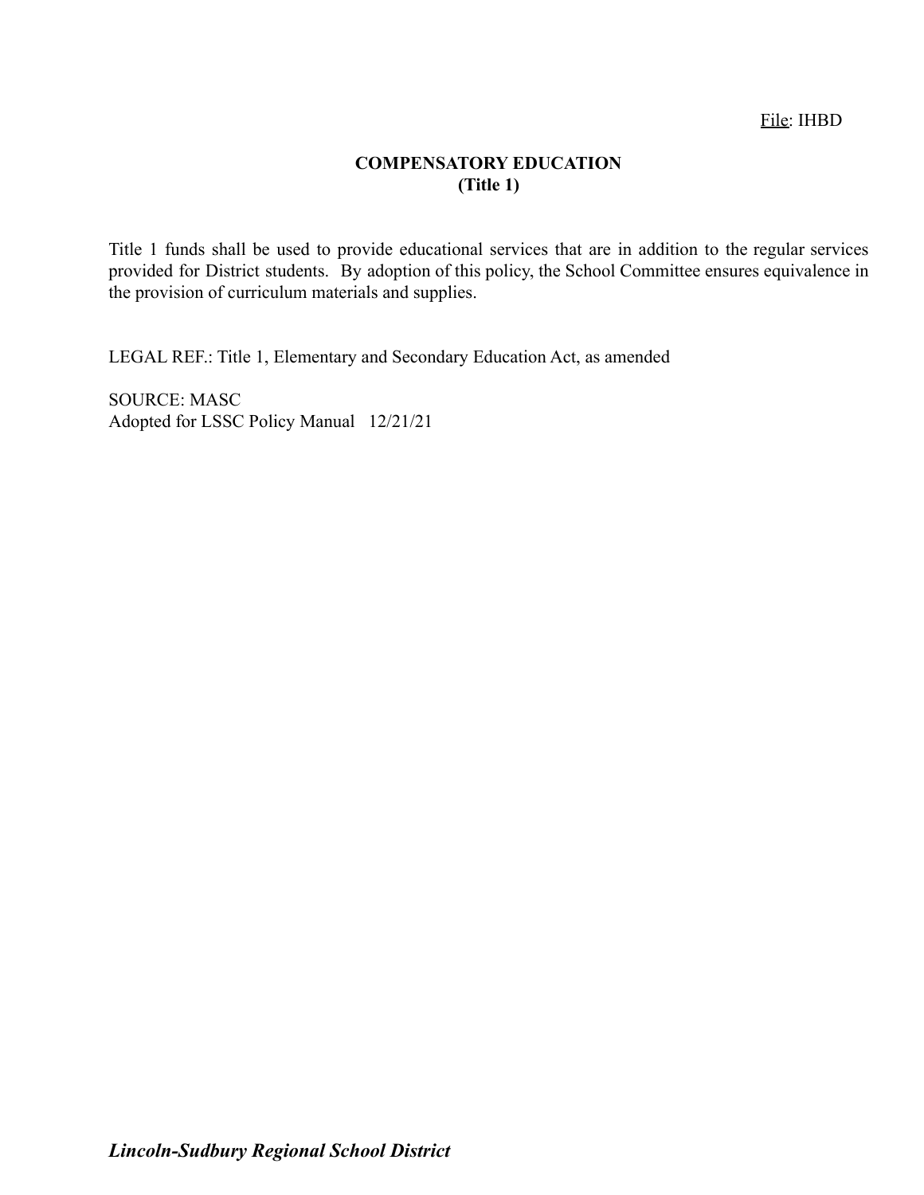File: IHBD

## COMPENSATORY EDUCATION
## (Title 1)

Title 1 funds shall be used to provide educational services that are in addition to the regular services provided for District students. By adoption of this policy, the School Committee ensures equivalence in the provision of curriculum materials and supplies.

LEGAL REF.: Title 1, Elementary and Secondary Education Act, as amended

SOURCE: MASC
Adopted for LSSC Policy Manual 12/21/21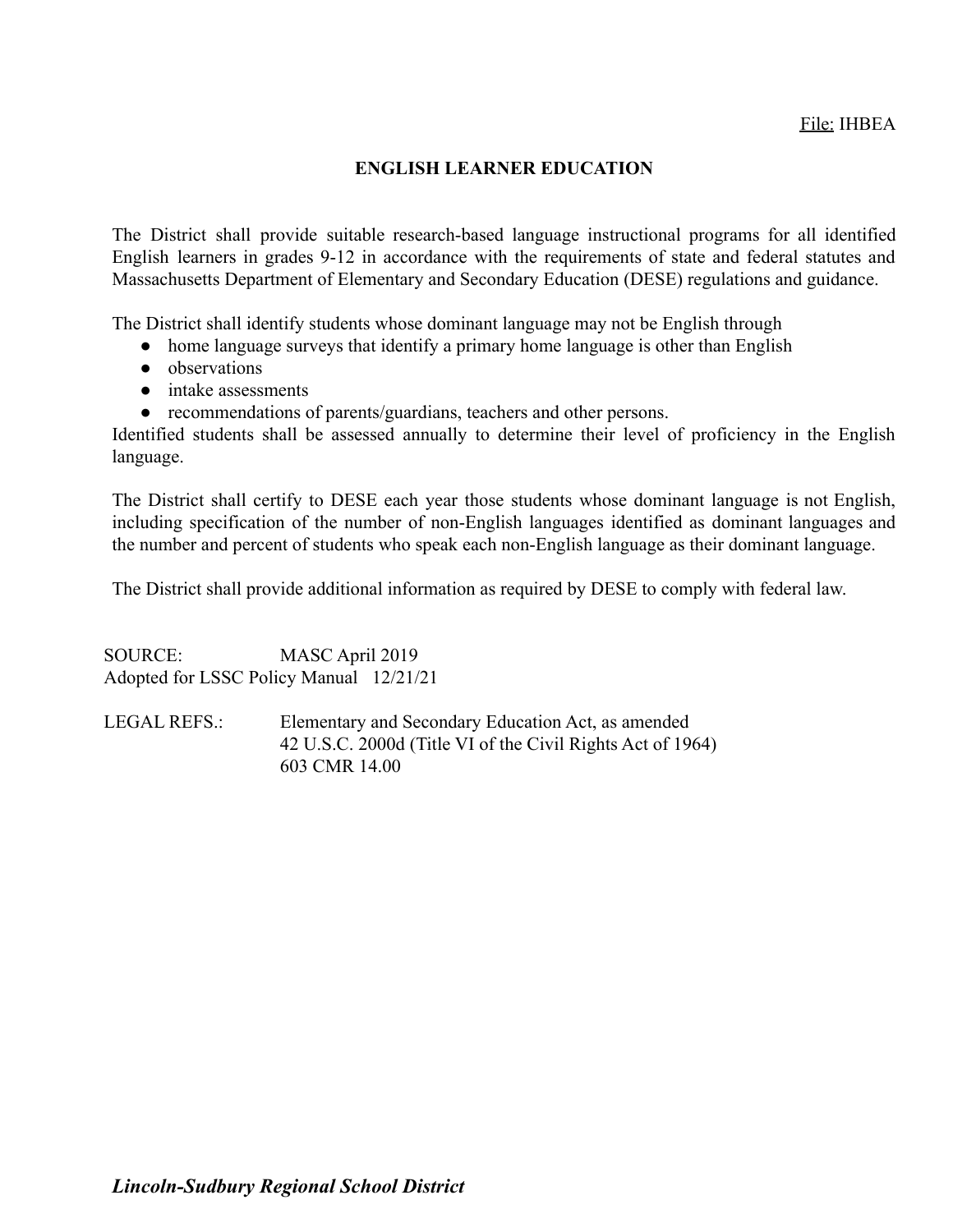File: IHBEA

# ENGLISH LEARNER EDUCATION

The District shall provide suitable research-based language instructional programs for all identified English learners in grades 9-12 in accordance with the requirements of state and federal statutes and Massachusetts Department of Elementary and Secondary Education (DESE) regulations and guidance.

The District shall identify students whose dominant language may not be English through

- home language surveys that identify a primary home language is other than English
- observations
- intake assessments
- recommendations of parents/guardians, teachers and other persons.

Identified students shall be assessed annually to determine their level of proficiency in the English language.

The District shall certify to DESE each year those students whose dominant language is not English, including specification of the number of non-English languages identified as dominant languages and the number and percent of students who speak each non-English language as their dominant language.

The District shall provide additional information as required by DESE to comply with federal law.

SOURCE: MASC April 2019
Adopted for LSSC Policy Manual 12/21/21

LEGAL REFS.: Elementary and Secondary Education Act, as amended
42 U.S.C. 2000d (Title VI of the Civil Rights Act of 1964)
603 CMR 14.00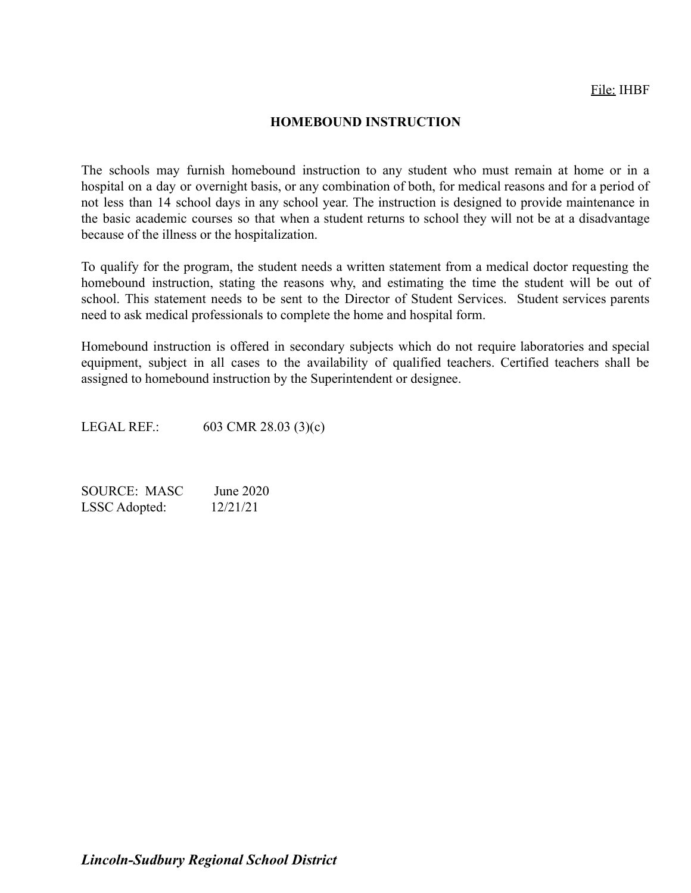File: IHBF

# HOMEBOUND INSTRUCTION

The schools may furnish homebound instruction to any student who must remain at home or in a hospital on a day or overnight basis, or any combination of both, for medical reasons and for a period of not less than 14 school days in any school year. The instruction is designed to provide maintenance in the basic academic courses so that when a student returns to school they will not be at a disadvantage because of the illness or the hospitalization.

To qualify for the program, the student needs a written statement from a medical doctor requesting the homebound instruction, stating the reasons why, and estimating the time the student will be out of school. This statement needs to be sent to the Director of Student Services. Student services parents need to ask medical professionals to complete the home and hospital form.

Homebound instruction is offered in secondary subjects which do not require laboratories and special equipment, subject in all cases to the availability of qualified teachers. Certified teachers shall be assigned to homebound instruction by the Superintendent or designee.

LEGAL REF.: 603 CMR 28.03 (3)(c)

SOURCE: MASC June 2020
LSSC Adopted: 12/21/21

***Lincoln-Sudbury Regional School District***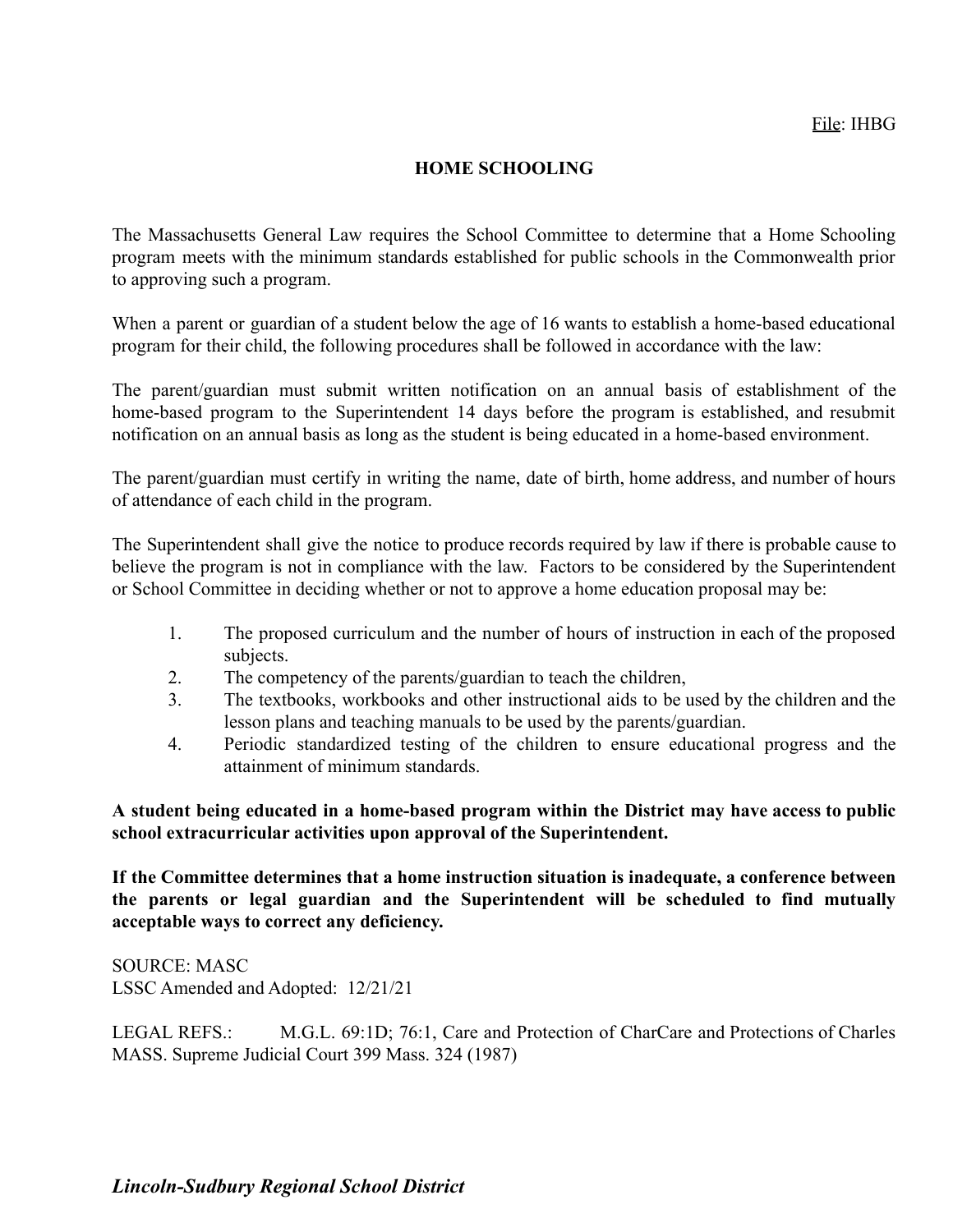File: IHBG

# HOME SCHOOLING

The Massachusetts General Law requires the School Committee to determine that a Home Schooling program meets with the minimum standards established for public schools in the Commonwealth prior to approving such a program.

When a parent or guardian of a student below the age of 16 wants to establish a home-based educational program for their child, the following procedures shall be followed in accordance with the law:

The parent/guardian must submit written notification on an annual basis of establishment of the home-based program to the Superintendent 14 days before the program is established, and resubmit notification on an annual basis as long as the student is being educated in a home-based environment.

The parent/guardian must certify in writing the name, date of birth, home address, and number of hours of attendance of each child in the program.

The Superintendent shall give the notice to produce records required by law if there is probable cause to believe the program is not in compliance with the law. Factors to be considered by the Superintendent or School Committee in deciding whether or not to approve a home education proposal may be:

1. The proposed curriculum and the number of hours of instruction in each of the proposed subjects.
2. The competency of the parents/guardian to teach the children,
3. The textbooks, workbooks and other instructional aids to be used by the children and the lesson plans and teaching manuals to be used by the parents/guardian.
4. Periodic standardized testing of the children to ensure educational progress and the attainment of minimum standards.

**A student being educated in a home-based program within the District may have access to public school extracurricular activities upon approval of the Superintendent.**

**If the Committee determines that a home instruction situation is inadequate, a conference between the parents or legal guardian and the Superintendent will be scheduled to find mutually acceptable ways to correct any deficiency.**

SOURCE: MASC
LSSC Amended and Adopted: 12/21/21

LEGAL REFS.: M.G.L. 69:1D; 76:1, Care and Protection of CharCare and Protections of Charles MASS. Supreme Judicial Court 399 Mass. 324 (1987)

***Lincoln-Sudbury Regional School District***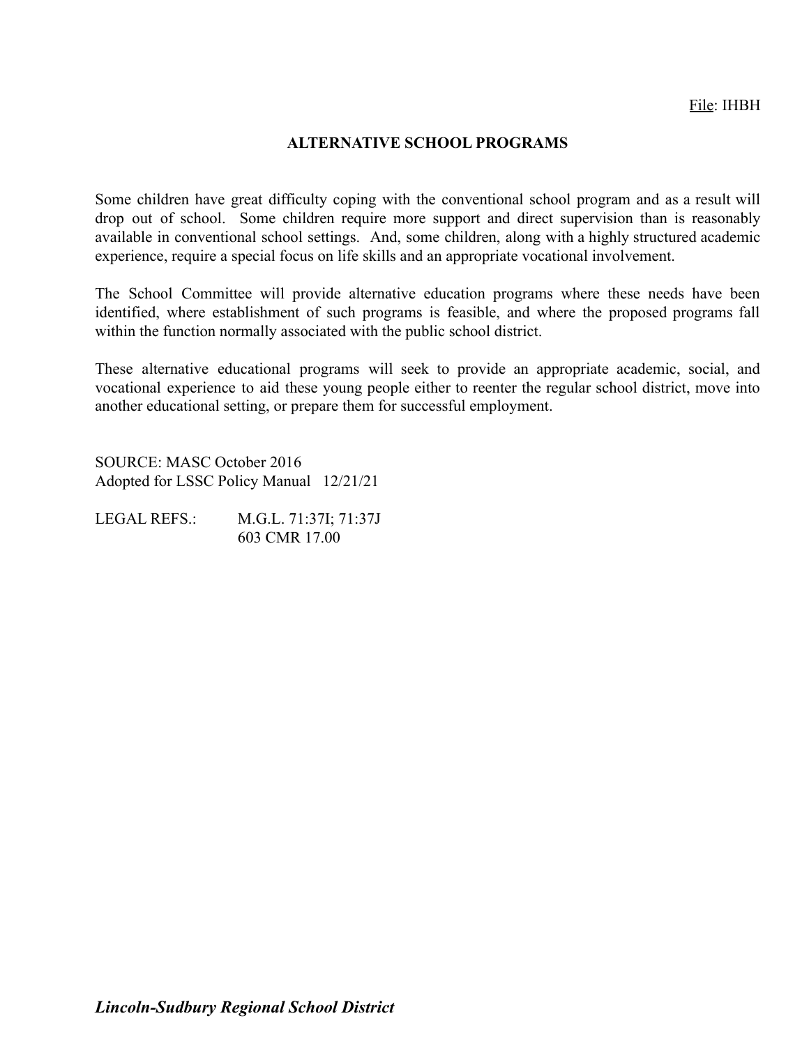File: IHBH

# ALTERNATIVE SCHOOL PROGRAMS

Some children have great difficulty coping with the conventional school program and as a result will drop out of school. Some children require more support and direct supervision than is reasonably available in conventional school settings. And, some children, along with a highly structured academic experience, require a special focus on life skills and an appropriate vocational involvement.

The School Committee will provide alternative education programs where these needs have been identified, where establishment of such programs is feasible, and where the proposed programs fall within the function normally associated with the public school district.

These alternative educational programs will seek to provide an appropriate academic, social, and vocational experience to aid these young people either to reenter the regular school district, move into another educational setting, or prepare them for successful employment.

SOURCE: MASC October 2016
Adopted for LSSC Policy Manual 12/21/21

LEGAL REFS.: M.G.L. 71:37I; 71:37J
603 CMR 17.00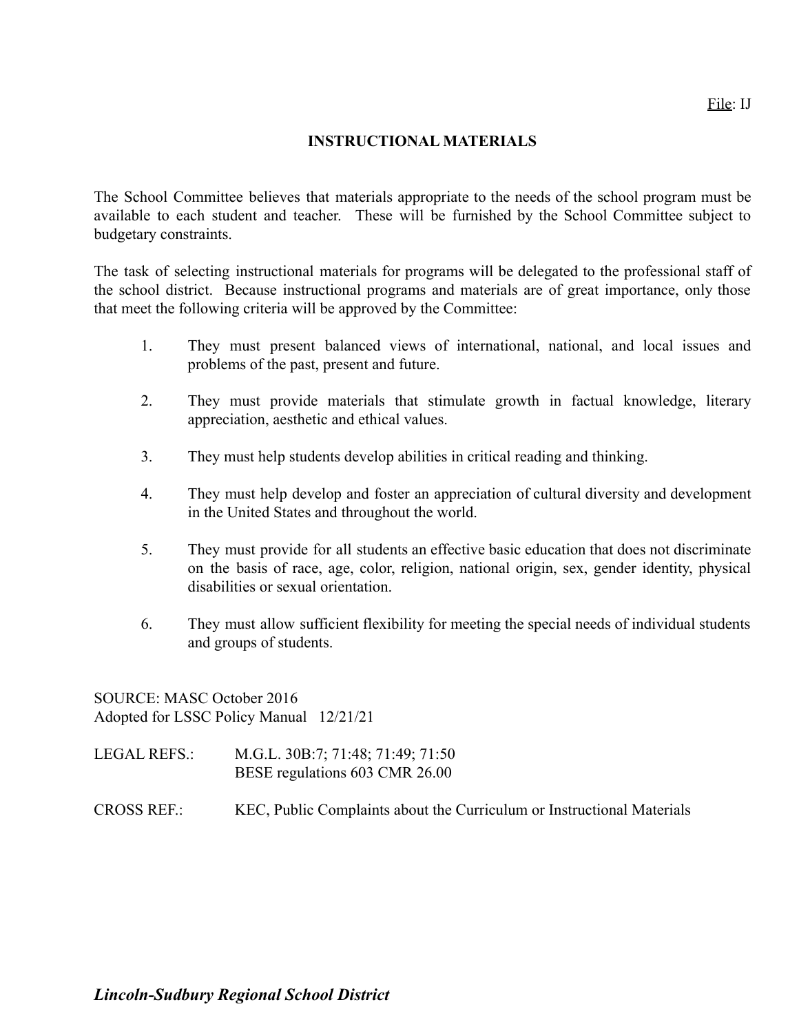File: IJ

# INSTRUCTIONAL MATERIALS

The School Committee believes that materials appropriate to the needs of the school program must be available to each student and teacher. These will be furnished by the School Committee subject to budgetary constraints.

The task of selecting instructional materials for programs will be delegated to the professional staff of the school district. Because instructional programs and materials are of great importance, only those that meet the following criteria will be approved by the Committee:

1. They must present balanced views of international, national, and local issues and problems of the past, present and future.

2. They must provide materials that stimulate growth in factual knowledge, literary appreciation, aesthetic and ethical values.

3. They must help students develop abilities in critical reading and thinking.

4. They must help develop and foster an appreciation of cultural diversity and development in the United States and throughout the world.

5. They must provide for all students an effective basic education that does not discriminate on the basis of race, age, color, religion, national origin, sex, gender identity, physical disabilities or sexual orientation.

6. They must allow sufficient flexibility for meeting the special needs of individual students and groups of students.

SOURCE: MASC October 2016
Adopted for LSSC Policy Manual 12/21/21

LEGAL REFS.: M.G.L. 30B:7; 71:48; 71:49; 71:50
BESE regulations 603 CMR 26.00

CROSS REF.: KEC, Public Complaints about the Curriculum or Instructional Materials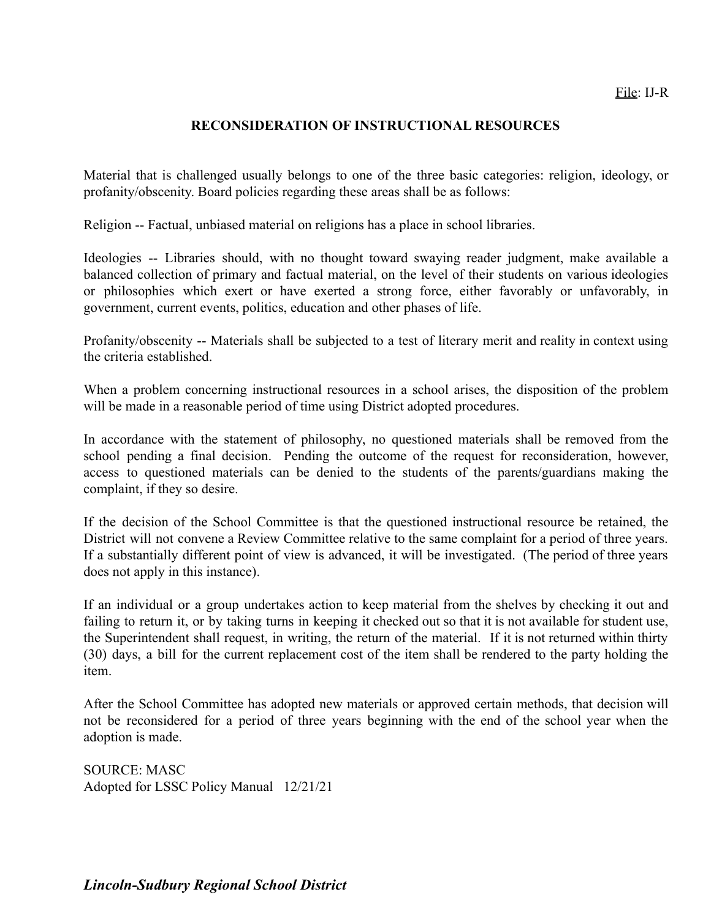File: IJ-R

## RECONSIDERATION OF INSTRUCTIONAL RESOURCES

Material that is challenged usually belongs to one of the three basic categories: religion, ideology, or profanity/obscenity. Board policies regarding these areas shall be as follows:

Religion -- Factual, unbiased material on religions has a place in school libraries.

Ideologies -- Libraries should, with no thought toward swaying reader judgment, make available a balanced collection of primary and factual material, on the level of their students on various ideologies or philosophies which exert or have exerted a strong force, either favorably or unfavorably, in government, current events, politics, education and other phases of life.

Profanity/obscenity -- Materials shall be subjected to a test of literary merit and reality in context using the criteria established.

When a problem concerning instructional resources in a school arises, the disposition of the problem will be made in a reasonable period of time using District adopted procedures.

In accordance with the statement of philosophy, no questioned materials shall be removed from the school pending a final decision. Pending the outcome of the request for reconsideration, however, access to questioned materials can be denied to the students of the parents/guardians making the complaint, if they so desire.

If the decision of the School Committee is that the questioned instructional resource be retained, the District will not convene a Review Committee relative to the same complaint for a period of three years. If a substantially different point of view is advanced, it will be investigated. (The period of three years does not apply in this instance).

If an individual or a group undertakes action to keep material from the shelves by checking it out and failing to return it, or by taking turns in keeping it checked out so that it is not available for student use, the Superintendent shall request, in writing, the return of the material. If it is not returned within thirty (30) days, a bill for the current replacement cost of the item shall be rendered to the party holding the item.

After the School Committee has adopted new materials or approved certain methods, that decision will not be reconsidered for a period of three years beginning with the end of the school year when the adoption is made.

SOURCE: MASC
Adopted for LSSC Policy Manual 12/21/21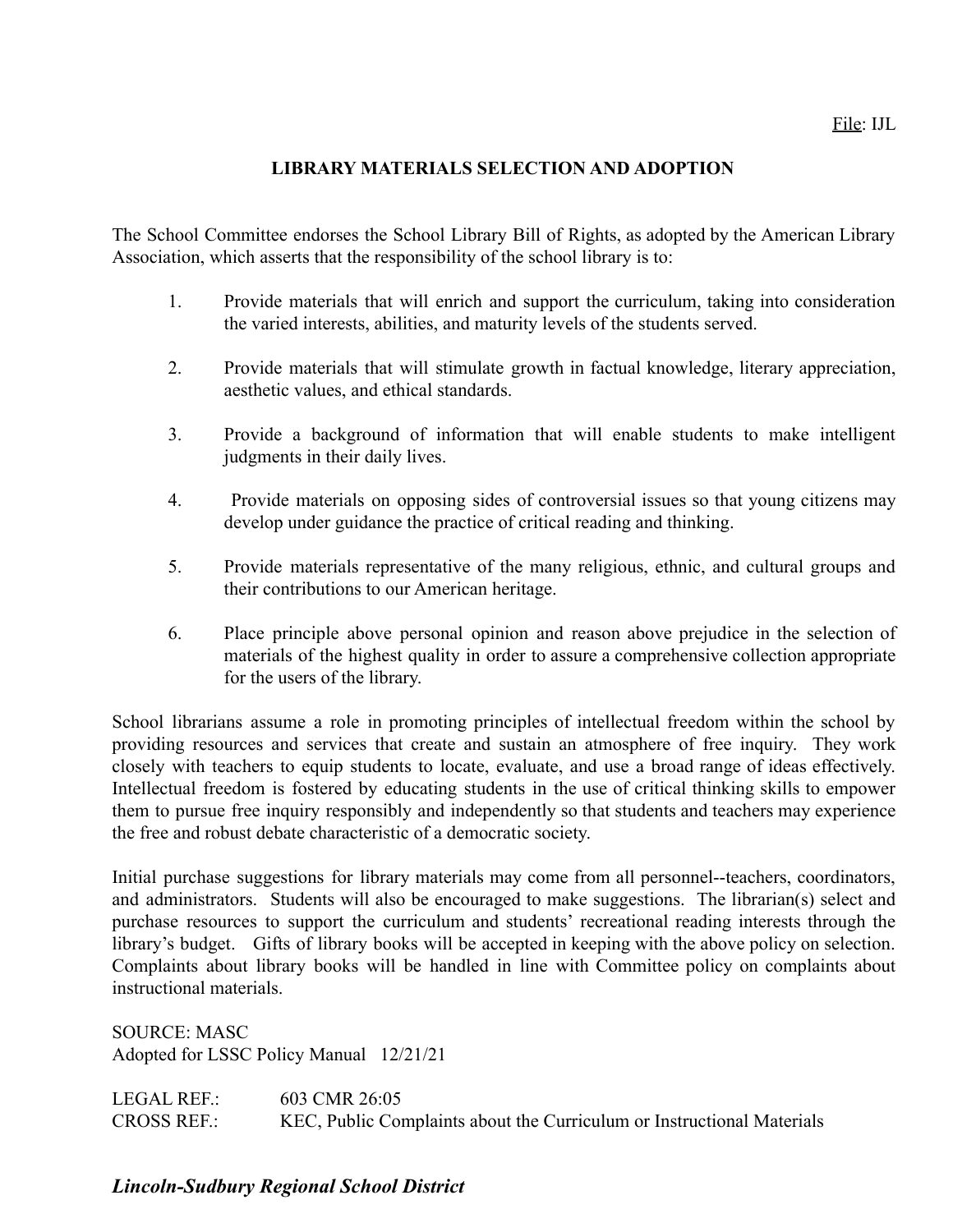File: IJL

## LIBRARY MATERIALS SELECTION AND ADOPTION

The School Committee endorses the School Library Bill of Rights, as adopted by the American Library Association, which asserts that the responsibility of the school library is to:

1. Provide materials that will enrich and support the curriculum, taking into consideration the varied interests, abilities, and maturity levels of the students served.

2. Provide materials that will stimulate growth in factual knowledge, literary appreciation, aesthetic values, and ethical standards.

3. Provide a background of information that will enable students to make intelligent judgments in their daily lives.

4. Provide materials on opposing sides of controversial issues so that young citizens may develop under guidance the practice of critical reading and thinking.

5. Provide materials representative of the many religious, ethnic, and cultural groups and their contributions to our American heritage.

6. Place principle above personal opinion and reason above prejudice in the selection of materials of the highest quality in order to assure a comprehensive collection appropriate for the users of the library.

School librarians assume a role in promoting principles of intellectual freedom within the school by providing resources and services that create and sustain an atmosphere of free inquiry. They work closely with teachers to equip students to locate, evaluate, and use a broad range of ideas effectively. Intellectual freedom is fostered by educating students in the use of critical thinking skills to empower them to pursue free inquiry responsibly and independently so that students and teachers may experience the free and robust debate characteristic of a democratic society.

Initial purchase suggestions for library materials may come from all personnel--teachers, coordinators, and administrators. Students will also be encouraged to make suggestions. The librarian(s) select and purchase resources to support the curriculum and students' recreational reading interests through the library's budget. Gifts of library books will be accepted in keeping with the above policy on selection. Complaints about library books will be handled in line with Committee policy on complaints about instructional materials.

SOURCE: MASC
Adopted for LSSC Policy Manual 12/21/21

LEGAL REF.: 603 CMR 26:05
CROSS REF.: KEC, Public Complaints about the Curriculum or Instructional Materials

***Lincoln-Sudbury Regional School District***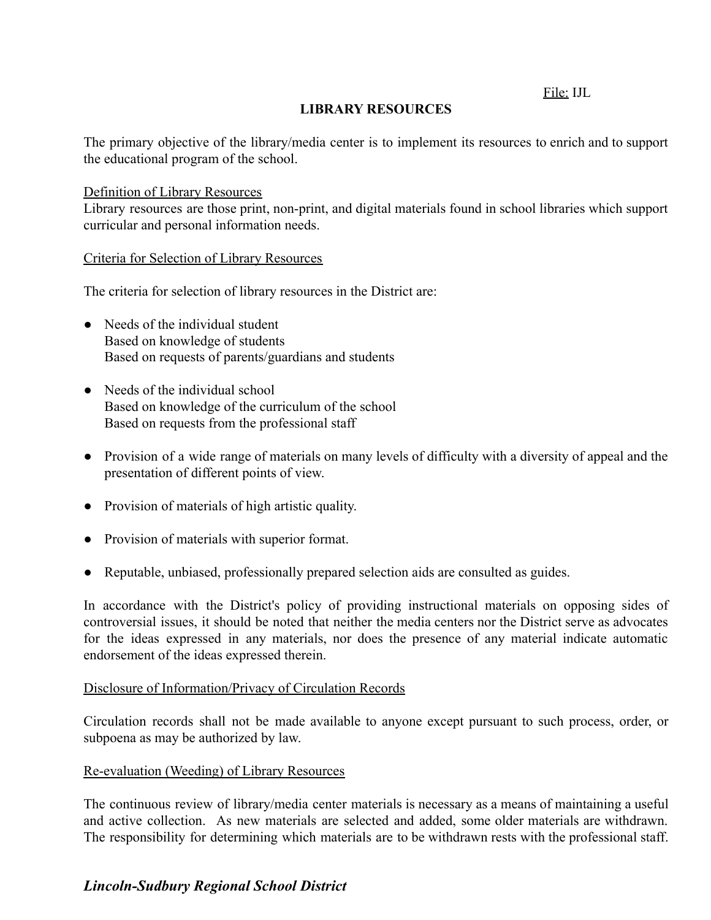File: IJL

# LIBRARY RESOURCES

The primary objective of the library/media center is to implement its resources to enrich and to support the educational program of the school.

Definition of Library Resources
Library resources are those print, non-print, and digital materials found in school libraries which support curricular and personal information needs.

Criteria for Selection of Library Resources

The criteria for selection of library resources in the District are:

- Needs of the individual student
  Based on knowledge of students
  Based on requests of parents/guardians and students

- Needs of the individual school
  Based on knowledge of the curriculum of the school
  Based on requests from the professional staff

- Provision of a wide range of materials on many levels of difficulty with a diversity of appeal and the presentation of different points of view.

- Provision of materials of high artistic quality.

- Provision of materials with superior format.

- Reputable, unbiased, professionally prepared selection aids are consulted as guides.

In accordance with the District's policy of providing instructional materials on opposing sides of controversial issues, it should be noted that neither the media centers nor the District serve as advocates for the ideas expressed in any materials, nor does the presence of any material indicate automatic endorsement of the ideas expressed therein.

Disclosure of Information/Privacy of Circulation Records

Circulation records shall not be made available to anyone except pursuant to such process, order, or subpoena as may be authorized by law.

Re-evaluation (Weeding) of Library Resources

The continuous review of library/media center materials is necessary as a means of maintaining a useful and active collection. As new materials are selected and added, some older materials are withdrawn. The responsibility for determining which materials are to be withdrawn rests with the professional staff.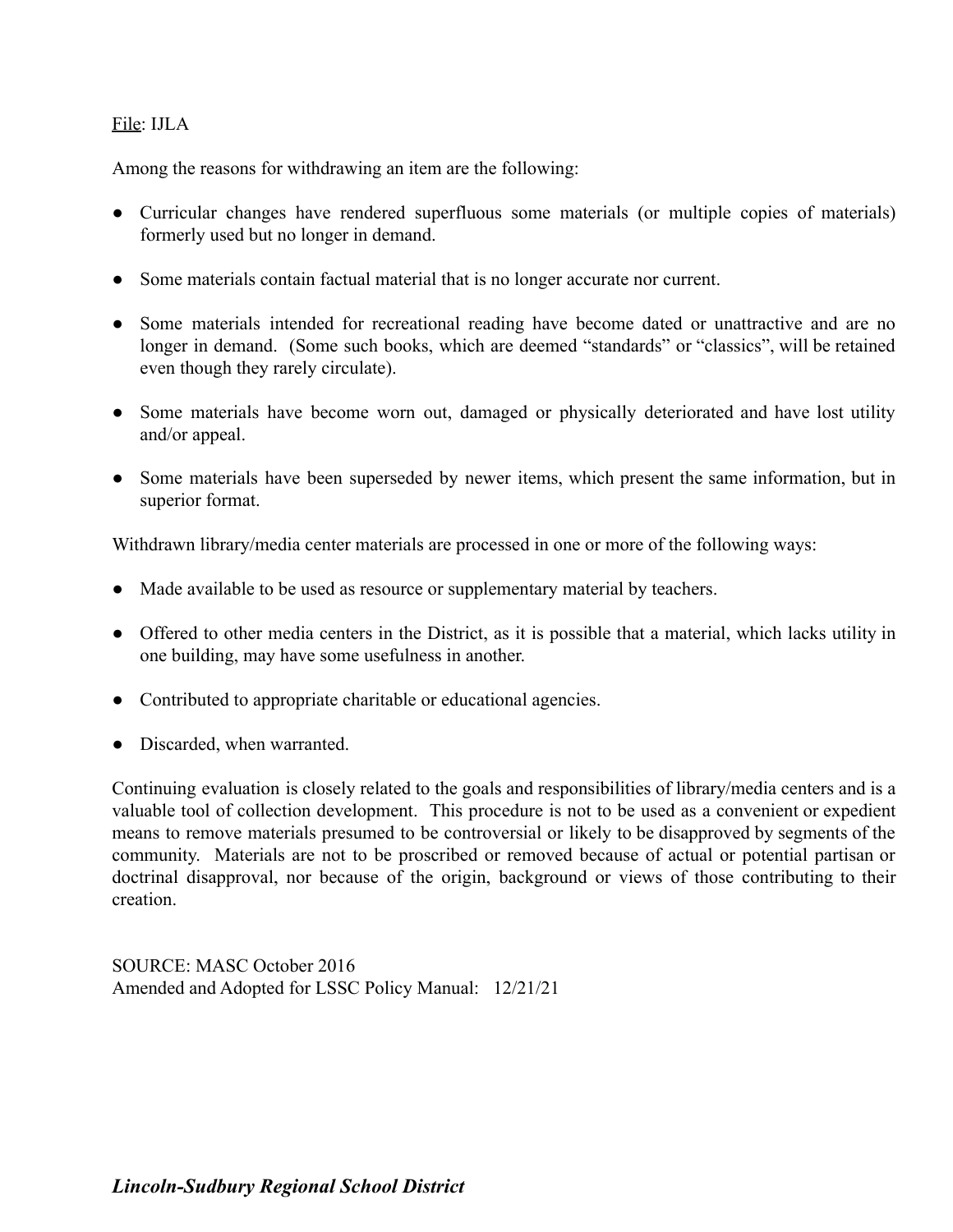File: IJLA

Among the reasons for withdrawing an item are the following:

- Curricular changes have rendered superfluous some materials (or multiple copies of materials) formerly used but no longer in demand.
- Some materials contain factual material that is no longer accurate nor current.
- Some materials intended for recreational reading have become dated or unattractive and are no longer in demand. (Some such books, which are deemed "standards" or "classics", will be retained even though they rarely circulate).
- Some materials have become worn out, damaged or physically deteriorated and have lost utility and/or appeal.
- Some materials have been superseded by newer items, which present the same information, but in superior format.

Withdrawn library/media center materials are processed in one or more of the following ways:

- Made available to be used as resource or supplementary material by teachers.
- Offered to other media centers in the District, as it is possible that a material, which lacks utility in one building, may have some usefulness in another.
- Contributed to appropriate charitable or educational agencies.
- Discarded, when warranted.

Continuing evaluation is closely related to the goals and responsibilities of library/media centers and is a valuable tool of collection development. This procedure is not to be used as a convenient or expedient means to remove materials presumed to be controversial or likely to be disapproved by segments of the community. Materials are not to be proscribed or removed because of actual or potential partisan or doctrinal disapproval, nor because of the origin, background or views of those contributing to their creation.

SOURCE: MASC October 2016
Amended and Adopted for LSSC Policy Manual: 12/21/21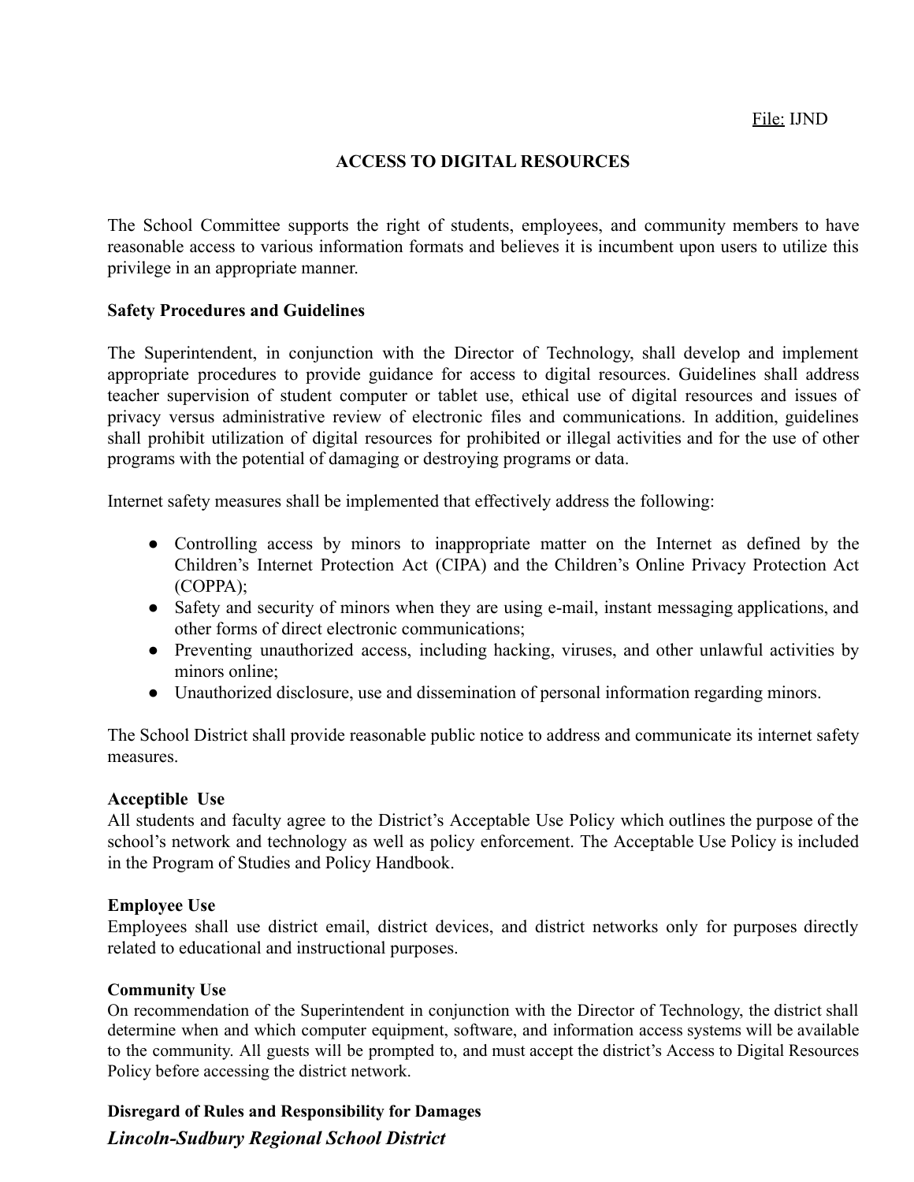File: IJND

## ACCESS TO DIGITAL RESOURCES

The School Committee supports the right of students, employees, and community members to have reasonable access to various information formats and believes it is incumbent upon users to utilize this privilege in an appropriate manner.

**Safety Procedures and Guidelines**

The Superintendent, in conjunction with the Director of Technology, shall develop and implement appropriate procedures to provide guidance for access to digital resources. Guidelines shall address teacher supervision of student computer or tablet use, ethical use of digital resources and issues of privacy versus administrative review of electronic files and communications. In addition, guidelines shall prohibit utilization of digital resources for prohibited or illegal activities and for the use of other programs with the potential of damaging or destroying programs or data.

Internet safety measures shall be implemented that effectively address the following:

- Controlling access by minors to inappropriate matter on the Internet as defined by the Children's Internet Protection Act (CIPA) and the Children's Online Privacy Protection Act (COPPA);
- Safety and security of minors when they are using e-mail, instant messaging applications, and other forms of direct electronic communications;
- Preventing unauthorized access, including hacking, viruses, and other unlawful activities by minors online;
- Unauthorized disclosure, use and dissemination of personal information regarding minors.

The School District shall provide reasonable public notice to address and communicate its internet safety measures.

**Acceptible Use**
All students and faculty agree to the District's Acceptable Use Policy which outlines the purpose of the school's network and technology as well as policy enforcement. The Acceptable Use Policy is included in the Program of Studies and Policy Handbook.

**Employee Use**
Employees shall use district email, district devices, and district networks only for purposes directly related to educational and instructional purposes.

**Community Use**
On recommendation of the Superintendent in conjunction with the Director of Technology, the district shall determine when and which computer equipment, software, and information access systems will be available to the community. All guests will be prompted to, and must accept the district's Access to Digital Resources Policy before accessing the district network.

**Disregard of Rules and Responsibility for Damages**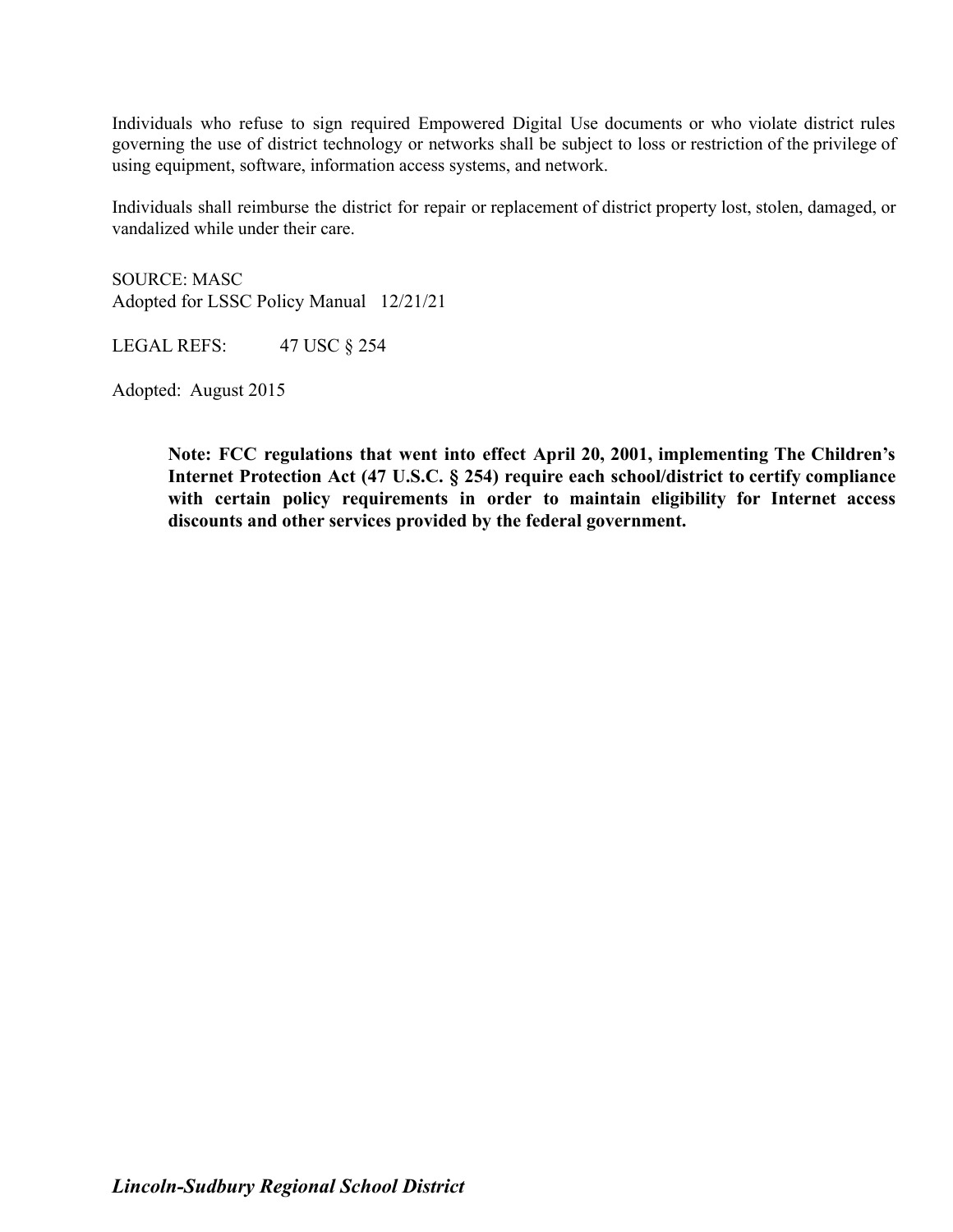Individuals who refuse to sign required Empowered Digital Use documents or who violate district rules governing the use of district technology or networks shall be subject to loss or restriction of the privilege of using equipment, software, information access systems, and network.

Individuals shall reimburse the district for repair or replacement of district property lost, stolen, damaged, or vandalized while under their care.

SOURCE: MASC
Adopted for LSSC Policy Manual 12/21/21

LEGAL REFS: 47 USC § 254

Adopted: August 2015

> **Note: FCC regulations that went into effect April 20, 2001, implementing The Children's Internet Protection Act (47 U.S.C. § 254) require each school/district to certify compliance with certain policy requirements in order to maintain eligibility for Internet access discounts and other services provided by the federal government.**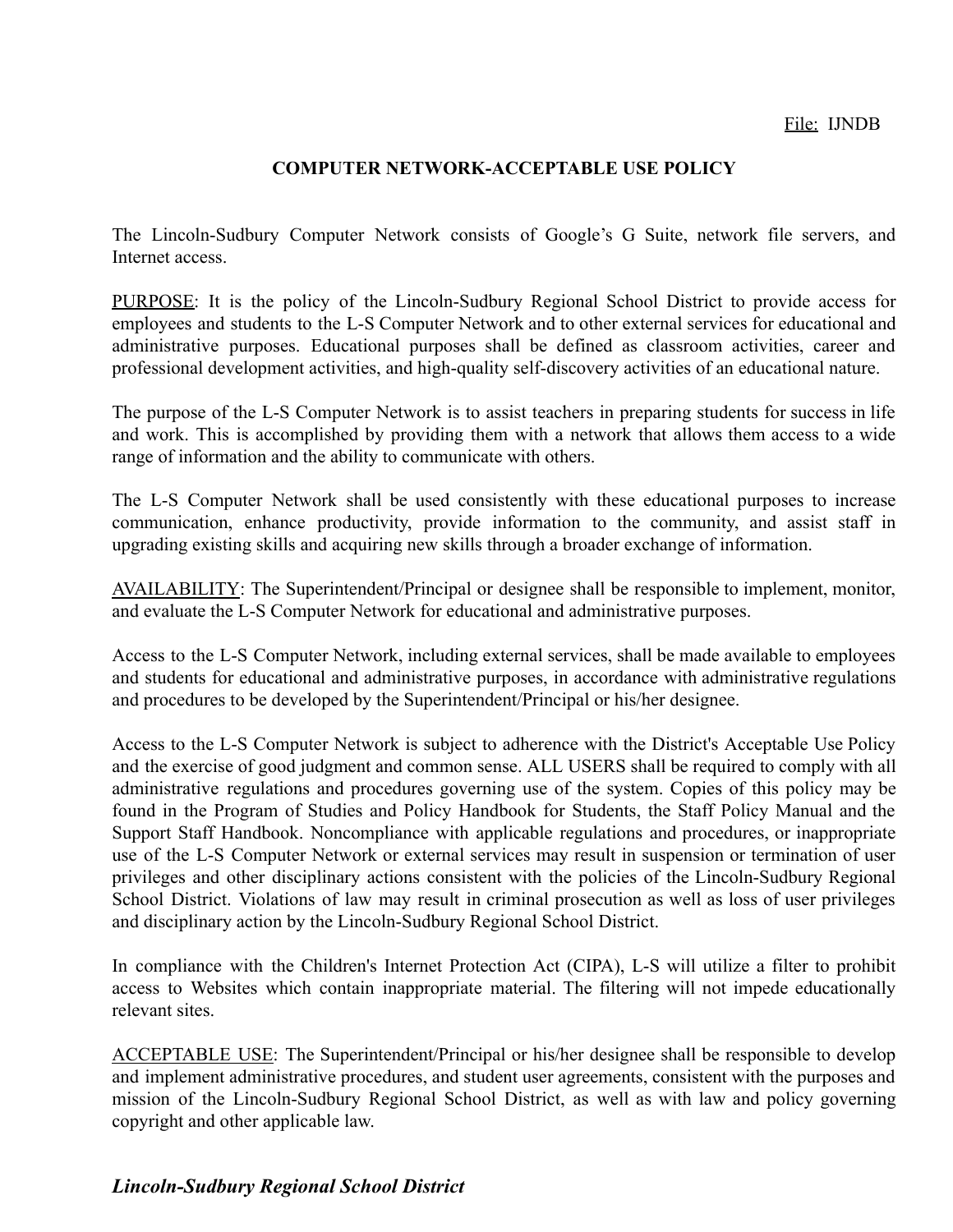File: IJNDB

## COMPUTER NETWORK-ACCEPTABLE USE POLICY

The Lincoln-Sudbury Computer Network consists of Google's G Suite, network file servers, and Internet access.

PURPOSE: It is the policy of the Lincoln-Sudbury Regional School District to provide access for employees and students to the L-S Computer Network and to other external services for educational and administrative purposes. Educational purposes shall be defined as classroom activities, career and professional development activities, and high-quality self-discovery activities of an educational nature.

The purpose of the L-S Computer Network is to assist teachers in preparing students for success in life and work. This is accomplished by providing them with a network that allows them access to a wide range of information and the ability to communicate with others.

The L-S Computer Network shall be used consistently with these educational purposes to increase communication, enhance productivity, provide information to the community, and assist staff in upgrading existing skills and acquiring new skills through a broader exchange of information.

AVAILABILITY: The Superintendent/Principal or designee shall be responsible to implement, monitor, and evaluate the L-S Computer Network for educational and administrative purposes.

Access to the L-S Computer Network, including external services, shall be made available to employees and students for educational and administrative purposes, in accordance with administrative regulations and procedures to be developed by the Superintendent/Principal or his/her designee.

Access to the L-S Computer Network is subject to adherence with the District's Acceptable Use Policy and the exercise of good judgment and common sense. ALL USERS shall be required to comply with all administrative regulations and procedures governing use of the system. Copies of this policy may be found in the Program of Studies and Policy Handbook for Students, the Staff Policy Manual and the Support Staff Handbook. Noncompliance with applicable regulations and procedures, or inappropriate use of the L-S Computer Network or external services may result in suspension or termination of user privileges and other disciplinary actions consistent with the policies of the Lincoln-Sudbury Regional School District. Violations of law may result in criminal prosecution as well as loss of user privileges and disciplinary action by the Lincoln-Sudbury Regional School District.

In compliance with the Children's Internet Protection Act (CIPA), L-S will utilize a filter to prohibit access to Websites which contain inappropriate material. The filtering will not impede educationally relevant sites.

ACCEPTABLE USE: The Superintendent/Principal or his/her designee shall be responsible to develop and implement administrative procedures, and student user agreements, consistent with the purposes and mission of the Lincoln-Sudbury Regional School District, as well as with law and policy governing copyright and other applicable law.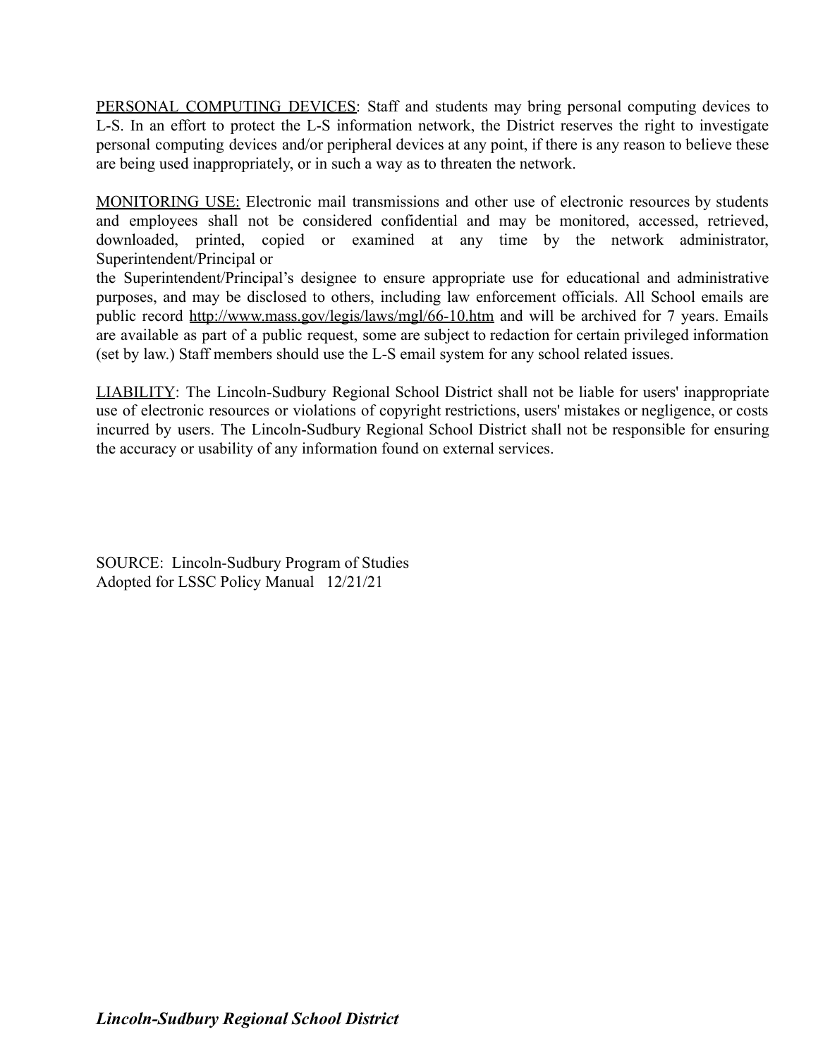PERSONAL COMPUTING DEVICES: Staff and students may bring personal computing devices to L-S. In an effort to protect the L-S information network, the District reserves the right to investigate personal computing devices and/or peripheral devices at any point, if there is any reason to believe these are being used inappropriately, or in such a way as to threaten the network.

MONITORING USE: Electronic mail transmissions and other use of electronic resources by students and employees shall not be considered confidential and may be monitored, accessed, retrieved, downloaded, printed, copied or examined at any time by the network administrator, Superintendent/Principal or the Superintendent/Principal's designee to ensure appropriate use for educational and administrative purposes, and may be disclosed to others, including law enforcement officials. All School emails are public record http://www.mass.gov/legis/laws/mgl/66-10.htm and will be archived for 7 years. Emails are available as part of a public request, some are subject to redaction for certain privileged information (set by law.) Staff members should use the L-S email system for any school related issues.

LIABILITY: The Lincoln-Sudbury Regional School District shall not be liable for users' inappropriate use of electronic resources or violations of copyright restrictions, users' mistakes or negligence, or costs incurred by users. The Lincoln-Sudbury Regional School District shall not be responsible for ensuring the accuracy or usability of any information found on external services.

SOURCE: Lincoln-Sudbury Program of Studies
Adopted for LSSC Policy Manual 12/21/21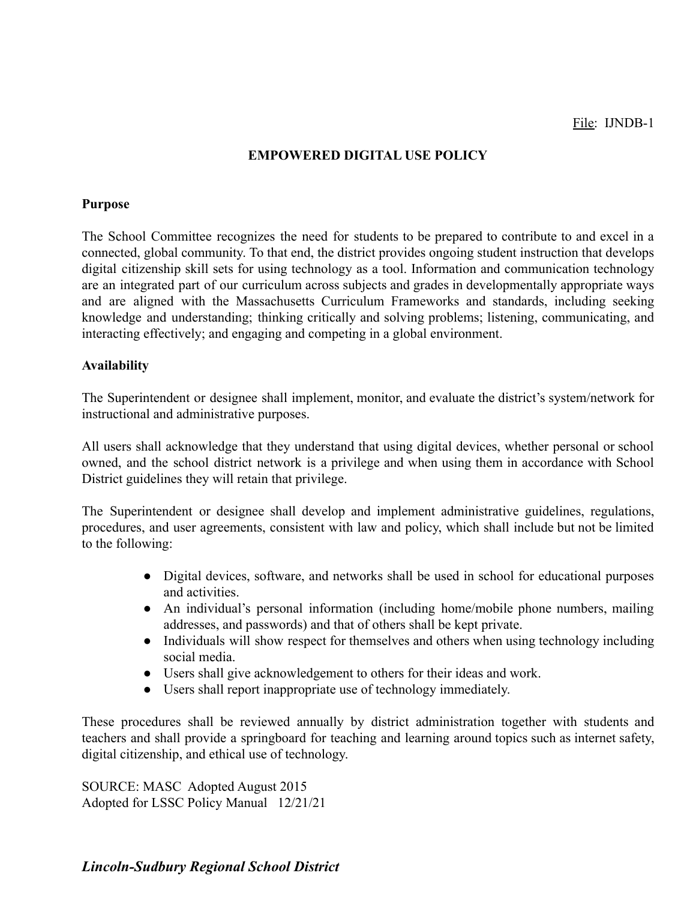File: IJNDB-1

# EMPOWERED DIGITAL USE POLICY

**Purpose**

The School Committee recognizes the need for students to be prepared to contribute to and excel in a connected, global community. To that end, the district provides ongoing student instruction that develops digital citizenship skill sets for using technology as a tool. Information and communication technology are an integrated part of our curriculum across subjects and grades in developmentally appropriate ways and are aligned with the Massachusetts Curriculum Frameworks and standards, including seeking knowledge and understanding; thinking critically and solving problems; listening, communicating, and interacting effectively; and engaging and competing in a global environment.

**Availability**

The Superintendent or designee shall implement, monitor, and evaluate the district's system/network for instructional and administrative purposes.

All users shall acknowledge that they understand that using digital devices, whether personal or school owned, and the school district network is a privilege and when using them in accordance with School District guidelines they will retain that privilege.

The Superintendent or designee shall develop and implement administrative guidelines, regulations, procedures, and user agreements, consistent with law and policy, which shall include but not be limited to the following:

- Digital devices, software, and networks shall be used in school for educational purposes and activities.
- An individual's personal information (including home/mobile phone numbers, mailing addresses, and passwords) and that of others shall be kept private.
- Individuals will show respect for themselves and others when using technology including social media.
- Users shall give acknowledgement to others for their ideas and work.
- Users shall report inappropriate use of technology immediately.

These procedures shall be reviewed annually by district administration together with students and teachers and shall provide a springboard for teaching and learning around topics such as internet safety, digital citizenship, and ethical use of technology.

SOURCE: MASC Adopted August 2015
Adopted for LSSC Policy Manual 12/21/21

***Lincoln-Sudbury Regional School District***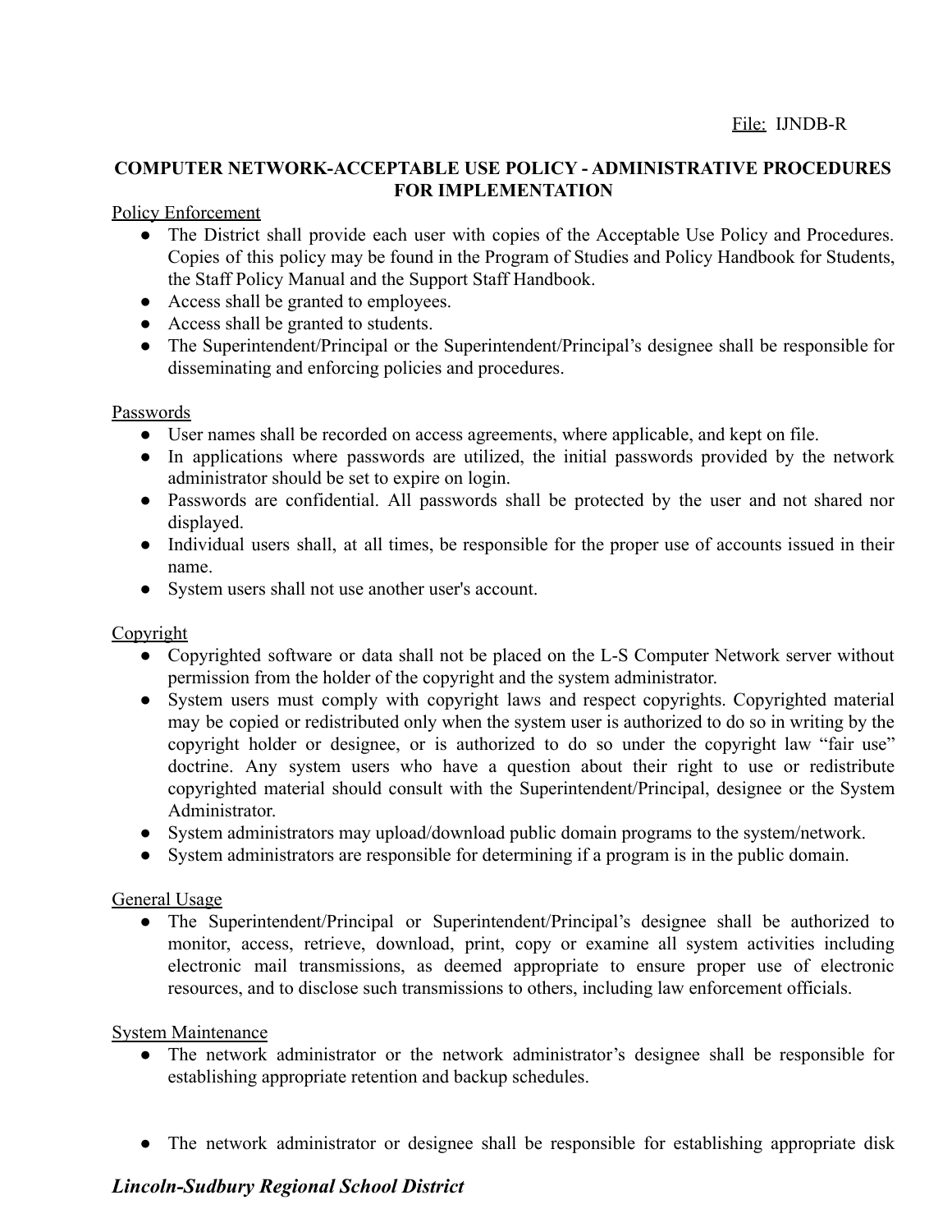File: IJNDB-R

## COMPUTER NETWORK-ACCEPTABLE USE POLICY - ADMINISTRATIVE PROCEDURES FOR IMPLEMENTATION

Policy Enforcement

- The District shall provide each user with copies of the Acceptable Use Policy and Procedures. Copies of this policy may be found in the Program of Studies and Policy Handbook for Students, the Staff Policy Manual and the Support Staff Handbook.
- Access shall be granted to employees.
- Access shall be granted to students.
- The Superintendent/Principal or the Superintendent/Principal's designee shall be responsible for disseminating and enforcing policies and procedures.

Passwords

- User names shall be recorded on access agreements, where applicable, and kept on file.
- In applications where passwords are utilized, the initial passwords provided by the network administrator should be set to expire on login.
- Passwords are confidential. All passwords shall be protected by the user and not shared nor displayed.
- Individual users shall, at all times, be responsible for the proper use of accounts issued in their name.
- System users shall not use another user's account.

Copyright

- Copyrighted software or data shall not be placed on the L-S Computer Network server without permission from the holder of the copyright and the system administrator.
- System users must comply with copyright laws and respect copyrights. Copyrighted material may be copied or redistributed only when the system user is authorized to do so in writing by the copyright holder or designee, or is authorized to do so under the copyright law "fair use" doctrine. Any system users who have a question about their right to use or redistribute copyrighted material should consult with the Superintendent/Principal, designee or the System Administrator.
- System administrators may upload/download public domain programs to the system/network.
- System administrators are responsible for determining if a program is in the public domain.

General Usage

- The Superintendent/Principal or Superintendent/Principal's designee shall be authorized to monitor, access, retrieve, download, print, copy or examine all system activities including electronic mail transmissions, as deemed appropriate to ensure proper use of electronic resources, and to disclose such transmissions to others, including law enforcement officials.

System Maintenance

- The network administrator or the network administrator's designee shall be responsible for establishing appropriate retention and backup schedules.

- The network administrator or designee shall be responsible for establishing appropriate disk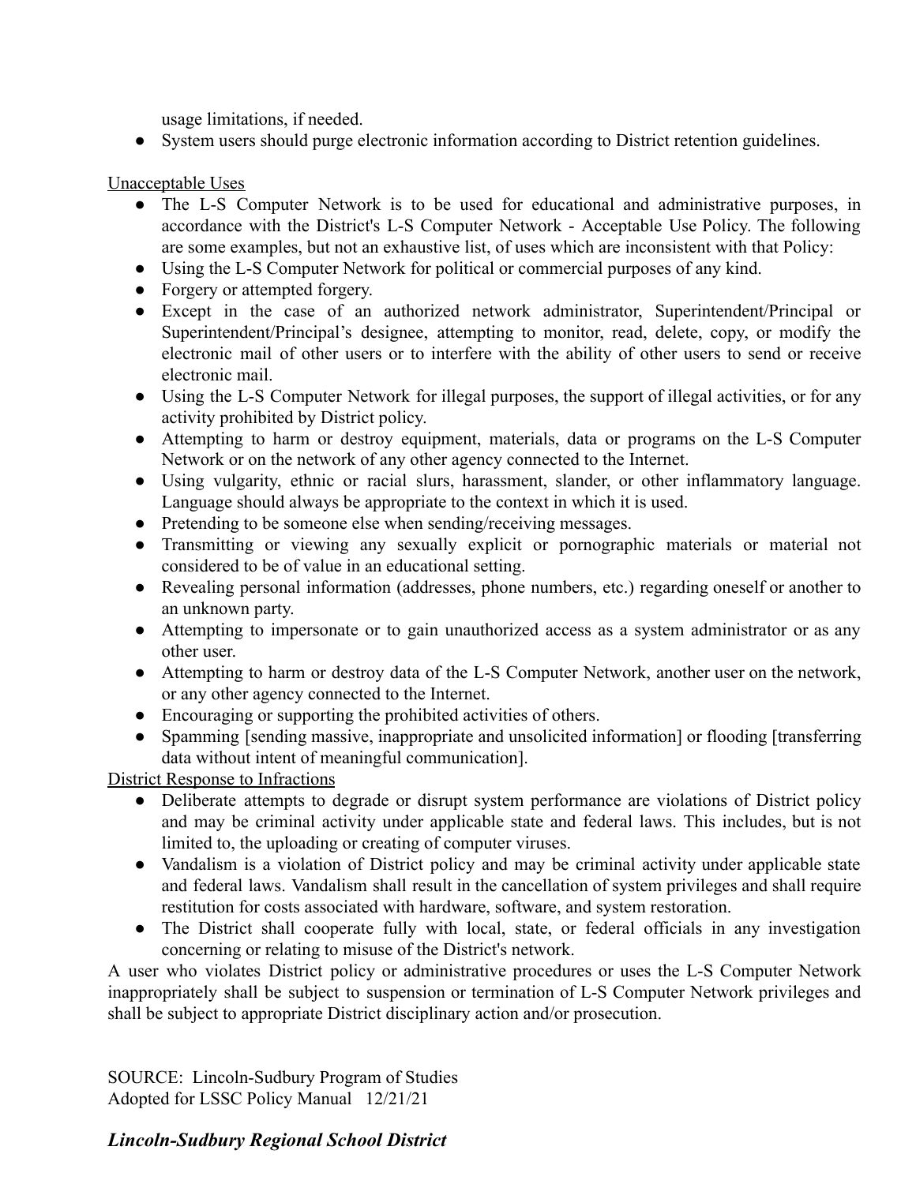usage limitations, if needed.

- System users should purge electronic information according to District retention guidelines.

<u>Unacceptable Uses</u>

- The L-S Computer Network is to be used for educational and administrative purposes, in accordance with the District's L-S Computer Network - Acceptable Use Policy. The following are some examples, but not an exhaustive list, of uses which are inconsistent with that Policy:
- Using the L-S Computer Network for political or commercial purposes of any kind.
- Forgery or attempted forgery.
- Except in the case of an authorized network administrator, Superintendent/Principal or Superintendent/Principal's designee, attempting to monitor, read, delete, copy, or modify the electronic mail of other users or to interfere with the ability of other users to send or receive electronic mail.
- Using the L-S Computer Network for illegal purposes, the support of illegal activities, or for any activity prohibited by District policy.
- Attempting to harm or destroy equipment, materials, data or programs on the L-S Computer Network or on the network of any other agency connected to the Internet.
- Using vulgarity, ethnic or racial slurs, harassment, slander, or other inflammatory language. Language should always be appropriate to the context in which it is used.
- Pretending to be someone else when sending/receiving messages.
- Transmitting or viewing any sexually explicit or pornographic materials or material not considered to be of value in an educational setting.
- Revealing personal information (addresses, phone numbers, etc.) regarding oneself or another to an unknown party.
- Attempting to impersonate or to gain unauthorized access as a system administrator or as any other user.
- Attempting to harm or destroy data of the L-S Computer Network, another user on the network, or any other agency connected to the Internet.
- Encouraging or supporting the prohibited activities of others.
- Spamming [sending massive, inappropriate and unsolicited information] or flooding [transferring data without intent of meaningful communication].

<u>District Response to Infractions</u>

- Deliberate attempts to degrade or disrupt system performance are violations of District policy and may be criminal activity under applicable state and federal laws. This includes, but is not limited to, the uploading or creating of computer viruses.
- Vandalism is a violation of District policy and may be criminal activity under applicable state and federal laws. Vandalism shall result in the cancellation of system privileges and shall require restitution for costs associated with hardware, software, and system restoration.
- The District shall cooperate fully with local, state, or federal officials in any investigation concerning or relating to misuse of the District's network.

A user who violates District policy or administrative procedures or uses the L-S Computer Network inappropriately shall be subject to suspension or termination of L-S Computer Network privileges and shall be subject to appropriate District disciplinary action and/or prosecution.

SOURCE: Lincoln-Sudbury Program of Studies
Adopted for LSSC Policy Manual 12/21/21

***Lincoln-Sudbury Regional School District***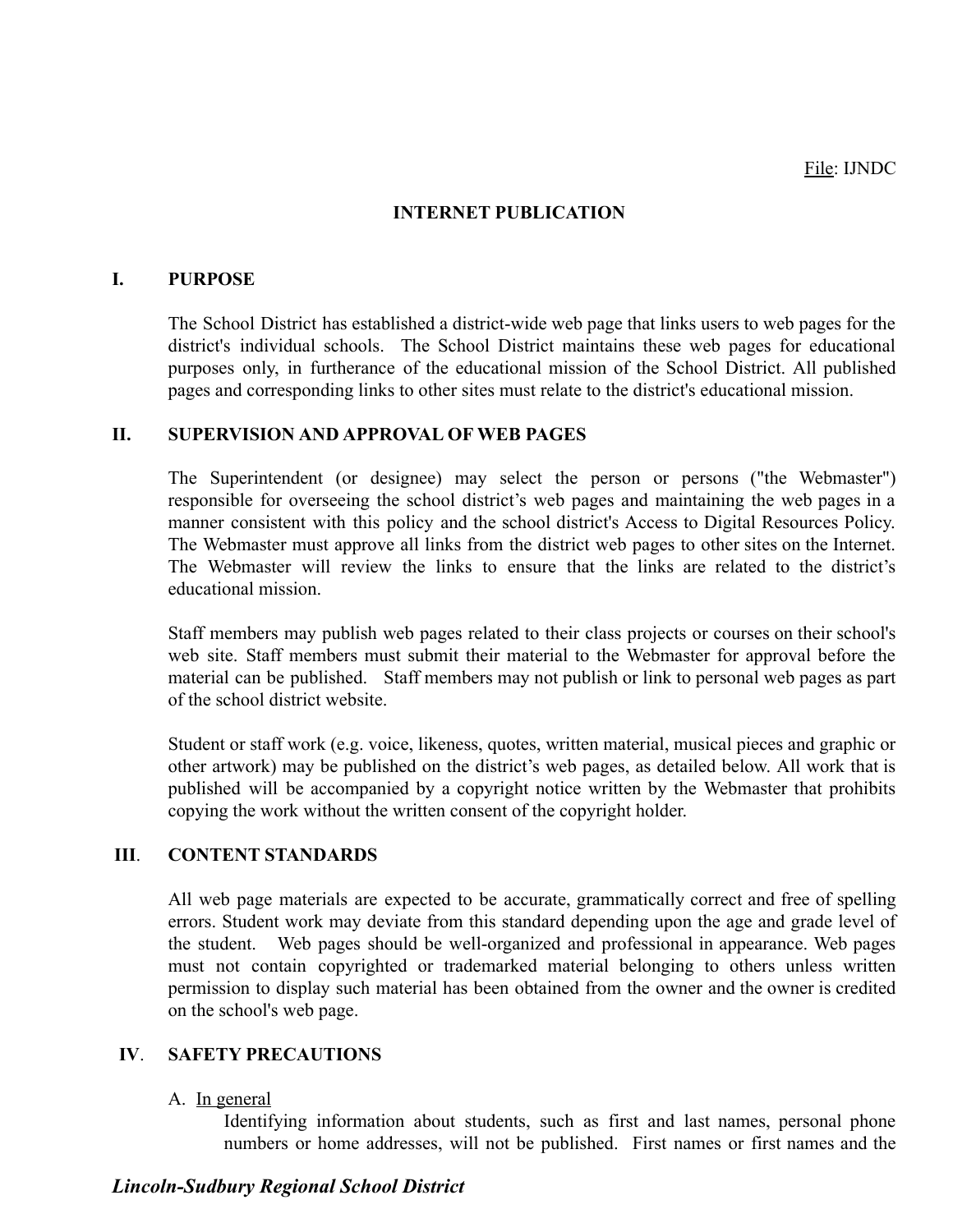File: IJNDC

## INTERNET PUBLICATION

### I. PURPOSE

The School District has established a district-wide web page that links users to web pages for the district's individual schools. The School District maintains these web pages for educational purposes only, in furtherance of the educational mission of the School District. All published pages and corresponding links to other sites must relate to the district's educational mission.

### II. SUPERVISION AND APPROVAL OF WEB PAGES

The Superintendent (or designee) may select the person or persons ("the Webmaster") responsible for overseeing the school district's web pages and maintaining the web pages in a manner consistent with this policy and the school district's Access to Digital Resources Policy. The Webmaster must approve all links from the district web pages to other sites on the Internet. The Webmaster will review the links to ensure that the links are related to the district's educational mission.

Staff members may publish web pages related to their class projects or courses on their school's web site. Staff members must submit their material to the Webmaster for approval before the material can be published. Staff members may not publish or link to personal web pages as part of the school district website.

Student or staff work (e.g. voice, likeness, quotes, written material, musical pieces and graphic or other artwork) may be published on the district's web pages, as detailed below. All work that is published will be accompanied by a copyright notice written by the Webmaster that prohibits copying the work without the written consent of the copyright holder.

### III. CONTENT STANDARDS

All web page materials are expected to be accurate, grammatically correct and free of spelling errors. Student work may deviate from this standard depending upon the age and grade level of the student. Web pages should be well-organized and professional in appearance. Web pages must not contain copyrighted or trademarked material belonging to others unless written permission to display such material has been obtained from the owner and the owner is credited on the school's web page.

### IV. SAFETY PRECAUTIONS

A. <u>In general</u>

Identifying information about students, such as first and last names, personal phone numbers or home addresses, will not be published. First names or first names and the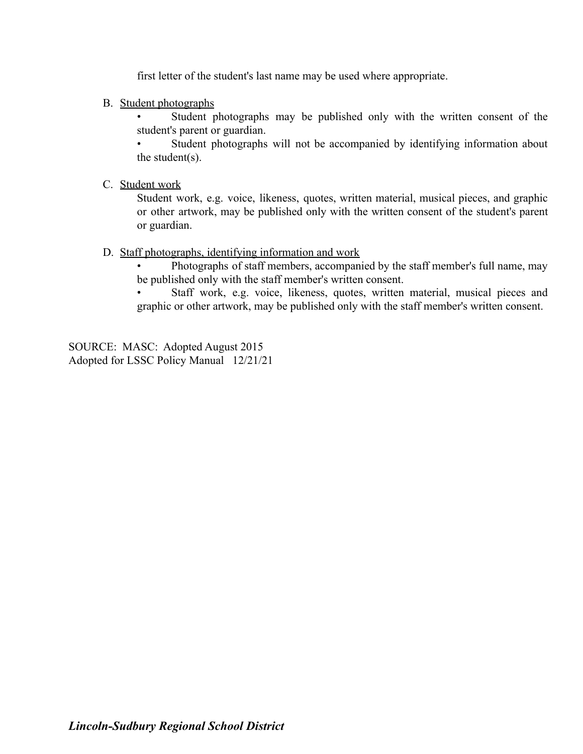first letter of the student's last name may be used where appropriate.

B. Student photographs

- Student photographs may be published only with the written consent of the student's parent or guardian.
- Student photographs will not be accompanied by identifying information about the student(s).

C. Student work

Student work, e.g. voice, likeness, quotes, written material, musical pieces, and graphic or other artwork, may be published only with the written consent of the student's parent or guardian.

D. Staff photographs, identifying information and work

- Photographs of staff members, accompanied by the staff member's full name, may be published only with the staff member's written consent.
- Staff work, e.g. voice, likeness, quotes, written material, musical pieces and graphic or other artwork, may be published only with the staff member's written consent.

SOURCE: MASC: Adopted August 2015
Adopted for LSSC Policy Manual 12/21/21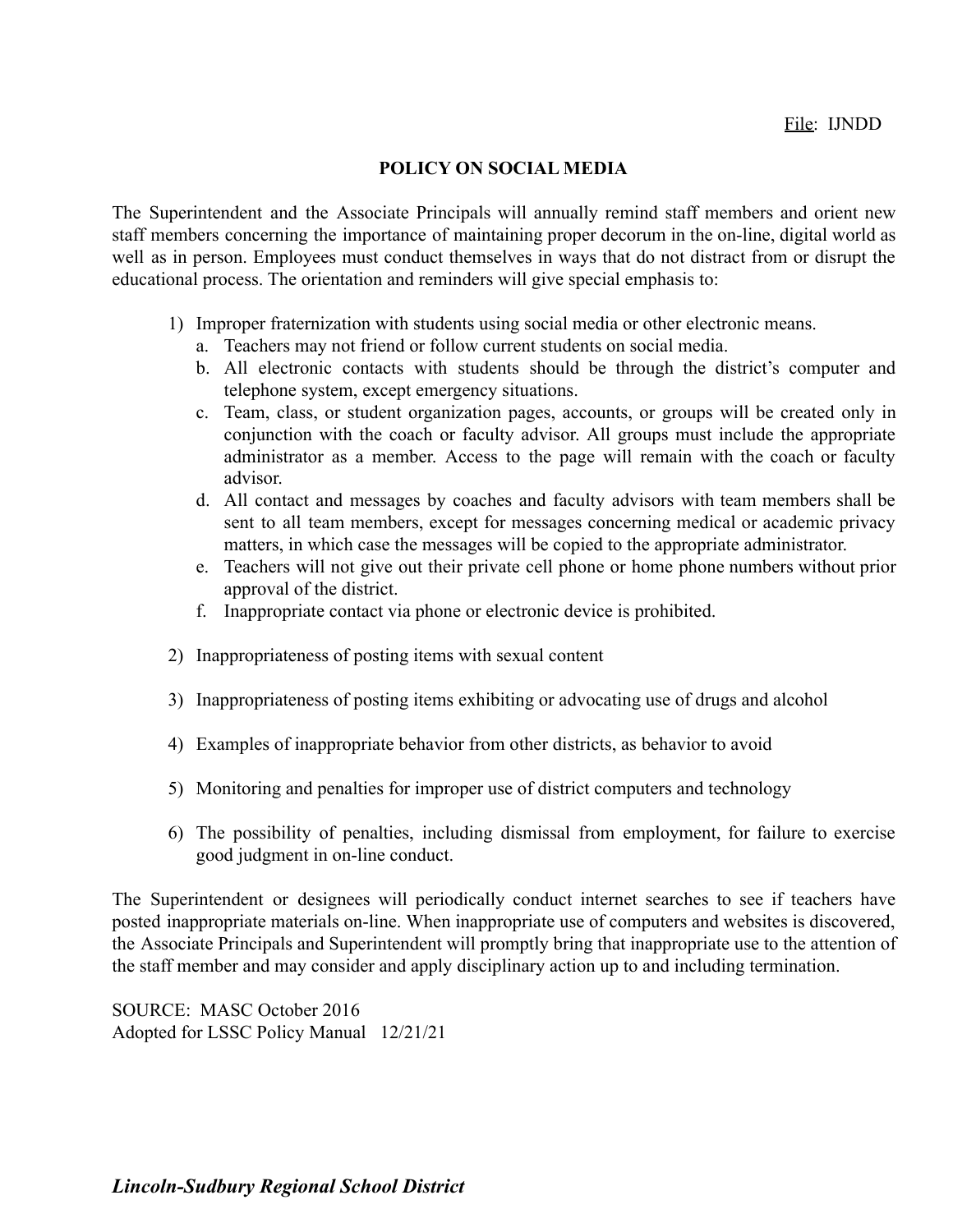File: IJNDD

# POLICY ON SOCIAL MEDIA

The Superintendent and the Associate Principals will annually remind staff members and orient new staff members concerning the importance of maintaining proper decorum in the on-line, digital world as well as in person. Employees must conduct themselves in ways that do not distract from or disrupt the educational process. The orientation and reminders will give special emphasis to:

1) Improper fraternization with students using social media or other electronic means.
   a. Teachers may not friend or follow current students on social media.
   b. All electronic contacts with students should be through the district's computer and telephone system, except emergency situations.
   c. Team, class, or student organization pages, accounts, or groups will be created only in conjunction with the coach or faculty advisor. All groups must include the appropriate administrator as a member. Access to the page will remain with the coach or faculty advisor.
   d. All contact and messages by coaches and faculty advisors with team members shall be sent to all team members, except for messages concerning medical or academic privacy matters, in which case the messages will be copied to the appropriate administrator.
   e. Teachers will not give out their private cell phone or home phone numbers without prior approval of the district.
   f. Inappropriate contact via phone or electronic device is prohibited.

2) Inappropriateness of posting items with sexual content

3) Inappropriateness of posting items exhibiting or advocating use of drugs and alcohol

4) Examples of inappropriate behavior from other districts, as behavior to avoid

5) Monitoring and penalties for improper use of district computers and technology

6) The possibility of penalties, including dismissal from employment, for failure to exercise good judgment in on-line conduct.

The Superintendent or designees will periodically conduct internet searches to see if teachers have posted inappropriate materials on-line. When inappropriate use of computers and websites is discovered, the Associate Principals and Superintendent will promptly bring that inappropriate use to the attention of the staff member and may consider and apply disciplinary action up to and including termination.

SOURCE: MASC October 2016
Adopted for LSSC Policy Manual 12/21/21

***Lincoln-Sudbury Regional School District***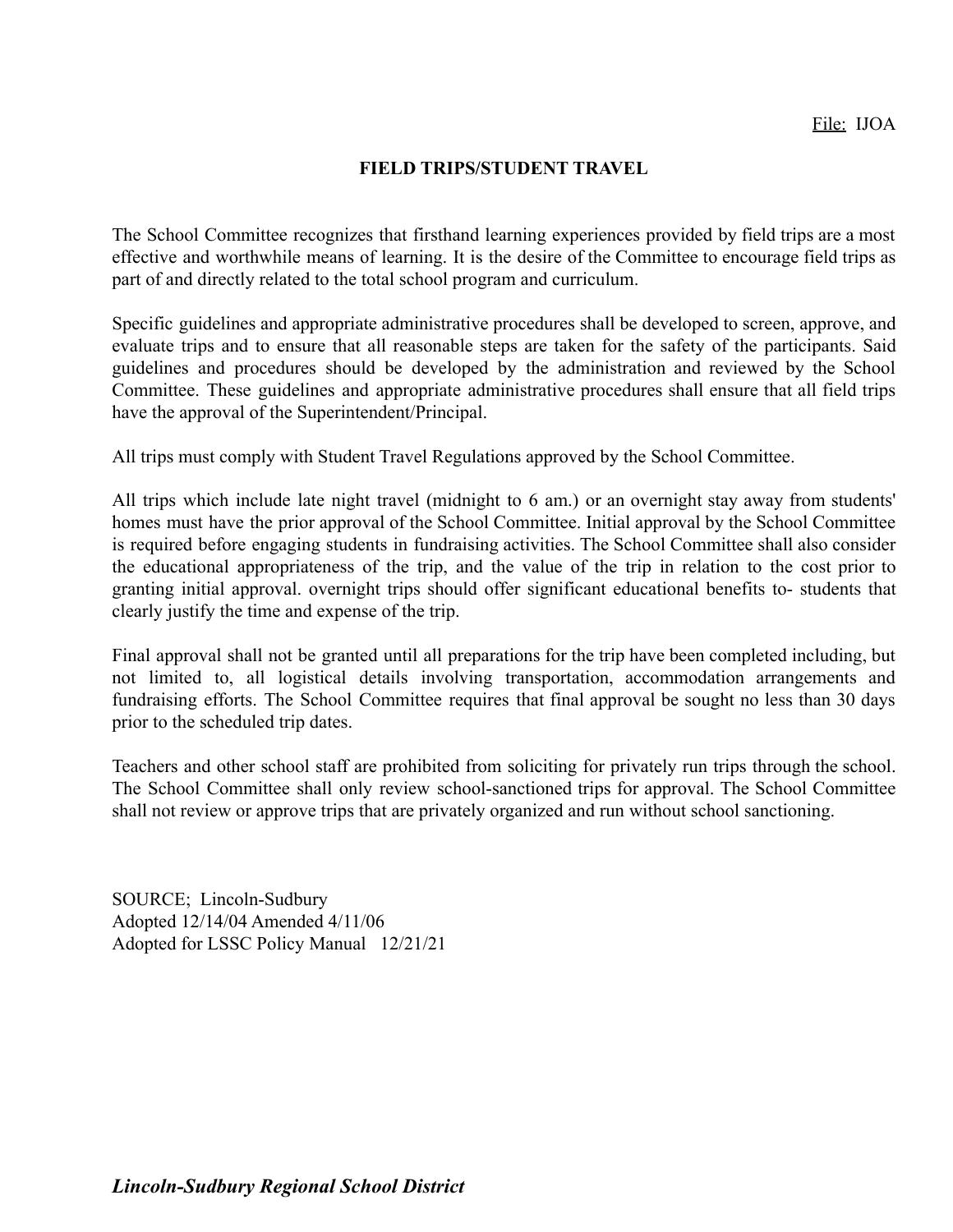File: IJOA

# FIELD TRIPS/STUDENT TRAVEL

The School Committee recognizes that firsthand learning experiences provided by field trips are a most effective and worthwhile means of learning. It is the desire of the Committee to encourage field trips as part of and directly related to the total school program and curriculum.

Specific guidelines and appropriate administrative procedures shall be developed to screen, approve, and evaluate trips and to ensure that all reasonable steps are taken for the safety of the participants. Said guidelines and procedures should be developed by the administration and reviewed by the School Committee. These guidelines and appropriate administrative procedures shall ensure that all field trips have the approval of the Superintendent/Principal.

All trips must comply with Student Travel Regulations approved by the School Committee.

All trips which include late night travel (midnight to 6 am.) or an overnight stay away from students' homes must have the prior approval of the School Committee. Initial approval by the School Committee is required before engaging students in fundraising activities. The School Committee shall also consider the educational appropriateness of the trip, and the value of the trip in relation to the cost prior to granting initial approval. overnight trips should offer significant educational benefits to- students that clearly justify the time and expense of the trip.

Final approval shall not be granted until all preparations for the trip have been completed including, but not limited to, all logistical details involving transportation, accommodation arrangements and fundraising efforts. The School Committee requires that final approval be sought no less than 30 days prior to the scheduled trip dates.

Teachers and other school staff are prohibited from soliciting for privately run trips through the school. The School Committee shall only review school-sanctioned trips for approval. The School Committee shall not review or approve trips that are privately organized and run without school sanctioning.

SOURCE; Lincoln-Sudbury
Adopted 12/14/04 Amended 4/11/06
Adopted for LSSC Policy Manual 12/21/21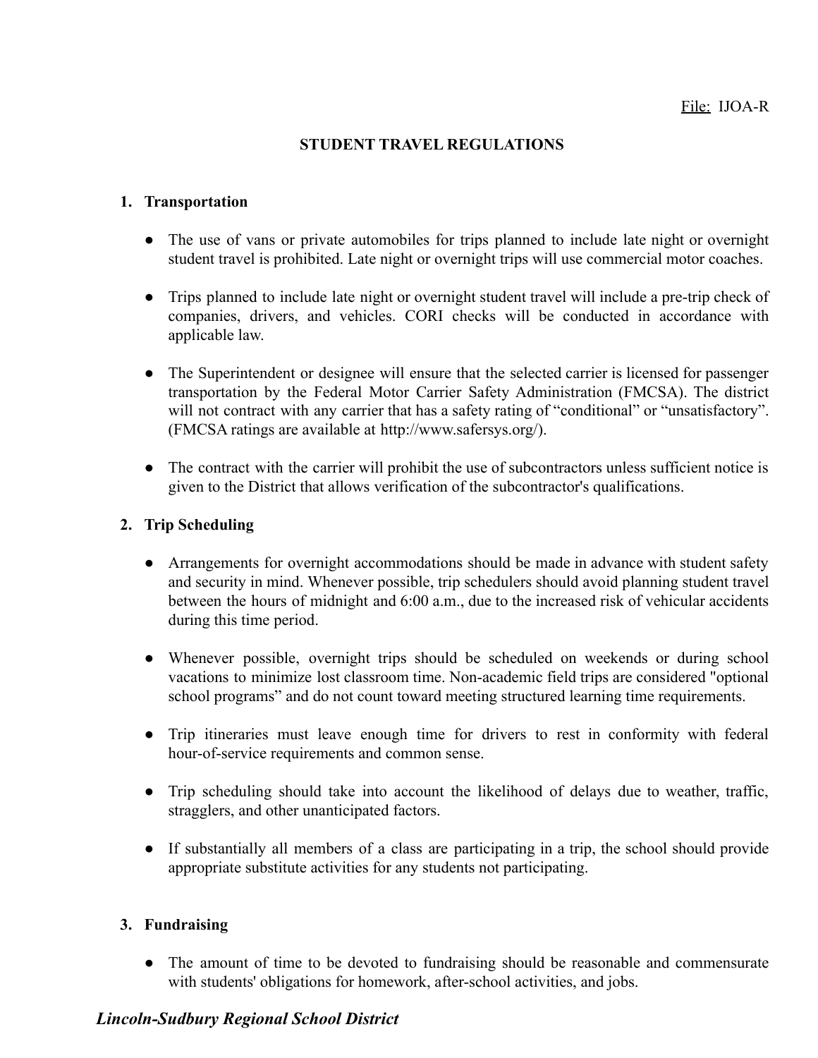File: IJOA-R

**STUDENT TRAVEL REGULATIONS**

1. **Transportation**

   - The use of vans or private automobiles for trips planned to include late night or overnight student travel is prohibited. Late night or overnight trips will use commercial motor coaches.

   - Trips planned to include late night or overnight student travel will include a pre-trip check of companies, drivers, and vehicles. CORI checks will be conducted in accordance with applicable law.

   - The Superintendent or designee will ensure that the selected carrier is licensed for passenger transportation by the Federal Motor Carrier Safety Administration (FMCSA). The district will not contract with any carrier that has a safety rating of "conditional" or "unsatisfactory". (FMCSA ratings are available at http://www.safersys.org/).

   - The contract with the carrier will prohibit the use of subcontractors unless sufficient notice is given to the District that allows verification of the subcontractor's qualifications.

2. **Trip Scheduling**

   - Arrangements for overnight accommodations should be made in advance with student safety and security in mind. Whenever possible, trip schedulers should avoid planning student travel between the hours of midnight and 6:00 a.m., due to the increased risk of vehicular accidents during this time period.

   - Whenever possible, overnight trips should be scheduled on weekends or during school vacations to minimize lost classroom time. Non-academic field trips are considered "optional school programs" and do not count toward meeting structured learning time requirements.

   - Trip itineraries must leave enough time for drivers to rest in conformity with federal hour-of-service requirements and common sense.

   - Trip scheduling should take into account the likelihood of delays due to weather, traffic, stragglers, and other unanticipated factors.

   - If substantially all members of a class are participating in a trip, the school should provide appropriate substitute activities for any students not participating.

3. **Fundraising**

   - The amount of time to be devoted to fundraising should be reasonable and commensurate with students' obligations for homework, after-school activities, and jobs.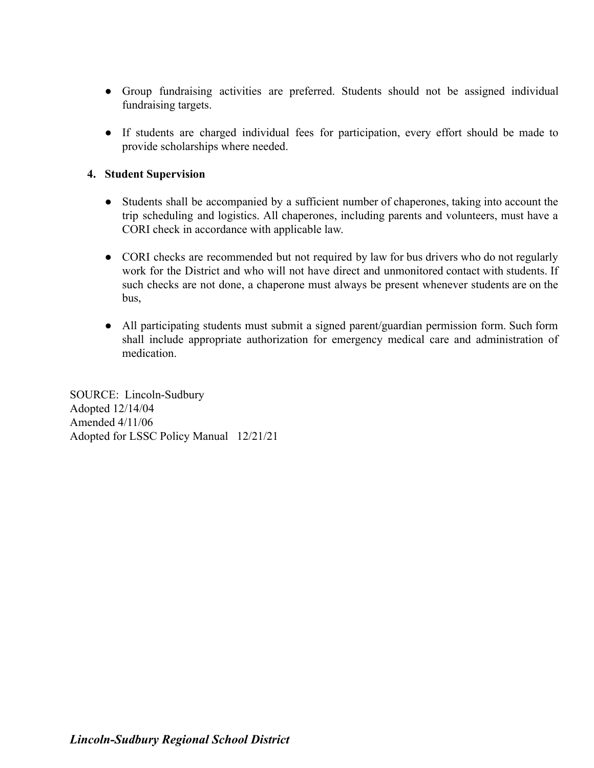- Group fundraising activities are preferred. Students should not be assigned individual fundraising targets.

- If students are charged individual fees for participation, every effort should be made to provide scholarships where needed.

4. **Student Supervision**

- Students shall be accompanied by a sufficient number of chaperones, taking into account the trip scheduling and logistics. All chaperones, including parents and volunteers, must have a CORI check in accordance with applicable law.

- CORI checks are recommended but not required by law for bus drivers who do not regularly work for the District and who will not have direct and unmonitored contact with students. If such checks are not done, a chaperone must always be present whenever students are on the bus,

- All participating students must submit a signed parent/guardian permission form. Such form shall include appropriate authorization for emergency medical care and administration of medication.

SOURCE: Lincoln-Sudbury
Adopted 12/14/04
Amended 4/11/06
Adopted for LSSC Policy Manual 12/21/21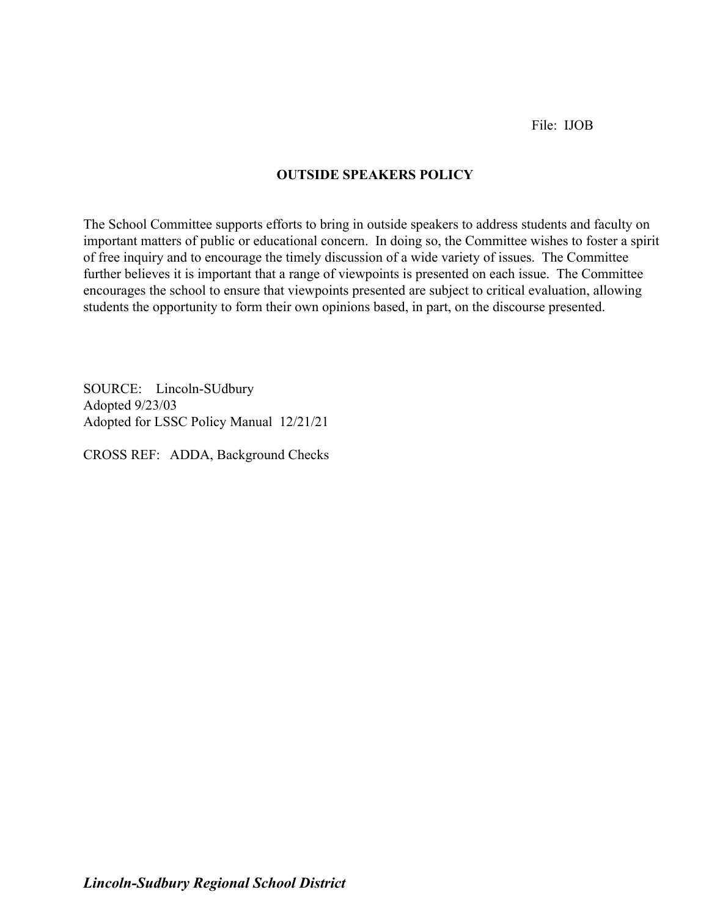File: IJOB

## OUTSIDE SPEAKERS POLICY

The School Committee supports efforts to bring in outside speakers to address students and faculty on important matters of public or educational concern. In doing so, the Committee wishes to foster a spirit of free inquiry and to encourage the timely discussion of a wide variety of issues. The Committee further believes it is important that a range of viewpoints is presented on each issue. The Committee encourages the school to ensure that viewpoints presented are subject to critical evaluation, allowing students the opportunity to form their own opinions based, in part, on the discourse presented.

SOURCE: Lincoln-SUdbury
Adopted 9/23/03
Adopted for LSSC Policy Manual 12/21/21

CROSS REF: ADDA, Background Checks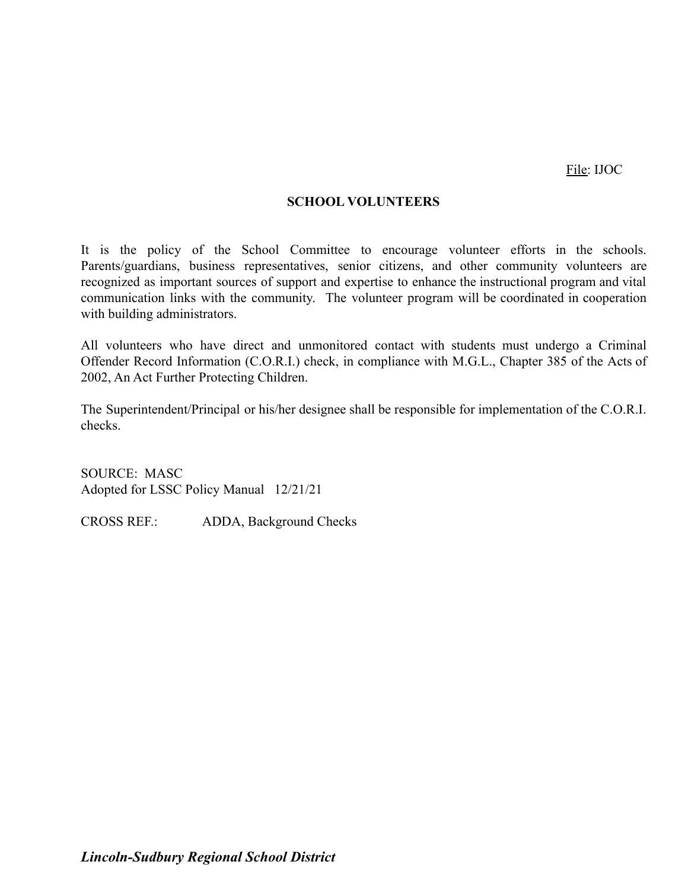File: IJOC

## SCHOOL VOLUNTEERS

It is the policy of the School Committee to encourage volunteer efforts in the schools. Parents/guardians, business representatives, senior citizens, and other community volunteers are recognized as important sources of support and expertise to enhance the instructional program and vital communication links with the community. The volunteer program will be coordinated in cooperation with building administrators.

All volunteers who have direct and unmonitored contact with students must undergo a Criminal Offender Record Information (C.O.R.I.) check, in compliance with M.G.L., Chapter 385 of the Acts of 2002, An Act Further Protecting Children.

The Superintendent/Principal or his/her designee shall be responsible for implementation of the C.O.R.I. checks.

SOURCE: MASC
Adopted for LSSC Policy Manual 12/21/21

CROSS REF.: ADDA, Background Checks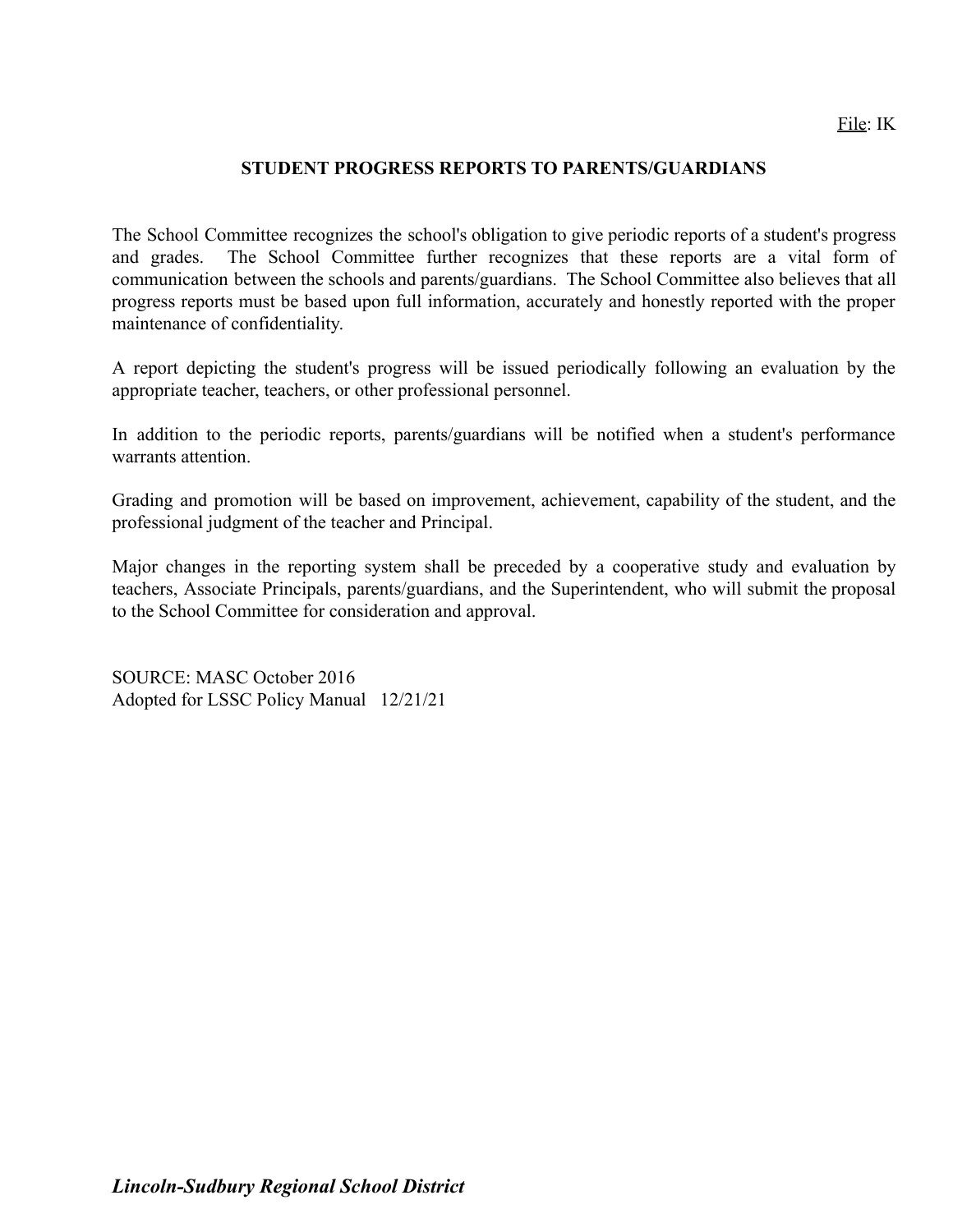File: IK

# STUDENT PROGRESS REPORTS TO PARENTS/GUARDIANS

The School Committee recognizes the school's obligation to give periodic reports of a student's progress and grades. The School Committee further recognizes that these reports are a vital form of communication between the schools and parents/guardians. The School Committee also believes that all progress reports must be based upon full information, accurately and honestly reported with the proper maintenance of confidentiality.

A report depicting the student's progress will be issued periodically following an evaluation by the appropriate teacher, teachers, or other professional personnel.

In addition to the periodic reports, parents/guardians will be notified when a student's performance warrants attention.

Grading and promotion will be based on improvement, achievement, capability of the student, and the professional judgment of the teacher and Principal.

Major changes in the reporting system shall be preceded by a cooperative study and evaluation by teachers, Associate Principals, parents/guardians, and the Superintendent, who will submit the proposal to the School Committee for consideration and approval.

SOURCE: MASC October 2016
Adopted for LSSC Policy Manual 12/21/21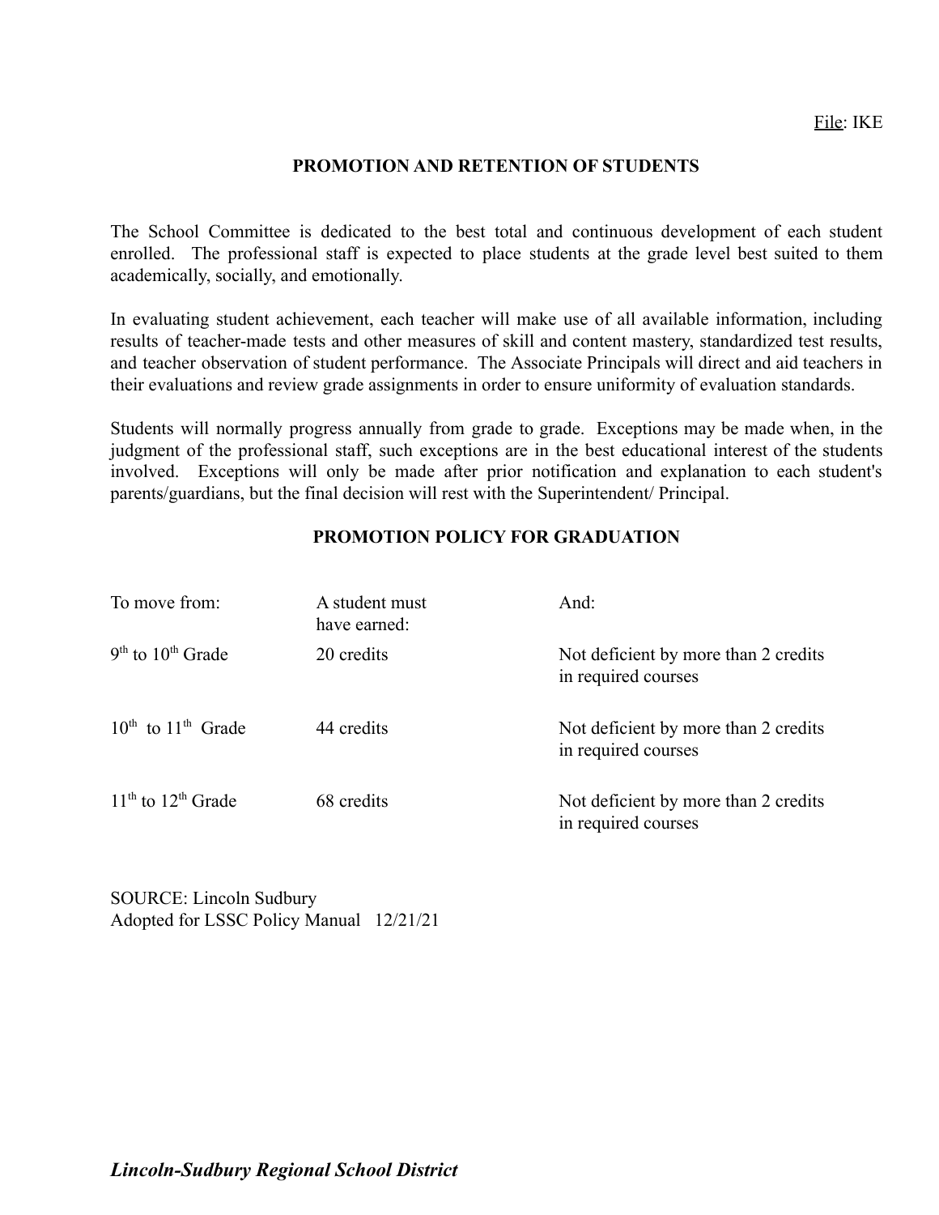File: IKE

## PROMOTION AND RETENTION OF STUDENTS

The School Committee is dedicated to the best total and continuous development of each student enrolled. The professional staff is expected to place students at the grade level best suited to them academically, socially, and emotionally.

In evaluating student achievement, each teacher will make use of all available information, including results of teacher-made tests and other measures of skill and content mastery, standardized test results, and teacher observation of student performance. The Associate Principals will direct and aid teachers in their evaluations and review grade assignments in order to ensure uniformity of evaluation standards.

Students will normally progress annually from grade to grade. Exceptions may be made when, in the judgment of the professional staff, such exceptions are in the best educational interest of the students involved. Exceptions will only be made after prior notification and explanation to each student's parents/guardians, but the final decision will rest with the Superintendent/ Principal.

## PROMOTION POLICY FOR GRADUATION

| To move from: | A student must have earned: | And: |
|---|---|---|
| 9th to 10th Grade | 20 credits | Not deficient by more than 2 credits in required courses |
| 10th to 11th Grade | 44 credits | Not deficient by more than 2 credits in required courses |
| 11th to 12th Grade | 68 credits | Not deficient by more than 2 credits in required courses |

SOURCE: Lincoln Sudbury
Adopted for LSSC Policy Manual 12/21/21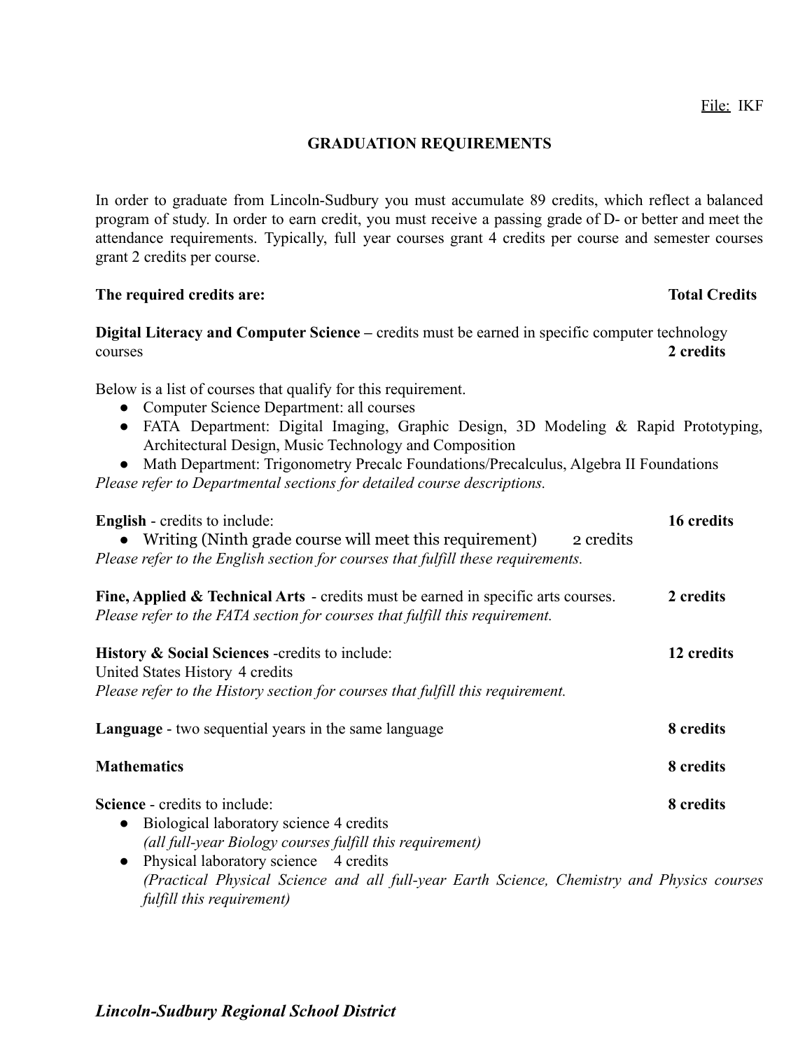File: IKF

## GRADUATION REQUIREMENTS

In order to graduate from Lincoln-Sudbury you must accumulate 89 credits, which reflect a balanced program of study. In order to earn credit, you must receive a passing grade of D- or better and meet the attendance requirements. Typically, full year courses grant 4 credits per course and semester courses grant 2 credits per course.

**The required credits are:** **Total Credits**

**Digital Literacy and Computer Science –** credits must be earned in specific computer technology courses **2 credits**

Below is a list of courses that qualify for this requirement.

- Computer Science Department: all courses
- FATA Department: Digital Imaging, Graphic Design, 3D Modeling & Rapid Prototyping, Architectural Design, Music Technology and Composition
- Math Department: Trigonometry Precalc Foundations/Precalculus, Algebra II Foundations

*Please refer to Departmental sections for detailed course descriptions.*

**English** - credits to include: **16 credits**

- Writing (Ninth grade course will meet this requirement) 2 credits

*Please refer to the English section for courses that fulfill these requirements.*

**Fine, Applied & Technical Arts** - credits must be earned in specific arts courses. **2 credits**
*Please refer to the FATA section for courses that fulfill this requirement.*

**History & Social Sciences** -credits to include: **12 credits**
United States History 4 credits
*Please refer to the History section for courses that fulfill this requirement.*

**Language** - two sequential years in the same language **8 credits**

**Mathematics** **8 credits**

**Science** - credits to include: **8 credits**

- Biological laboratory science 4 credits
  *(all full-year Biology courses fulfill this requirement)*
- Physical laboratory science 4 credits
  *(Practical Physical Science and all full-year Earth Science, Chemistry and Physics courses fulfill this requirement)*

***Lincoln-Sudbury Regional School District***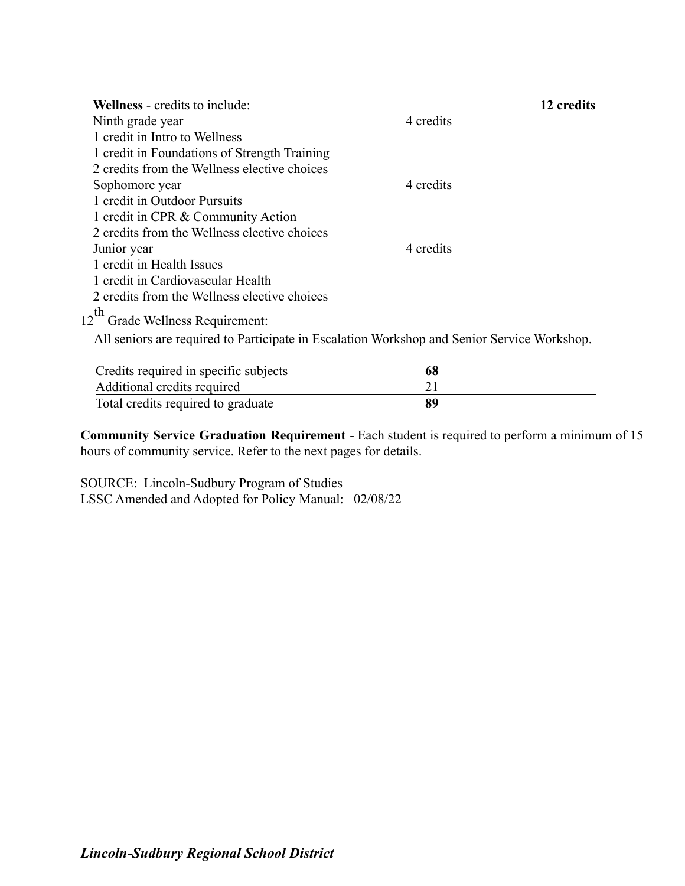**Wellness** - credits to include: **12 credits**

Ninth grade year 4 credits
1 credit in Intro to Wellness
1 credit in Foundations of Strength Training
2 credits from the Wellness elective choices

Sophomore year 4 credits
1 credit in Outdoor Pursuits
1 credit in CPR & Community Action
2 credits from the Wellness elective choices

Junior year 4 credits
1 credit in Health Issues
1 credit in Cardiovascular Health
2 credits from the Wellness elective choices

12th Grade Wellness Requirement:

All seniors are required to Participate in Escalation Workshop and Senior Service Workshop.

| | |
|---|---|
| Credits required in specific subjects | **68** |
| Additional credits required | 21 |
| Total credits required to graduate | **89** |

**Community Service Graduation Requirement** - Each student is required to perform a minimum of 15 hours of community service. Refer to the next pages for details.

SOURCE: Lincoln-Sudbury Program of Studies
LSSC Amended and Adopted for Policy Manual: 02/08/22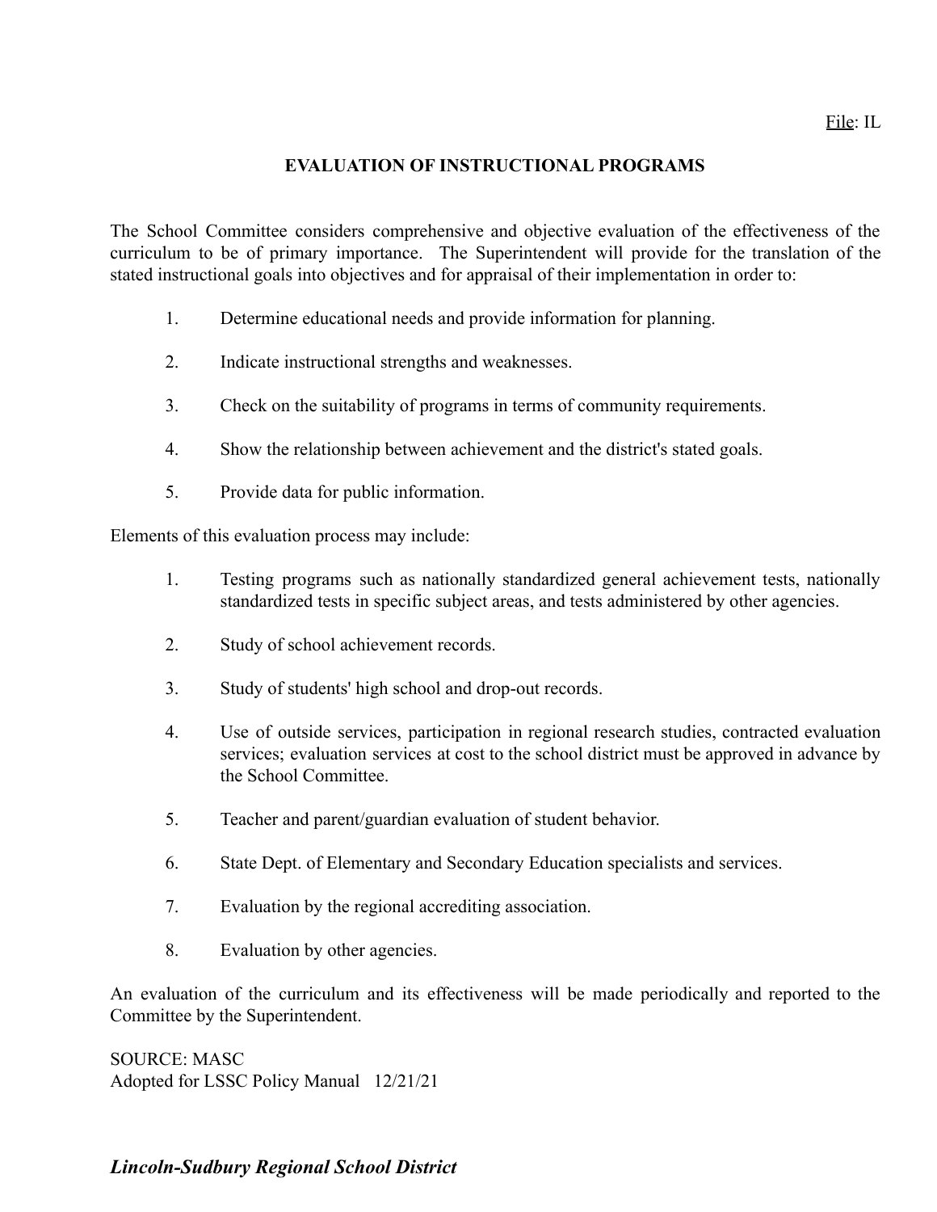File: IL

# EVALUATION OF INSTRUCTIONAL PROGRAMS

The School Committee considers comprehensive and objective evaluation of the effectiveness of the curriculum to be of primary importance. The Superintendent will provide for the translation of the stated instructional goals into objectives and for appraisal of their implementation in order to:

1. Determine educational needs and provide information for planning.
2. Indicate instructional strengths and weaknesses.
3. Check on the suitability of programs in terms of community requirements.
4. Show the relationship between achievement and the district's stated goals.
5. Provide data for public information.

Elements of this evaluation process may include:

1. Testing programs such as nationally standardized general achievement tests, nationally standardized tests in specific subject areas, and tests administered by other agencies.
2. Study of school achievement records.
3. Study of students' high school and drop-out records.
4. Use of outside services, participation in regional research studies, contracted evaluation services; evaluation services at cost to the school district must be approved in advance by the School Committee.
5. Teacher and parent/guardian evaluation of student behavior.
6. State Dept. of Elementary and Secondary Education specialists and services.
7. Evaluation by the regional accrediting association.
8. Evaluation by other agencies.

An evaluation of the curriculum and its effectiveness will be made periodically and reported to the Committee by the Superintendent.

SOURCE: MASC
Adopted for LSSC Policy Manual 12/21/21

***Lincoln-Sudbury Regional School District***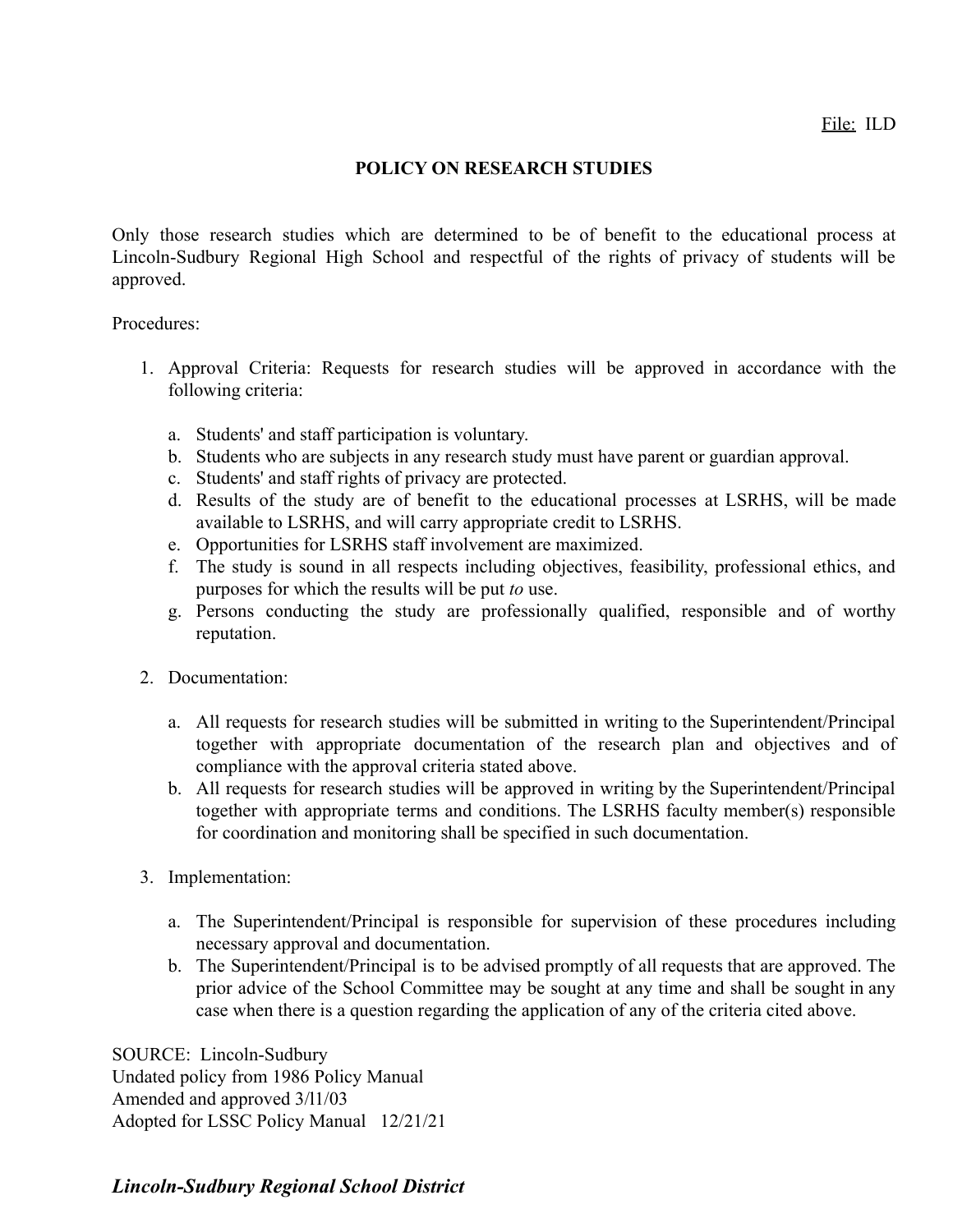File: ILD

# POLICY ON RESEARCH STUDIES

Only those research studies which are determined to be of benefit to the educational process at Lincoln-Sudbury Regional High School and respectful of the rights of privacy of students will be approved.

Procedures:

1. Approval Criteria: Requests for research studies will be approved in accordance with the following criteria:

   a. Students' and staff participation is voluntary.
   b. Students who are subjects in any research study must have parent or guardian approval.
   c. Students' and staff rights of privacy are protected.
   d. Results of the study are of benefit to the educational processes at LSRHS, will be made available to LSRHS, and will carry appropriate credit to LSRHS.
   e. Opportunities for LSRHS staff involvement are maximized.
   f. The study is sound in all respects including objectives, feasibility, professional ethics, and purposes for which the results will be put *to* use.
   g. Persons conducting the study are professionally qualified, responsible and of worthy reputation.

2. Documentation:

   a. All requests for research studies will be submitted in writing to the Superintendent/Principal together with appropriate documentation of the research plan and objectives and of compliance with the approval criteria stated above.
   b. All requests for research studies will be approved in writing by the Superintendent/Principal together with appropriate terms and conditions. The LSRHS faculty member(s) responsible for coordination and monitoring shall be specified in such documentation.

3. Implementation:

   a. The Superintendent/Principal is responsible for supervision of these procedures including necessary approval and documentation.
   b. The Superintendent/Principal is to be advised promptly of all requests that are approved. The prior advice of the School Committee may be sought at any time and shall be sought in any case when there is a question regarding the application of any of the criteria cited above.

SOURCE: Lincoln-Sudbury
Undated policy from 1986 Policy Manual
Amended and approved 3/l1/03
Adopted for LSSC Policy Manual 12/21/21

***Lincoln-Sudbury Regional School District***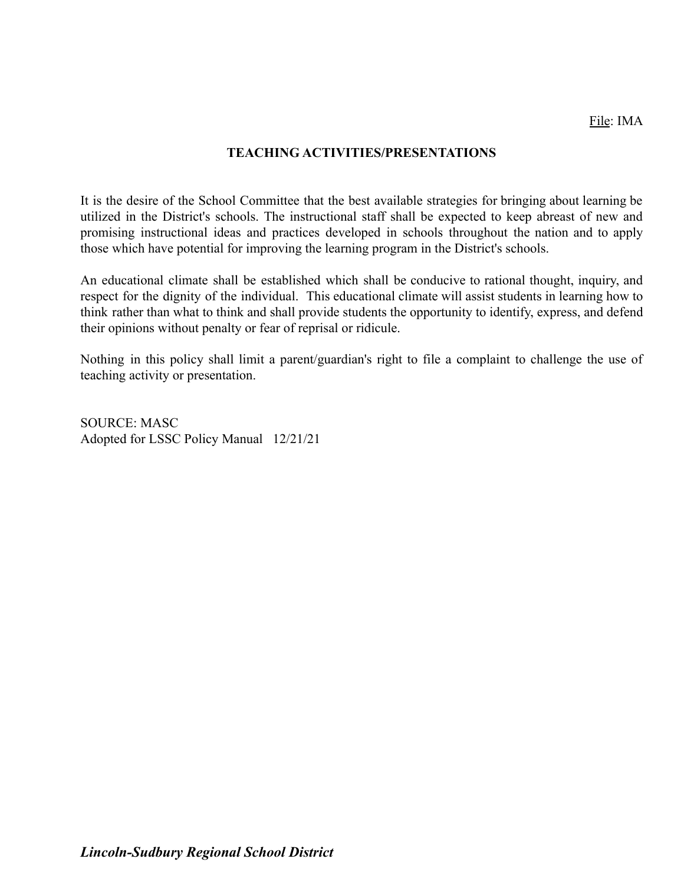File: IMA

## TEACHING ACTIVITIES/PRESENTATIONS

It is the desire of the School Committee that the best available strategies for bringing about learning be utilized in the District's schools. The instructional staff shall be expected to keep abreast of new and promising instructional ideas and practices developed in schools throughout the nation and to apply those which have potential for improving the learning program in the District's schools.

An educational climate shall be established which shall be conducive to rational thought, inquiry, and respect for the dignity of the individual. This educational climate will assist students in learning how to think rather than what to think and shall provide students the opportunity to identify, express, and defend their opinions without penalty or fear of reprisal or ridicule.

Nothing in this policy shall limit a parent/guardian's right to file a complaint to challenge the use of teaching activity or presentation.

SOURCE: MASC
Adopted for LSSC Policy Manual 12/21/21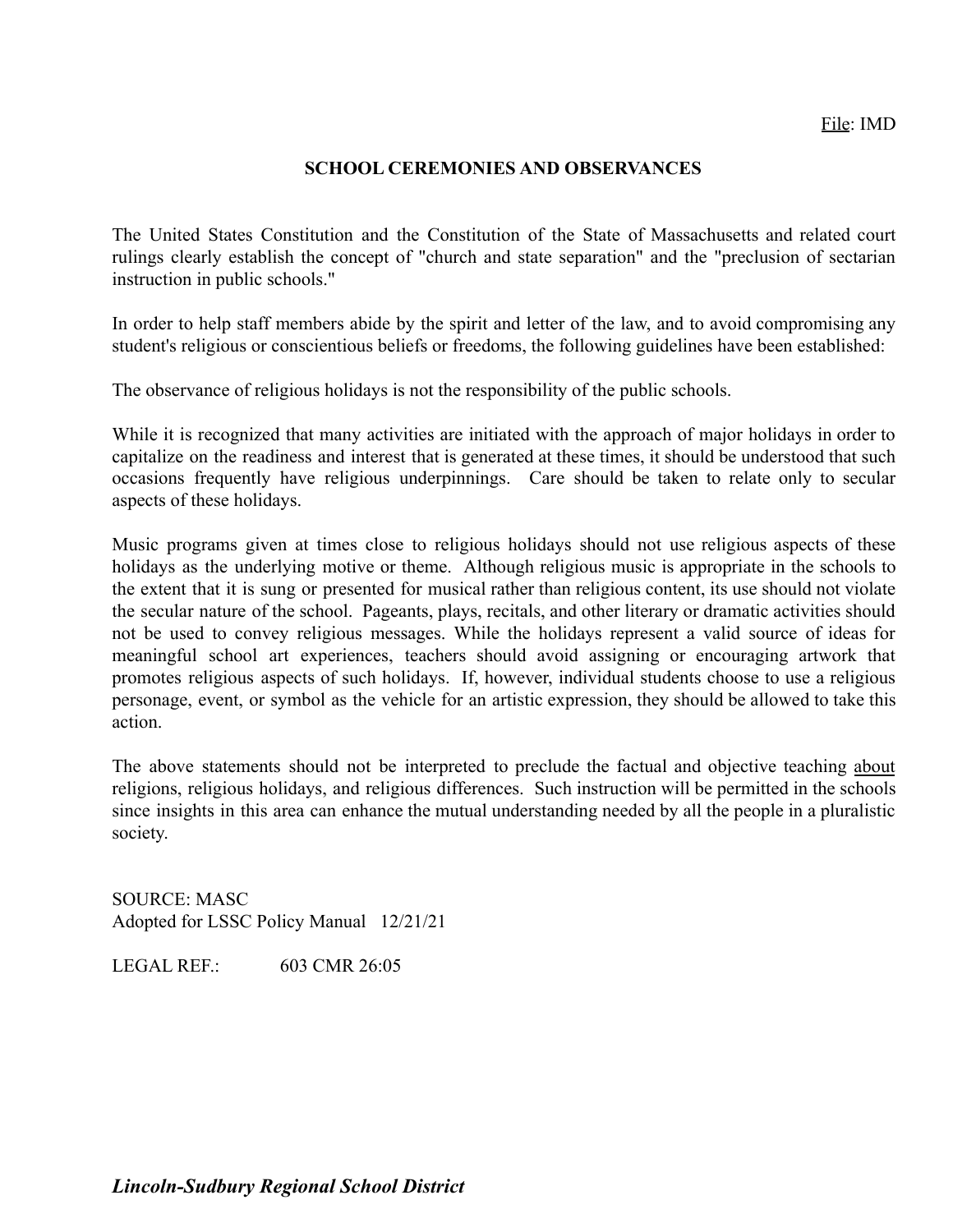File: IMD

## SCHOOL CEREMONIES AND OBSERVANCES

The United States Constitution and the Constitution of the State of Massachusetts and related court rulings clearly establish the concept of "church and state separation" and the "preclusion of sectarian instruction in public schools."

In order to help staff members abide by the spirit and letter of the law, and to avoid compromising any student's religious or conscientious beliefs or freedoms, the following guidelines have been established:

The observance of religious holidays is not the responsibility of the public schools.

While it is recognized that many activities are initiated with the approach of major holidays in order to capitalize on the readiness and interest that is generated at these times, it should be understood that such occasions frequently have religious underpinnings. Care should be taken to relate only to secular aspects of these holidays.

Music programs given at times close to religious holidays should not use religious aspects of these holidays as the underlying motive or theme. Although religious music is appropriate in the schools to the extent that it is sung or presented for musical rather than religious content, its use should not violate the secular nature of the school. Pageants, plays, recitals, and other literary or dramatic activities should not be used to convey religious messages. While the holidays represent a valid source of ideas for meaningful school art experiences, teachers should avoid assigning or encouraging artwork that promotes religious aspects of such holidays. If, however, individual students choose to use a religious personage, event, or symbol as the vehicle for an artistic expression, they should be allowed to take this action.

The above statements should not be interpreted to preclude the factual and objective teaching about religions, religious holidays, and religious differences. Such instruction will be permitted in the schools since insights in this area can enhance the mutual understanding needed by all the people in a pluralistic society.

SOURCE: MASC
Adopted for LSSC Policy Manual 12/21/21

LEGAL REF.: 603 CMR 26:05

***Lincoln-Sudbury Regional School District***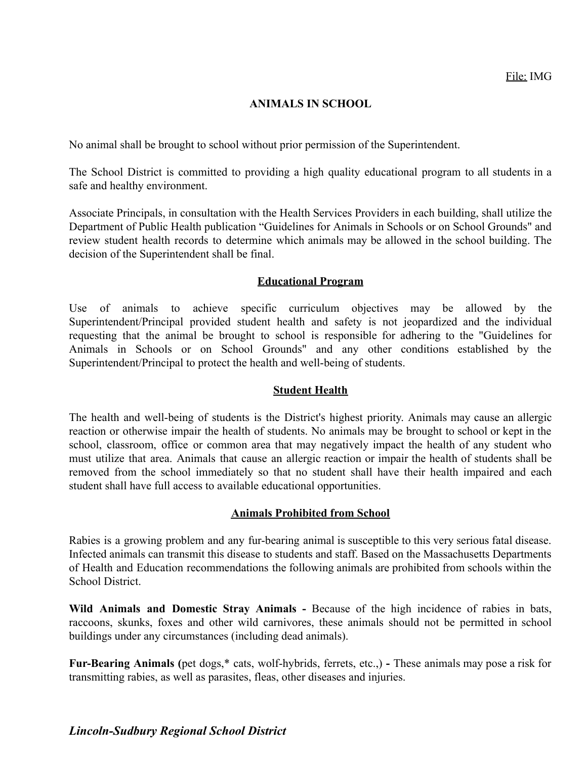File: IMG

## ANIMALS IN SCHOOL

No animal shall be brought to school without prior permission of the Superintendent.

The School District is committed to providing a high quality educational program to all students in a safe and healthy environment.

Associate Principals, in consultation with the Health Services Providers in each building, shall utilize the Department of Public Health publication “Guidelines for Animals in Schools or on School Grounds" and review student health records to determine which animals may be allowed in the school building. The decision of the Superintendent shall be final.

### Educational Program

Use of animals to achieve specific curriculum objectives may be allowed by the Superintendent/Principal provided student health and safety is not jeopardized and the individual requesting that the animal be brought to school is responsible for adhering to the "Guidelines for Animals in Schools or on School Grounds" and any other conditions established by the Superintendent/Principal to protect the health and well-being of students.

### Student Health

The health and well-being of students is the District's highest priority. Animals may cause an allergic reaction or otherwise impair the health of students. No animals may be brought to school or kept in the school, classroom, office or common area that may negatively impact the health of any student who must utilize that area. Animals that cause an allergic reaction or impair the health of students shall be removed from the school immediately so that no student shall have their health impaired and each student shall have full access to available educational opportunities.

### Animals Prohibited from School

Rabies is a growing problem and any fur-bearing animal is susceptible to this very serious fatal disease. Infected animals can transmit this disease to students and staff. Based on the Massachusetts Departments of Health and Education recommendations the following animals are prohibited from schools within the School District.

**Wild Animals and Domestic Stray Animals -** Because of the high incidence of rabies in bats, raccoons, skunks, foxes and other wild carnivores, these animals should not be permitted in school buildings under any circumstances (including dead animals).

**Fur-Bearing Animals (**pet dogs,* cats, wolf-hybrids, ferrets, etc.,) **-** These animals may pose a risk for transmitting rabies, as well as parasites, fleas, other diseases and injuries.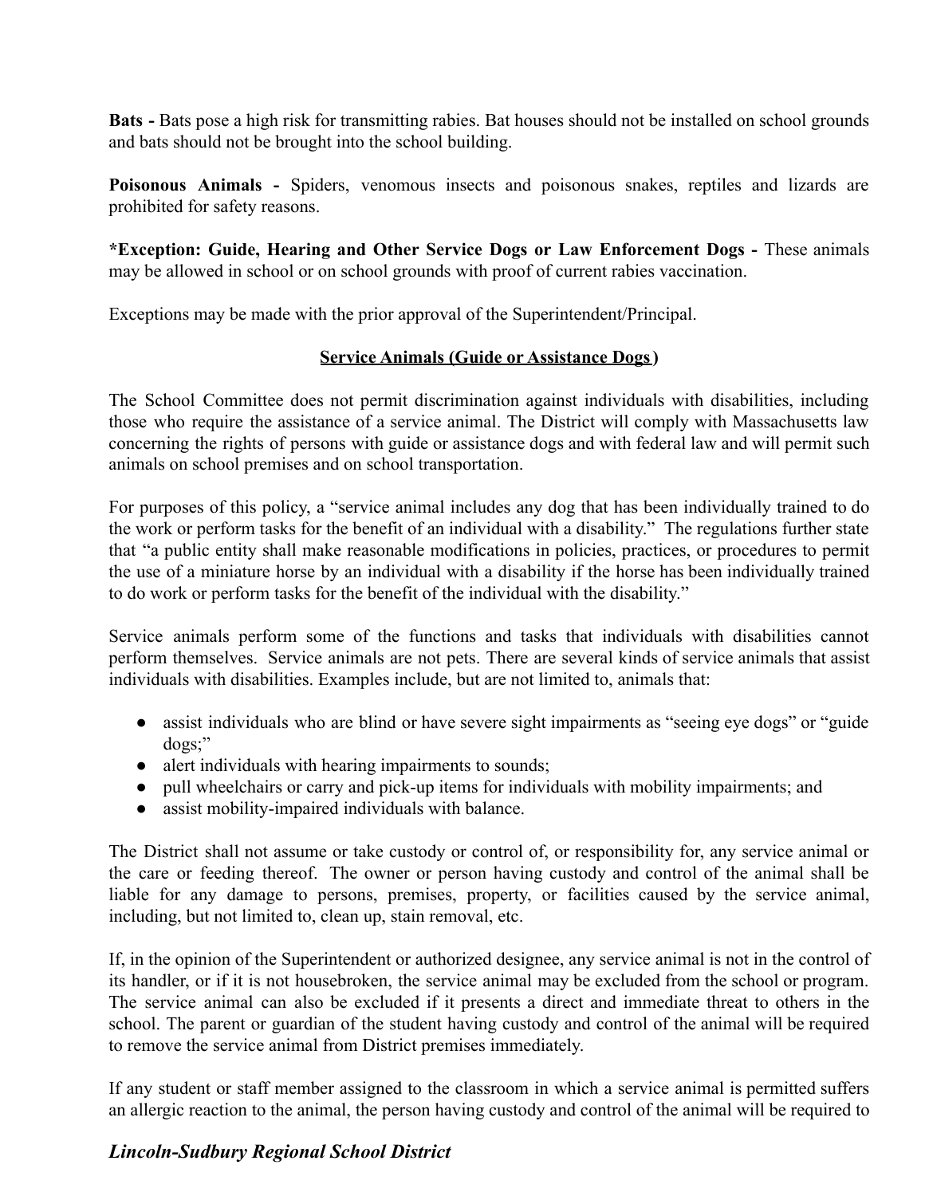**Bats -** Bats pose a high risk for transmitting rabies. Bat houses should not be installed on school grounds and bats should not be brought into the school building.

**Poisonous Animals -** Spiders, venomous insects and poisonous snakes, reptiles and lizards are prohibited for safety reasons.

***Exception: Guide, Hearing and Other Service Dogs or Law Enforcement Dogs -** These animals may be allowed in school or on school grounds with proof of current rabies vaccination.

Exceptions may be made with the prior approval of the Superintendent/Principal.

## Service Animals (Guide or Assistance Dogs)

The School Committee does not permit discrimination against individuals with disabilities, including those who require the assistance of a service animal. The District will comply with Massachusetts law concerning the rights of persons with guide or assistance dogs and with federal law and will permit such animals on school premises and on school transportation.

For purposes of this policy, a "service animal includes any dog that has been individually trained to do the work or perform tasks for the benefit of an individual with a disability." The regulations further state that "a public entity shall make reasonable modifications in policies, practices, or procedures to permit the use of a miniature horse by an individual with a disability if the horse has been individually trained to do work or perform tasks for the benefit of the individual with the disability."

Service animals perform some of the functions and tasks that individuals with disabilities cannot perform themselves. Service animals are not pets. There are several kinds of service animals that assist individuals with disabilities. Examples include, but are not limited to, animals that:

- assist individuals who are blind or have severe sight impairments as "seeing eye dogs" or "guide dogs;"
- alert individuals with hearing impairments to sounds;
- pull wheelchairs or carry and pick-up items for individuals with mobility impairments; and
- assist mobility-impaired individuals with balance.

The District shall not assume or take custody or control of, or responsibility for, any service animal or the care or feeding thereof. The owner or person having custody and control of the animal shall be liable for any damage to persons, premises, property, or facilities caused by the service animal, including, but not limited to, clean up, stain removal, etc.

If, in the opinion of the Superintendent or authorized designee, any service animal is not in the control of its handler, or if it is not housebroken, the service animal may be excluded from the school or program. The service animal can also be excluded if it presents a direct and immediate threat to others in the school. The parent or guardian of the student having custody and control of the animal will be required to remove the service animal from District premises immediately.

If any student or staff member assigned to the classroom in which a service animal is permitted suffers an allergic reaction to the animal, the person having custody and control of the animal will be required to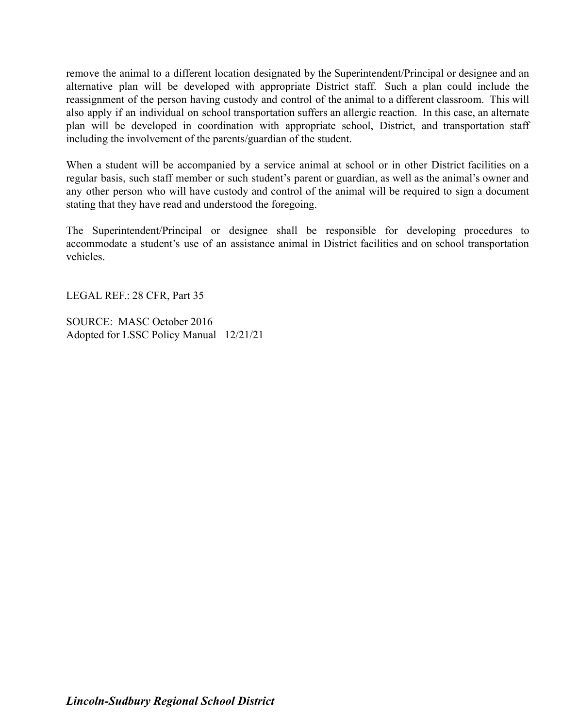remove the animal to a different location designated by the Superintendent/Principal or designee and an alternative plan will be developed with appropriate District staff. Such a plan could include the reassignment of the person having custody and control of the animal to a different classroom. This will also apply if an individual on school transportation suffers an allergic reaction. In this case, an alternate plan will be developed in coordination with appropriate school, District, and transportation staff including the involvement of the parents/guardian of the student.

When a student will be accompanied by a service animal at school or in other District facilities on a regular basis, such staff member or such student's parent or guardian, as well as the animal's owner and any other person who will have custody and control of the animal will be required to sign a document stating that they have read and understood the foregoing.

The Superintendent/Principal or designee shall be responsible for developing procedures to accommodate a student's use of an assistance animal in District facilities and on school transportation vehicles.

LEGAL REF.: 28 CFR, Part 35

SOURCE: MASC October 2016
Adopted for LSSC Policy Manual 12/21/21